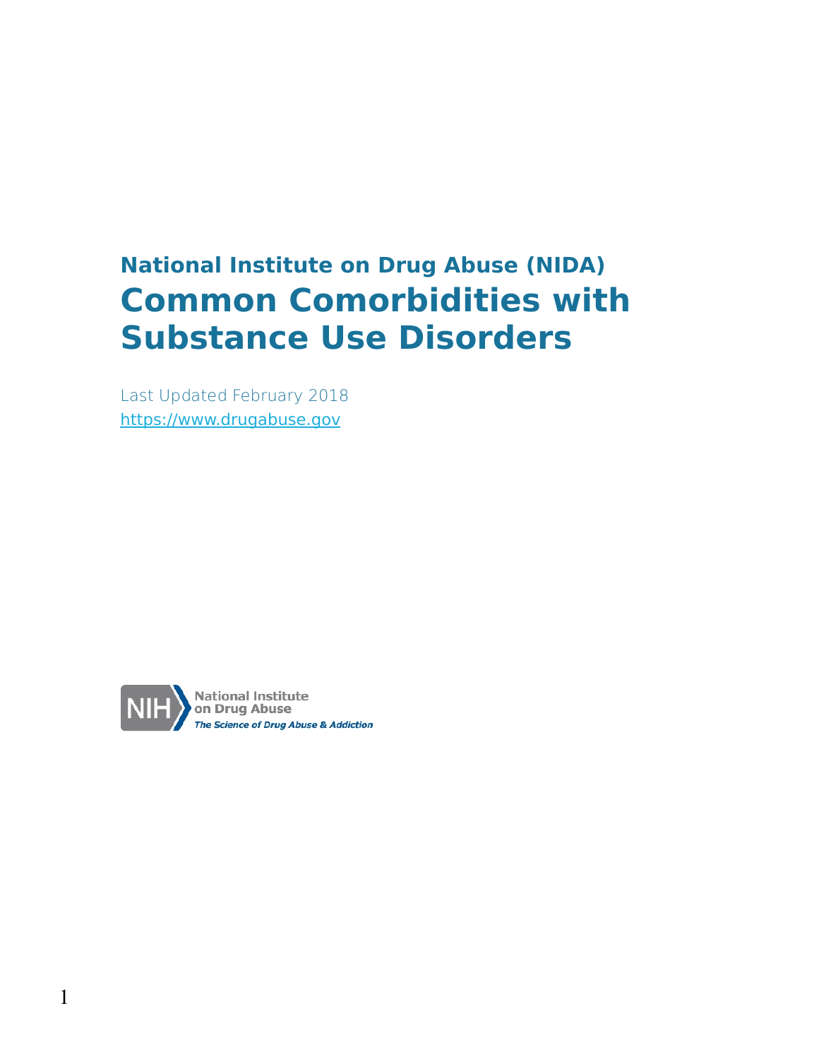## National Institute on Drug Abuse (NIDA)

# Common Comorbidities with Substance Use Disorders

Last Updated February 2018

https://www.drugabuse.gov

NIH National Institute on Drug Abuse

*The Science of Drug Abuse & Addiction*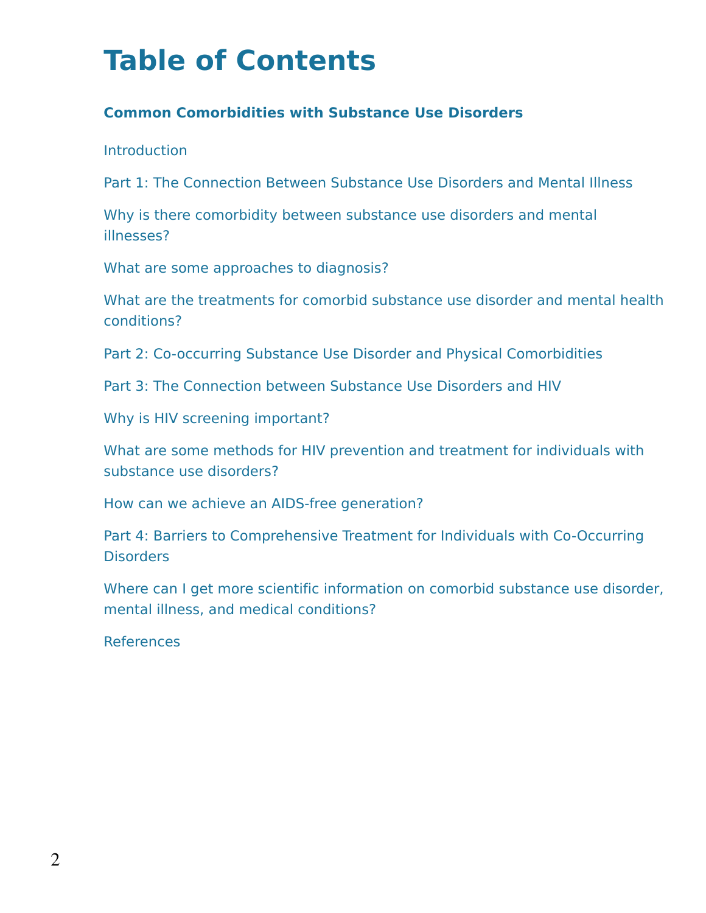# Table of Contents

**Common Comorbidities with Substance Use Disorders**

Introduction

Part 1: The Connection Between Substance Use Disorders and Mental Illness

Why is there comorbidity between substance use disorders and mental illnesses?

What are some approaches to diagnosis?

What are the treatments for comorbid substance use disorder and mental health conditions?

Part 2: Co-occurring Substance Use Disorder and Physical Comorbidities

Part 3: The Connection between Substance Use Disorders and HIV

Why is HIV screening important?

What are some methods for HIV prevention and treatment for individuals with substance use disorders?

How can we achieve an AIDS-free generation?

Part 4: Barriers to Comprehensive Treatment for Individuals with Co-Occurring Disorders

Where can I get more scientific information on comorbid substance use disorder, mental illness, and medical conditions?

References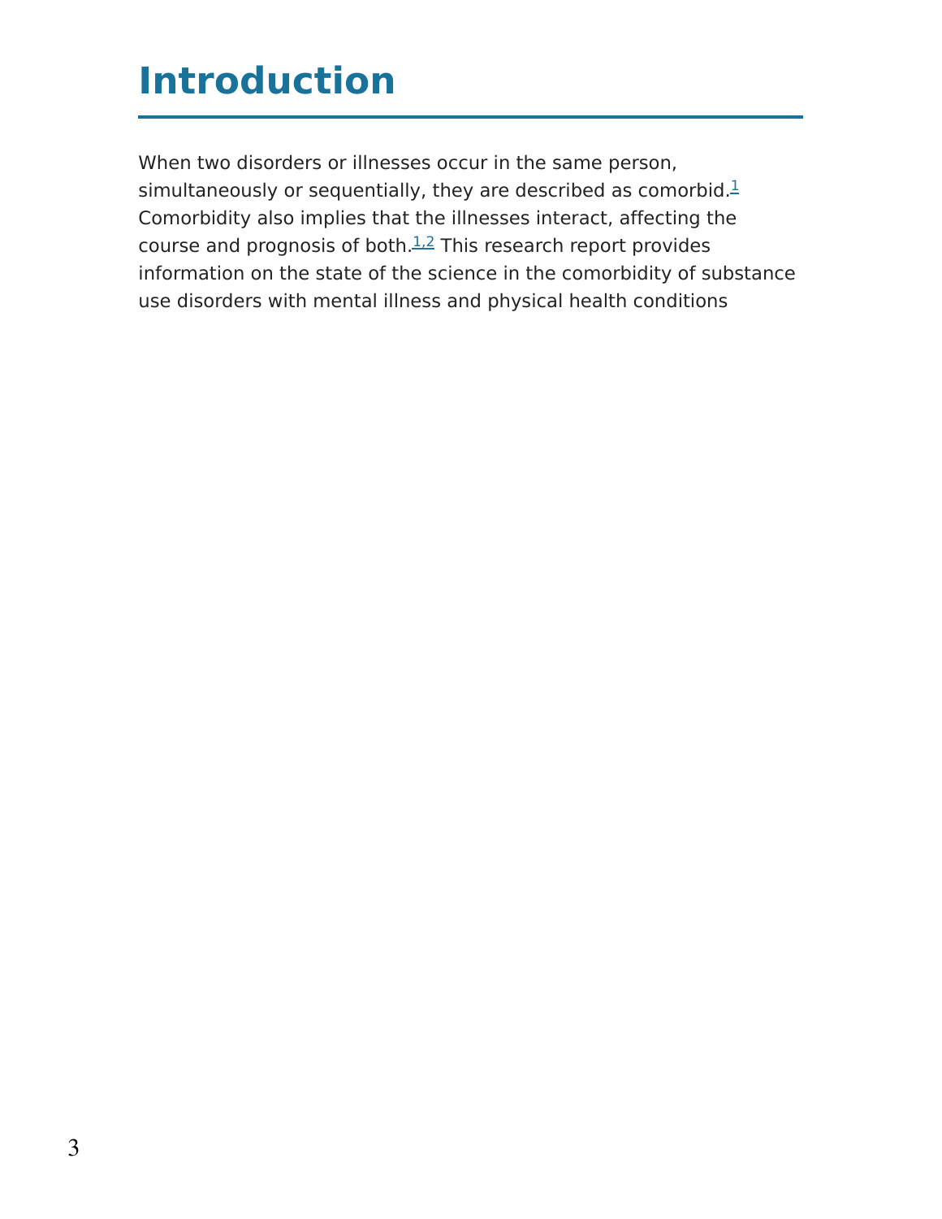# Introduction

When two disorders or illnesses occur in the same person, simultaneously or sequentially, they are described as comorbid.[1] Comorbidity also implies that the illnesses interact, affecting the course and prognosis of both.[1,2] This research report provides information on the state of the science in the comorbidity of substance use disorders with mental illness and physical health conditions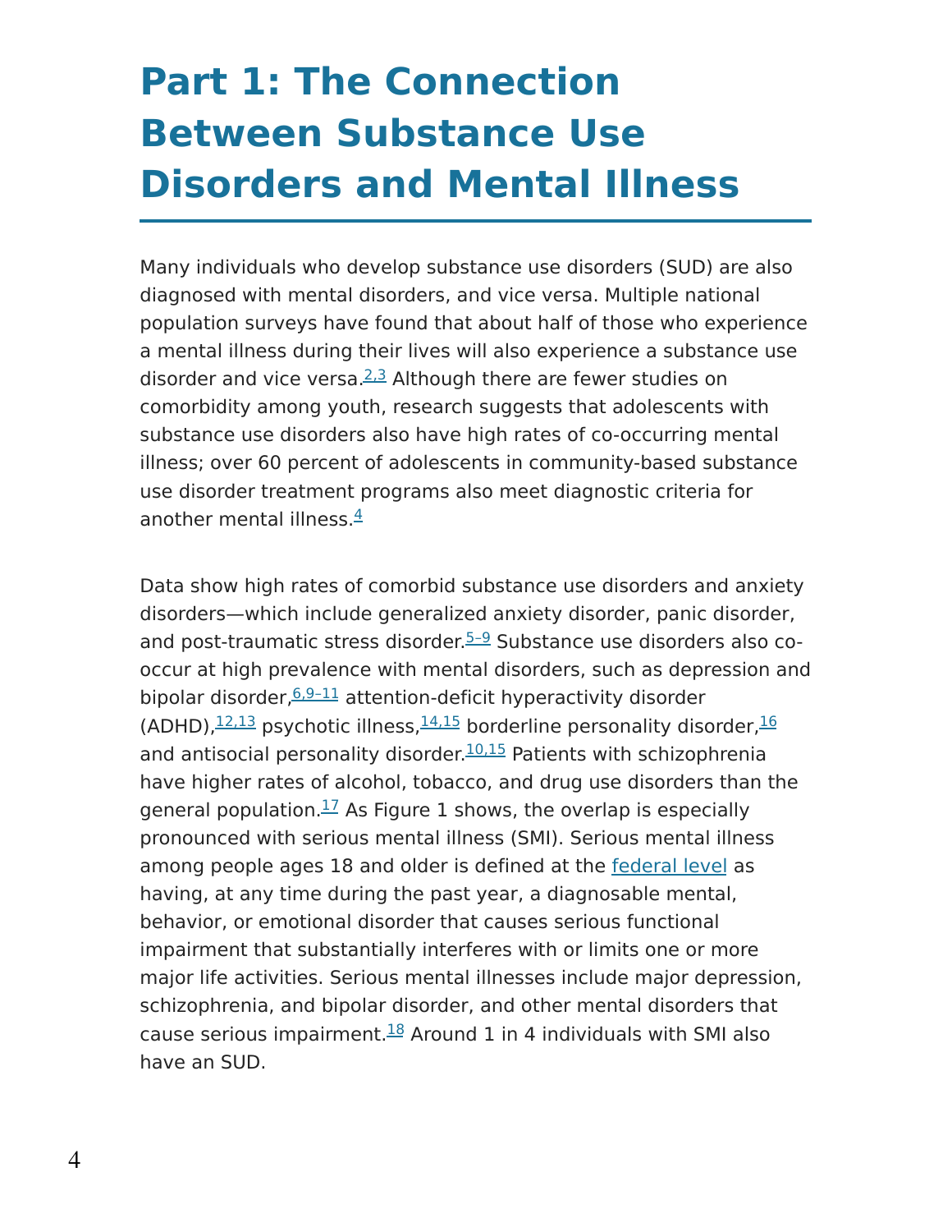# Part 1: The Connection Between Substance Use Disorders and Mental Illness

Many individuals who develop substance use disorders (SUD) are also diagnosed with mental disorders, and vice versa. Multiple national population surveys have found that about half of those who experience a mental illness during their lives will also experience a substance use disorder and vice versa.[2,3] Although there are fewer studies on comorbidity among youth, research suggests that adolescents with substance use disorders also have high rates of co-occurring mental illness; over 60 percent of adolescents in community-based substance use disorder treatment programs also meet diagnostic criteria for another mental illness.[4]

Data show high rates of comorbid substance use disorders and anxiety disorders—which include generalized anxiety disorder, panic disorder, and post-traumatic stress disorder.[5–9] Substance use disorders also co-occur at high prevalence with mental disorders, such as depression and bipolar disorder,[6,9–11] attention-deficit hyperactivity disorder (ADHD),[12,13] psychotic illness,[14,15] borderline personality disorder,[16] and antisocial personality disorder.[10,15] Patients with schizophrenia have higher rates of alcohol, tobacco, and drug use disorders than the general population.[17] As Figure 1 shows, the overlap is especially pronounced with serious mental illness (SMI). Serious mental illness among people ages 18 and older is defined at the federal level as having, at any time during the past year, a diagnosable mental, behavior, or emotional disorder that causes serious functional impairment that substantially interferes with or limits one or more major life activities. Serious mental illnesses include major depression, schizophrenia, and bipolar disorder, and other mental disorders that cause serious impairment.[18] Around 1 in 4 individuals with SMI also have an SUD.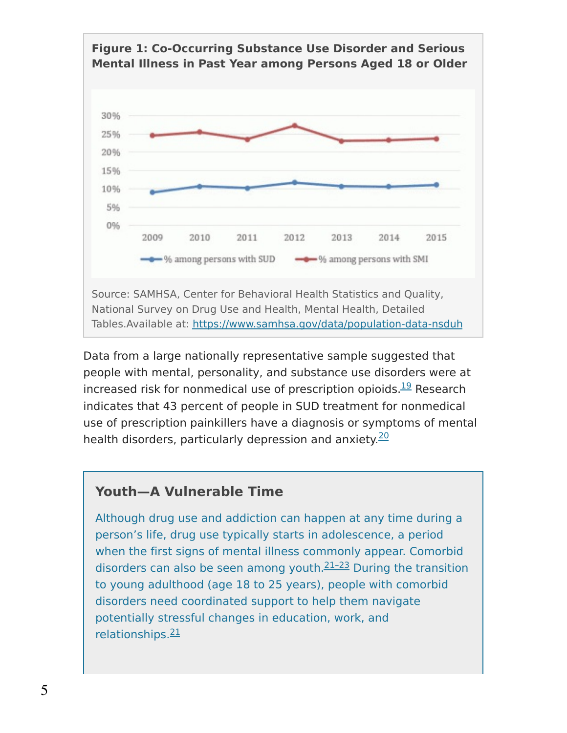**Figure 1: Co-Occurring Substance Use Disorder and Serious Mental Illness in Past Year among Persons Aged 18 or Older**

Source: SAMHSA, Center for Behavioral Health Statistics and Quality, National Survey on Drug Use and Health, Mental Health, Detailed Tables.Available at: https://www.samhsa.gov/data/population-data-nsduh

Data from a large nationally representative sample suggested that people with mental, personality, and substance use disorders were at increased risk for nonmedical use of prescription opioids.[19] Research indicates that 43 percent of people in SUD treatment for nonmedical use of prescription painkillers have a diagnosis or symptoms of mental health disorders, particularly depression and anxiety.[20]

### Youth—A Vulnerable Time

Although drug use and addiction can happen at any time during a person's life, drug use typically starts in adolescence, a period when the first signs of mental illness commonly appear. Comorbid disorders can also be seen among youth.[21–23] During the transition to young adulthood (age 18 to 25 years), people with comorbid disorders need coordinated support to help them navigate potentially stressful changes in education, work, and relationships.[21]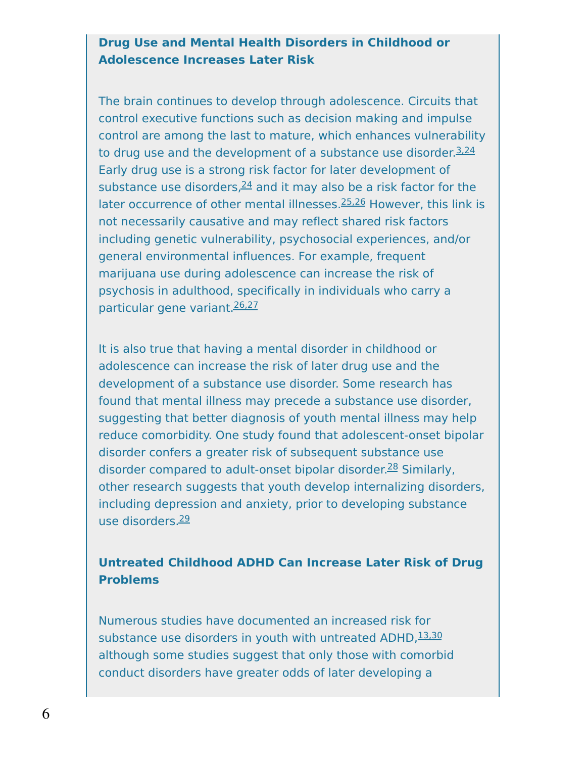### Drug Use and Mental Health Disorders in Childhood or Adolescence Increases Later Risk

The brain continues to develop through adolescence. Circuits that control executive functions such as decision making and impulse control are among the last to mature, which enhances vulnerability to drug use and the development of a substance use disorder.[3,24] Early drug use is a strong risk factor for later development of substance use disorders,[24] and it may also be a risk factor for the later occurrence of other mental illnesses.[25,26] However, this link is not necessarily causative and may reflect shared risk factors including genetic vulnerability, psychosocial experiences, and/or general environmental influences. For example, frequent marijuana use during adolescence can increase the risk of psychosis in adulthood, specifically in individuals who carry a particular gene variant.[26,27]

It is also true that having a mental disorder in childhood or adolescence can increase the risk of later drug use and the development of a substance use disorder. Some research has found that mental illness may precede a substance use disorder, suggesting that better diagnosis of youth mental illness may help reduce comorbidity. One study found that adolescent-onset bipolar disorder confers a greater risk of subsequent substance use disorder compared to adult-onset bipolar disorder.[28] Similarly, other research suggests that youth develop internalizing disorders, including depression and anxiety, prior to developing substance use disorders.[29]

### Untreated Childhood ADHD Can Increase Later Risk of Drug Problems

Numerous studies have documented an increased risk for substance use disorders in youth with untreated ADHD,[13,30] although some studies suggest that only those with comorbid conduct disorders have greater odds of later developing a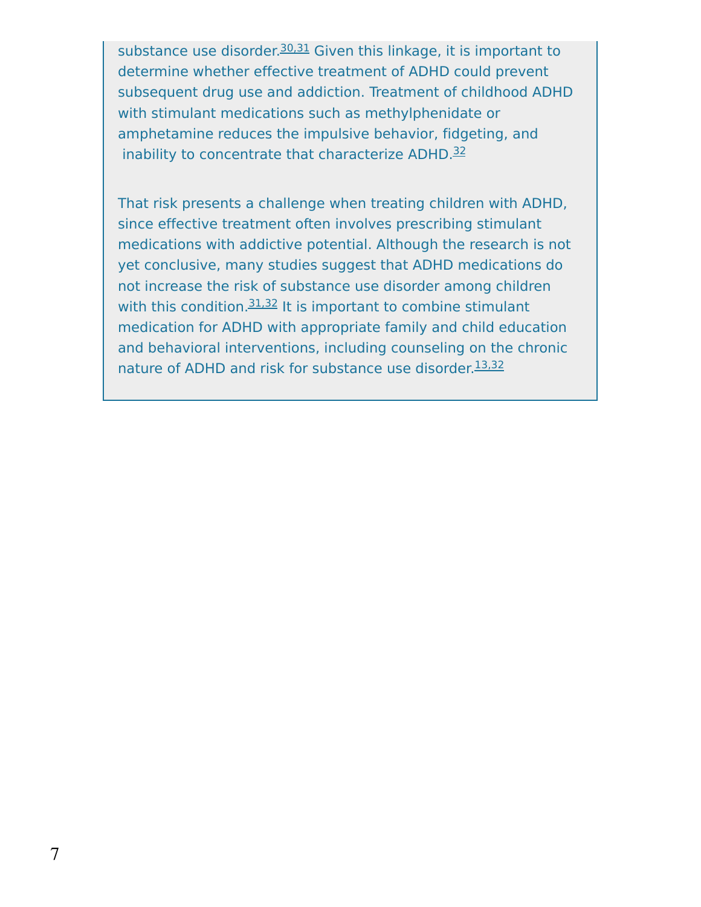substance use disorder.[30,31] Given this linkage, it is important to determine whether effective treatment of ADHD could prevent subsequent drug use and addiction. Treatment of childhood ADHD with stimulant medications such as methylphenidate or amphetamine reduces the impulsive behavior, fidgeting, and inability to concentrate that characterize ADHD.[32]

That risk presents a challenge when treating children with ADHD, since effective treatment often involves prescribing stimulant medications with addictive potential. Although the research is not yet conclusive, many studies suggest that ADHD medications do not increase the risk of substance use disorder among children with this condition.[31,32] It is important to combine stimulant medication for ADHD with appropriate family and child education and behavioral interventions, including counseling on the chronic nature of ADHD and risk for substance use disorder.[13,32]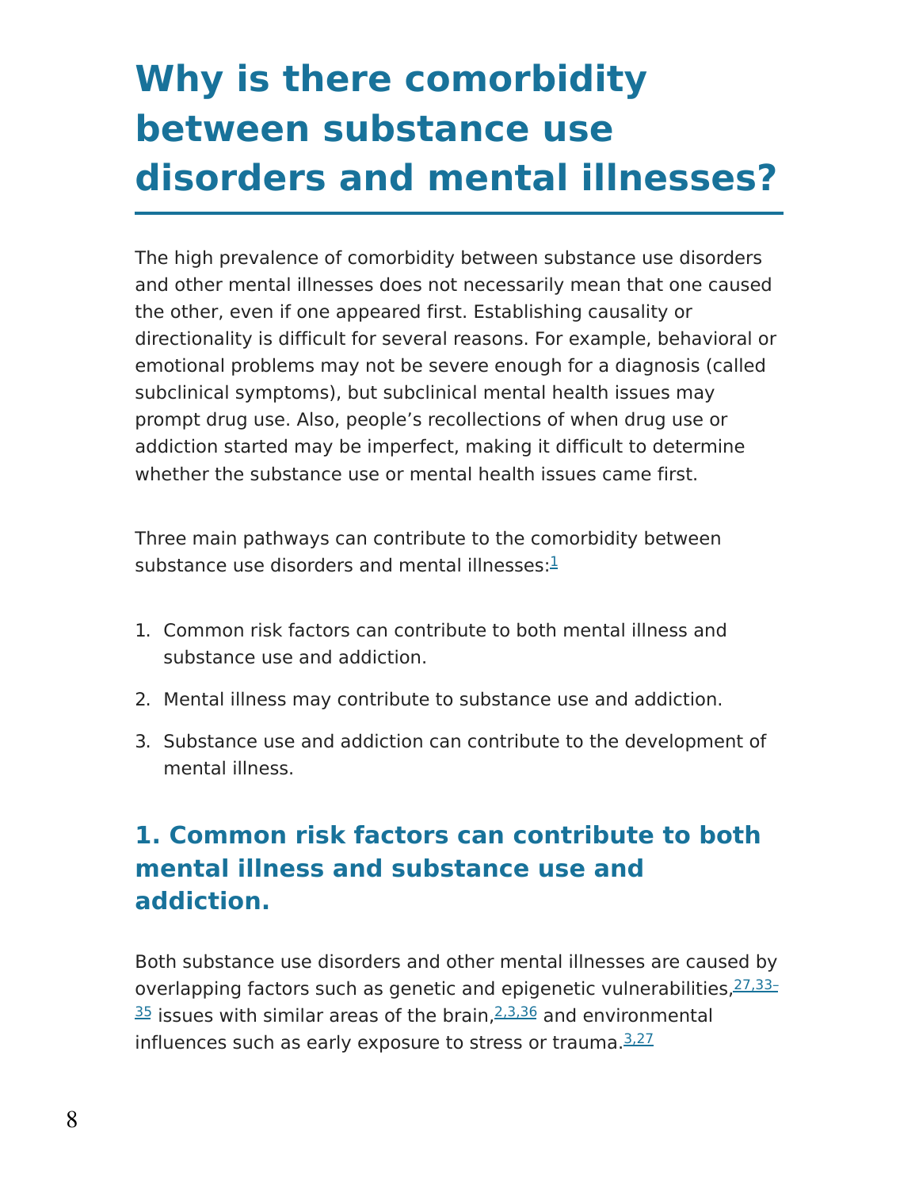# Why is there comorbidity between substance use disorders and mental illnesses?

The high prevalence of comorbidity between substance use disorders and other mental illnesses does not necessarily mean that one caused the other, even if one appeared first. Establishing causality or directionality is difficult for several reasons. For example, behavioral or emotional problems may not be severe enough for a diagnosis (called subclinical symptoms), but subclinical mental health issues may prompt drug use. Also, people's recollections of when drug use or addiction started may be imperfect, making it difficult to determine whether the substance use or mental health issues came first.

Three main pathways can contribute to the comorbidity between substance use disorders and mental illnesses:[1]

1. Common risk factors can contribute to both mental illness and substance use and addiction.
2. Mental illness may contribute to substance use and addiction.
3. Substance use and addiction can contribute to the development of mental illness.

## 1. Common risk factors can contribute to both mental illness and substance use and addiction.

Both substance use disorders and other mental illnesses are caused by overlapping factors such as genetic and epigenetic vulnerabilities,[27,33–35] issues with similar areas of the brain,[2,3,36] and environmental influences such as early exposure to stress or trauma.[3,27]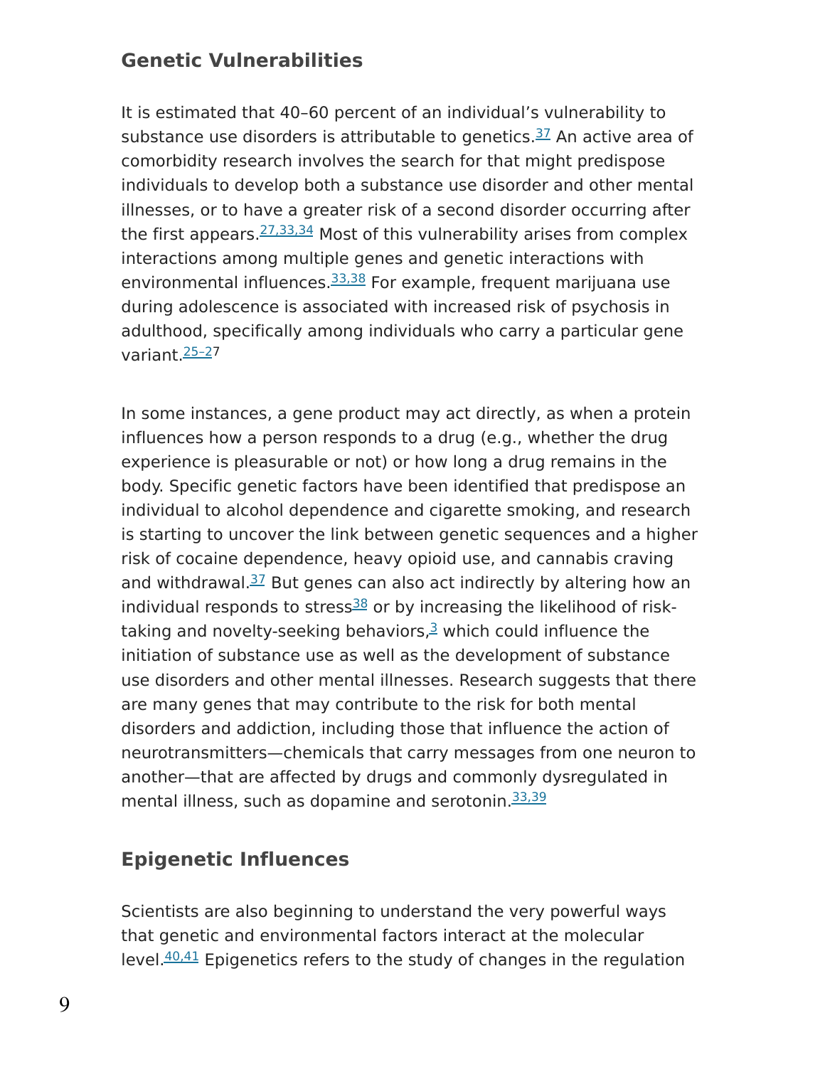## Genetic Vulnerabilities

It is estimated that 40–60 percent of an individual's vulnerability to substance use disorders is attributable to genetics.[37] An active area of comorbidity research involves the search for that might predispose individuals to develop both a substance use disorder and other mental illnesses, or to have a greater risk of a second disorder occurring after the first appears.[27,33,34] Most of this vulnerability arises from complex interactions among multiple genes and genetic interactions with environmental influences.[33,38] For example, frequent marijuana use during adolescence is associated with increased risk of psychosis in adulthood, specifically among individuals who carry a particular gene variant.[25–27]

In some instances, a gene product may act directly, as when a protein influences how a person responds to a drug (e.g., whether the drug experience is pleasurable or not) or how long a drug remains in the body. Specific genetic factors have been identified that predispose an individual to alcohol dependence and cigarette smoking, and research is starting to uncover the link between genetic sequences and a higher risk of cocaine dependence, heavy opioid use, and cannabis craving and withdrawal.[37] But genes can also act indirectly by altering how an individual responds to stress[38] or by increasing the likelihood of risk-taking and novelty-seeking behaviors,[3] which could influence the initiation of substance use as well as the development of substance use disorders and other mental illnesses. Research suggests that there are many genes that may contribute to the risk for both mental disorders and addiction, including those that influence the action of neurotransmitters—chemicals that carry messages from one neuron to another—that are affected by drugs and commonly dysregulated in mental illness, such as dopamine and serotonin.[33,39]

## Epigenetic Influences

Scientists are also beginning to understand the very powerful ways that genetic and environmental factors interact at the molecular level.[40,41] Epigenetics refers to the study of changes in the regulation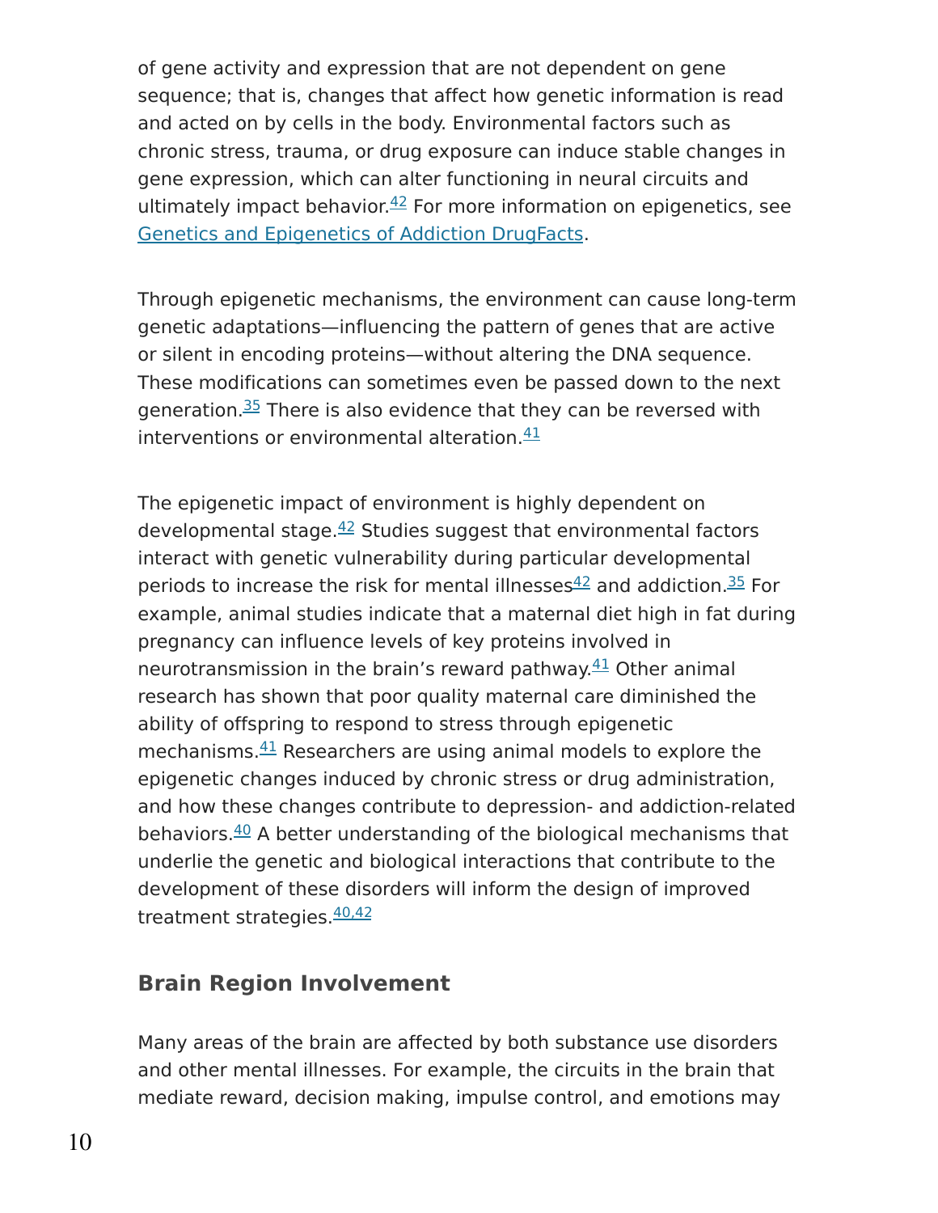of gene activity and expression that are not dependent on gene sequence; that is, changes that affect how genetic information is read and acted on by cells in the body. Environmental factors such as chronic stress, trauma, or drug exposure can induce stable changes in gene expression, which can alter functioning in neural circuits and ultimately impact behavior.[42] For more information on epigenetics, see Genetics and Epigenetics of Addiction DrugFacts.

Through epigenetic mechanisms, the environment can cause long-term genetic adaptations—influencing the pattern of genes that are active or silent in encoding proteins—without altering the DNA sequence. These modifications can sometimes even be passed down to the next generation.[35] There is also evidence that they can be reversed with interventions or environmental alteration.[41]

The epigenetic impact of environment is highly dependent on developmental stage.[42] Studies suggest that environmental factors interact with genetic vulnerability during particular developmental periods to increase the risk for mental illnesses[42] and addiction.[35] For example, animal studies indicate that a maternal diet high in fat during pregnancy can influence levels of key proteins involved in neurotransmission in the brain's reward pathway.[41] Other animal research has shown that poor quality maternal care diminished the ability of offspring to respond to stress through epigenetic mechanisms.[41] Researchers are using animal models to explore the epigenetic changes induced by chronic stress or drug administration, and how these changes contribute to depression- and addiction-related behaviors.[40] A better understanding of the biological mechanisms that underlie the genetic and biological interactions that contribute to the development of these disorders will inform the design of improved treatment strategies.[40,42]

## Brain Region Involvement

Many areas of the brain are affected by both substance use disorders and other mental illnesses. For example, the circuits in the brain that mediate reward, decision making, impulse control, and emotions may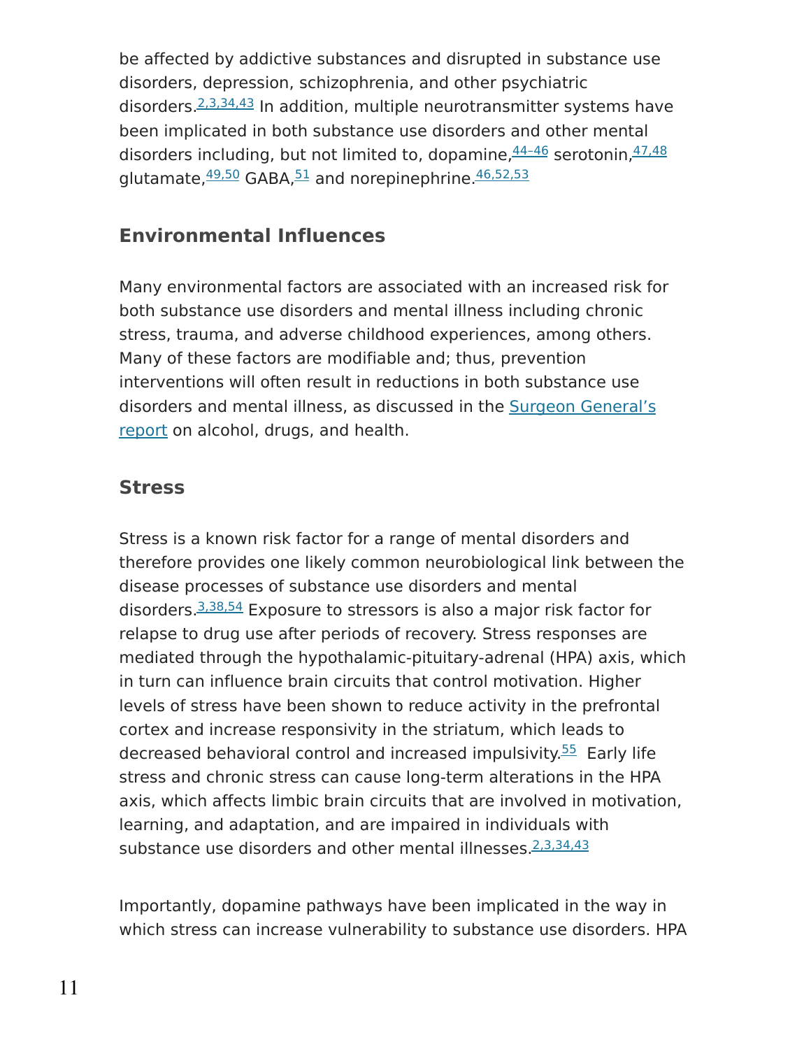be affected by addictive substances and disrupted in substance use disorders, depression, schizophrenia, and other psychiatric disorders.[2,3,34,43] In addition, multiple neurotransmitter systems have been implicated in both substance use disorders and other mental disorders including, but not limited to, dopamine,[44–46] serotonin,[47,48] glutamate,[49,50] GABA,[51] and norepinephrine.[46,52,53]

## Environmental Influences

Many environmental factors are associated with an increased risk for both substance use disorders and mental illness including chronic stress, trauma, and adverse childhood experiences, among others. Many of these factors are modifiable and; thus, prevention interventions will often result in reductions in both substance use disorders and mental illness, as discussed in the Surgeon General's report on alcohol, drugs, and health.

## Stress

Stress is a known risk factor for a range of mental disorders and therefore provides one likely common neurobiological link between the disease processes of substance use disorders and mental disorders.[3,38,54] Exposure to stressors is also a major risk factor for relapse to drug use after periods of recovery. Stress responses are mediated through the hypothalamic-pituitary-adrenal (HPA) axis, which in turn can influence brain circuits that control motivation. Higher levels of stress have been shown to reduce activity in the prefrontal cortex and increase responsivity in the striatum, which leads to decreased behavioral control and increased impulsivity.[55] Early life stress and chronic stress can cause long-term alterations in the HPA axis, which affects limbic brain circuits that are involved in motivation, learning, and adaptation, and are impaired in individuals with substance use disorders and other mental illnesses.[2,3,34,43]

Importantly, dopamine pathways have been implicated in the way in which stress can increase vulnerability to substance use disorders. HPA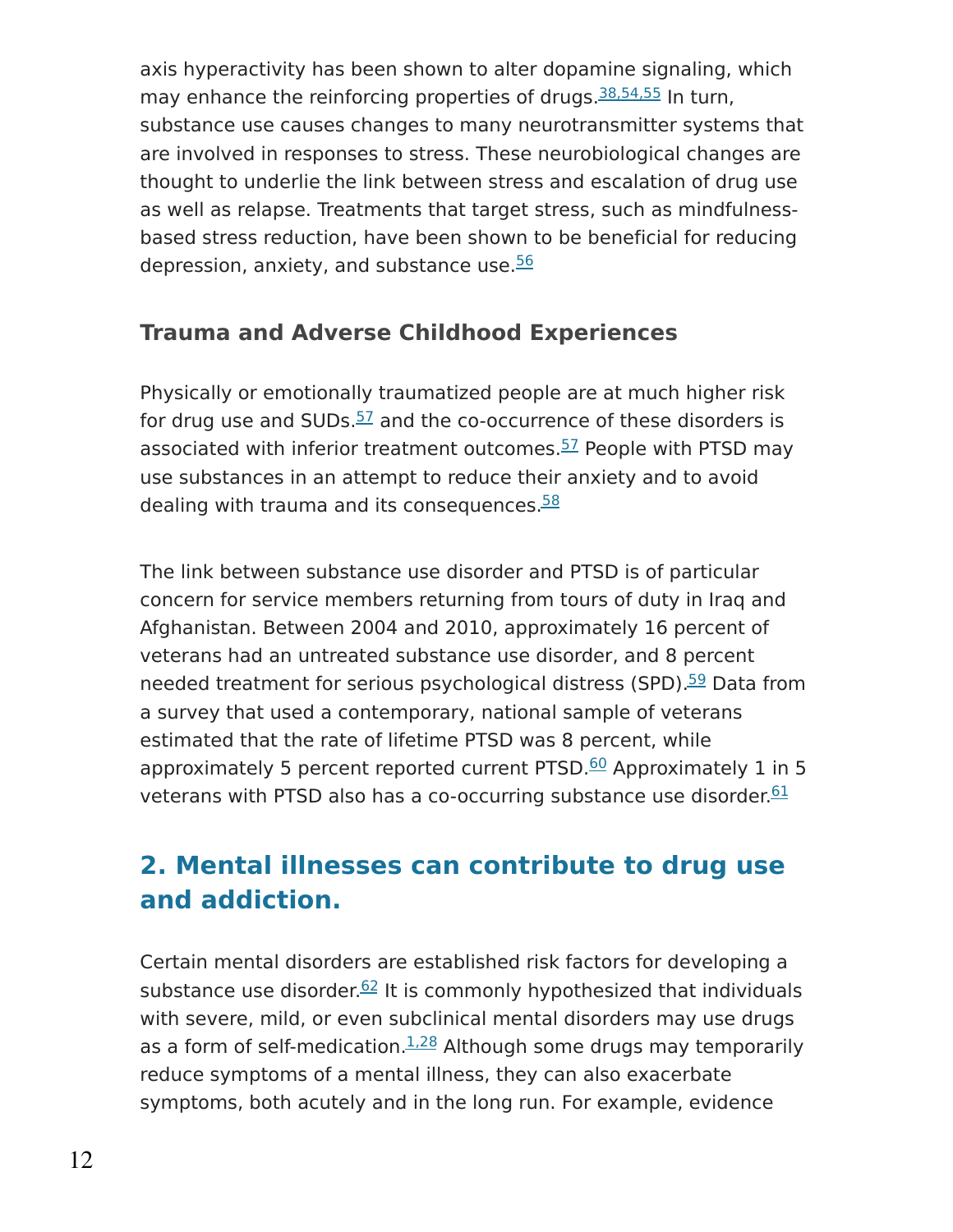axis hyperactivity has been shown to alter dopamine signaling, which may enhance the reinforcing properties of drugs.[38,54,55] In turn, substance use causes changes to many neurotransmitter systems that are involved in responses to stress. These neurobiological changes are thought to underlie the link between stress and escalation of drug use as well as relapse. Treatments that target stress, such as mindfulness-based stress reduction, have been shown to be beneficial for reducing depression, anxiety, and substance use.[56]

### Trauma and Adverse Childhood Experiences

Physically or emotionally traumatized people are at much higher risk for drug use and SUDs.[57] and the co-occurrence of these disorders is associated with inferior treatment outcomes.[57] People with PTSD may use substances in an attempt to reduce their anxiety and to avoid dealing with trauma and its consequences.[58]

The link between substance use disorder and PTSD is of particular concern for service members returning from tours of duty in Iraq and Afghanistan. Between 2004 and 2010, approximately 16 percent of veterans had an untreated substance use disorder, and 8 percent needed treatment for serious psychological distress (SPD).[59] Data from a survey that used a contemporary, national sample of veterans estimated that the rate of lifetime PTSD was 8 percent, while approximately 5 percent reported current PTSD.[60] Approximately 1 in 5 veterans with PTSD also has a co-occurring substance use disorder.[61]

## 2. Mental illnesses can contribute to drug use and addiction.

Certain mental disorders are established risk factors for developing a substance use disorder.[62] It is commonly hypothesized that individuals with severe, mild, or even subclinical mental disorders may use drugs as a form of self-medication.[1,28] Although some drugs may temporarily reduce symptoms of a mental illness, they can also exacerbate symptoms, both acutely and in the long run. For example, evidence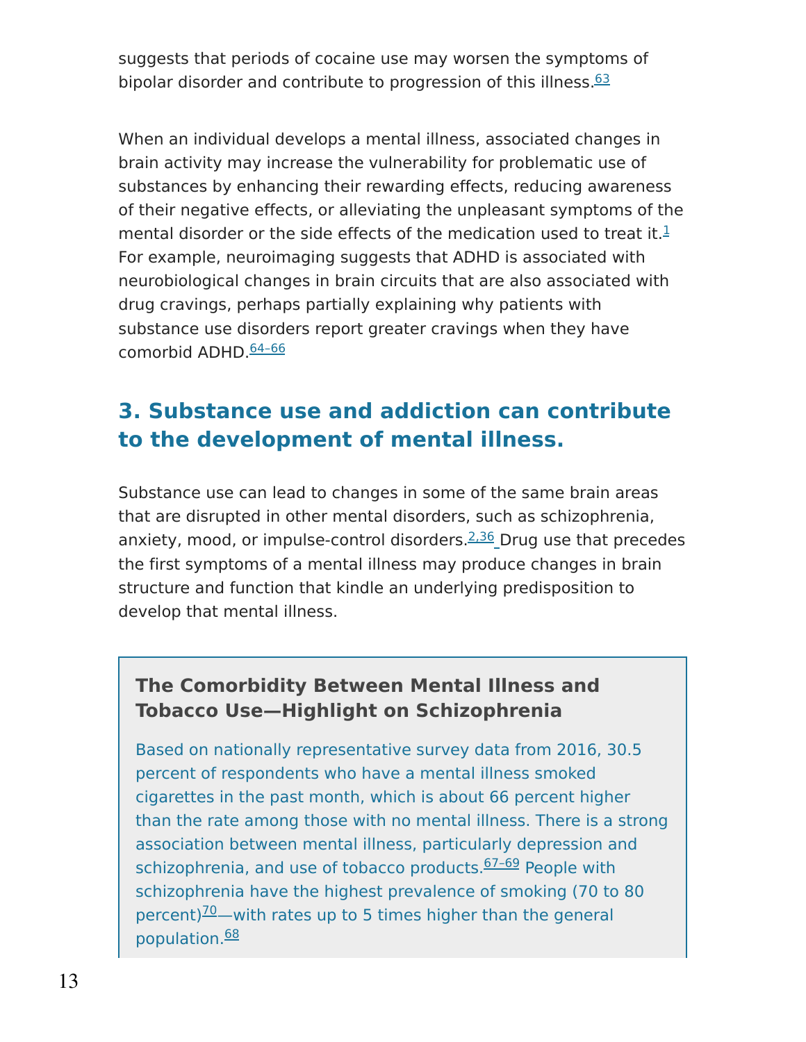suggests that periods of cocaine use may worsen the symptoms of bipolar disorder and contribute to progression of this illness.[63]

When an individual develops a mental illness, associated changes in brain activity may increase the vulnerability for problematic use of substances by enhancing their rewarding effects, reducing awareness of their negative effects, or alleviating the unpleasant symptoms of the mental disorder or the side effects of the medication used to treat it.[1] For example, neuroimaging suggests that ADHD is associated with neurobiological changes in brain circuits that are also associated with drug cravings, perhaps partially explaining why patients with substance use disorders report greater cravings when they have comorbid ADHD.[64–66]

## 3. Substance use and addiction can contribute to the development of mental illness.

Substance use can lead to changes in some of the same brain areas that are disrupted in other mental disorders, such as schizophrenia, anxiety, mood, or impulse-control disorders.[2,36] Drug use that precedes the first symptoms of a mental illness may produce changes in brain structure and function that kindle an underlying predisposition to develop that mental illness.

### The Comorbidity Between Mental Illness and Tobacco Use—Highlight on Schizophrenia

Based on nationally representative survey data from 2016, 30.5 percent of respondents who have a mental illness smoked cigarettes in the past month, which is about 66 percent higher than the rate among those with no mental illness. There is a strong association between mental illness, particularly depression and schizophrenia, and use of tobacco products.[67–69] People with schizophrenia have the highest prevalence of smoking (70 to 80 percent)[70]—with rates up to 5 times higher than the general population.[68]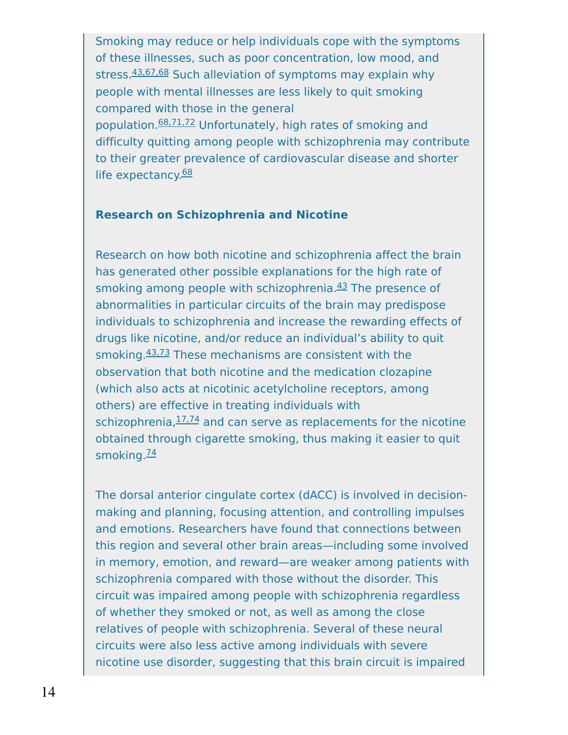Smoking may reduce or help individuals cope with the symptoms of these illnesses, such as poor concentration, low mood, and stress.[43,67,68] Such alleviation of symptoms may explain why people with mental illnesses are less likely to quit smoking compared with those in the general population.[68,71,72] Unfortunately, high rates of smoking and difficulty quitting among people with schizophrenia may contribute to their greater prevalence of cardiovascular disease and shorter life expectancy.[68]

**Research on Schizophrenia and Nicotine**

Research on how both nicotine and schizophrenia affect the brain has generated other possible explanations for the high rate of smoking among people with schizophrenia.[43] The presence of abnormalities in particular circuits of the brain may predispose individuals to schizophrenia and increase the rewarding effects of drugs like nicotine, and/or reduce an individual's ability to quit smoking.[43,73] These mechanisms are consistent with the observation that both nicotine and the medication clozapine (which also acts at nicotinic acetylcholine receptors, among others) are effective in treating individuals with schizophrenia,[17,74] and can serve as replacements for the nicotine obtained through cigarette smoking, thus making it easier to quit smoking.[74]

The dorsal anterior cingulate cortex (dACC) is involved in decision-making and planning, focusing attention, and controlling impulses and emotions. Researchers have found that connections between this region and several other brain areas—including some involved in memory, emotion, and reward—are weaker among patients with schizophrenia compared with those without the disorder. This circuit was impaired among people with schizophrenia regardless of whether they smoked or not, as well as among the close relatives of people with schizophrenia. Several of these neural circuits were also less active among individuals with severe nicotine use disorder, suggesting that this brain circuit is impaired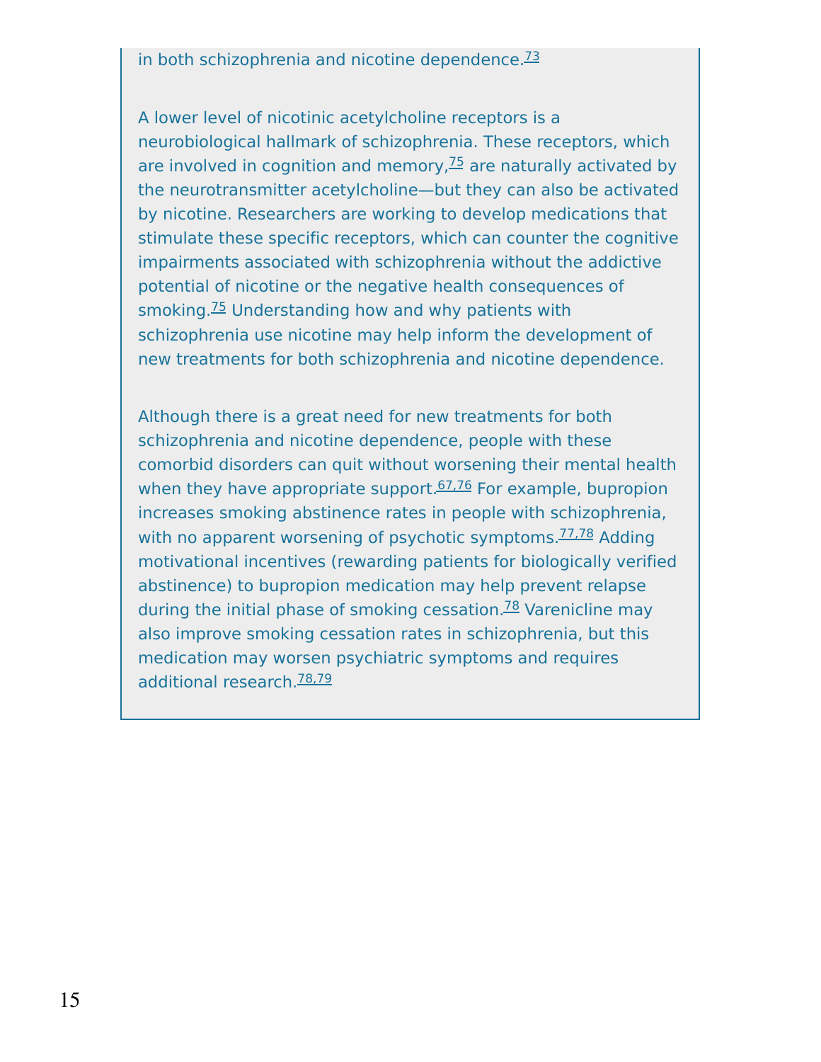in both schizophrenia and nicotine dependence.[73]

A lower level of nicotinic acetylcholine receptors is a neurobiological hallmark of schizophrenia. These receptors, which are involved in cognition and memory,[75] are naturally activated by the neurotransmitter acetylcholine—but they can also be activated by nicotine. Researchers are working to develop medications that stimulate these specific receptors, which can counter the cognitive impairments associated with schizophrenia without the addictive potential of nicotine or the negative health consequences of smoking.[75] Understanding how and why patients with schizophrenia use nicotine may help inform the development of new treatments for both schizophrenia and nicotine dependence.

Although there is a great need for new treatments for both schizophrenia and nicotine dependence, people with these comorbid disorders can quit without worsening their mental health when they have appropriate support.[67,76] For example, bupropion increases smoking abstinence rates in people with schizophrenia, with no apparent worsening of psychotic symptoms.[77,78] Adding motivational incentives (rewarding patients for biologically verified abstinence) to bupropion medication may help prevent relapse during the initial phase of smoking cessation.[78] Varenicline may also improve smoking cessation rates in schizophrenia, but this medication may worsen psychiatric symptoms and requires additional research.[78,79]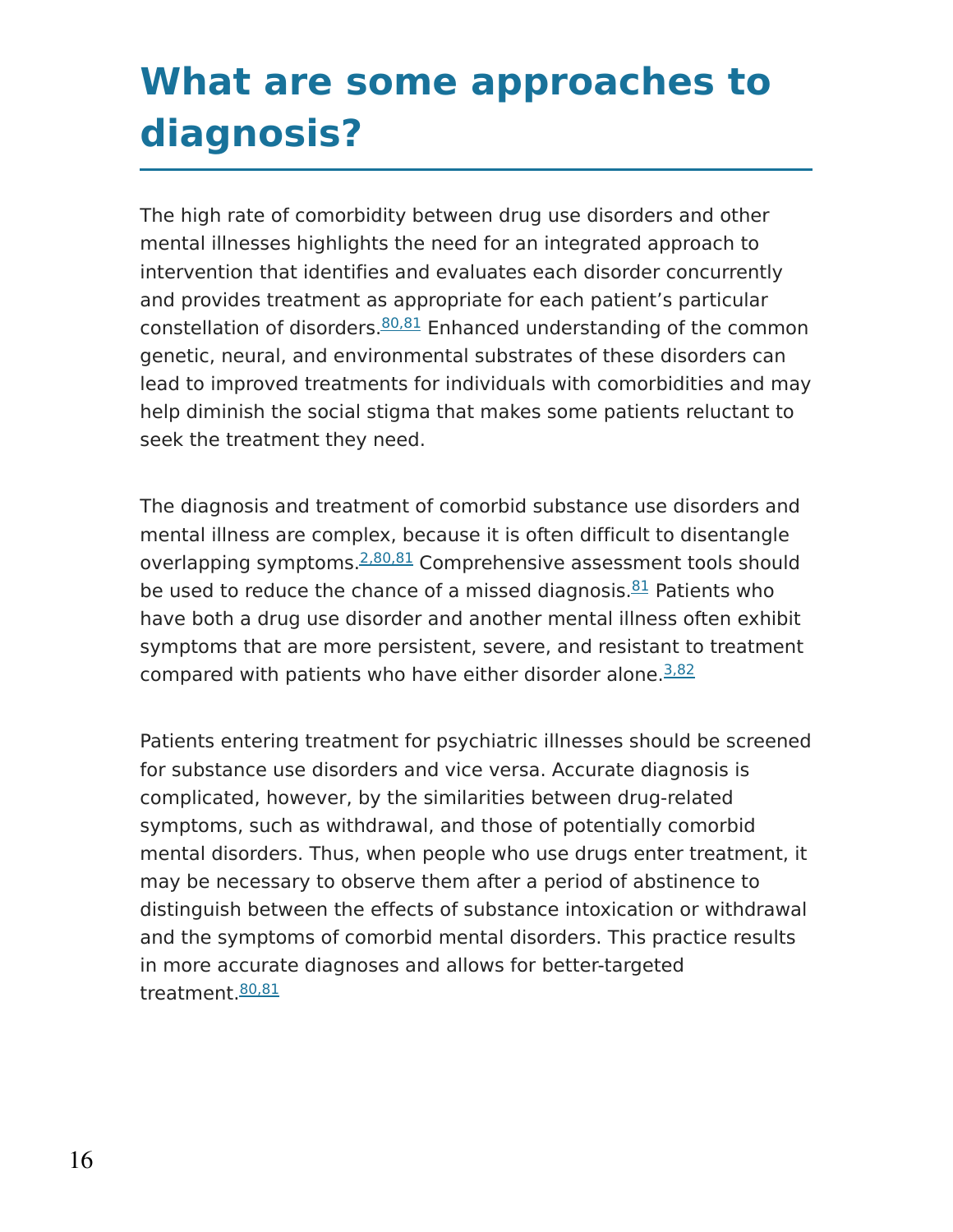# What are some approaches to diagnosis?

The high rate of comorbidity between drug use disorders and other mental illnesses highlights the need for an integrated approach to intervention that identifies and evaluates each disorder concurrently and provides treatment as appropriate for each patient's particular constellation of disorders.[80,81] Enhanced understanding of the common genetic, neural, and environmental substrates of these disorders can lead to improved treatments for individuals with comorbidities and may help diminish the social stigma that makes some patients reluctant to seek the treatment they need.

The diagnosis and treatment of comorbid substance use disorders and mental illness are complex, because it is often difficult to disentangle overlapping symptoms.[2,80,81] Comprehensive assessment tools should be used to reduce the chance of a missed diagnosis.[81] Patients who have both a drug use disorder and another mental illness often exhibit symptoms that are more persistent, severe, and resistant to treatment compared with patients who have either disorder alone.[3,82]

Patients entering treatment for psychiatric illnesses should be screened for substance use disorders and vice versa. Accurate diagnosis is complicated, however, by the similarities between drug-related symptoms, such as withdrawal, and those of potentially comorbid mental disorders. Thus, when people who use drugs enter treatment, it may be necessary to observe them after a period of abstinence to distinguish between the effects of substance intoxication or withdrawal and the symptoms of comorbid mental disorders. This practice results in more accurate diagnoses and allows for better-targeted treatment.[80,81]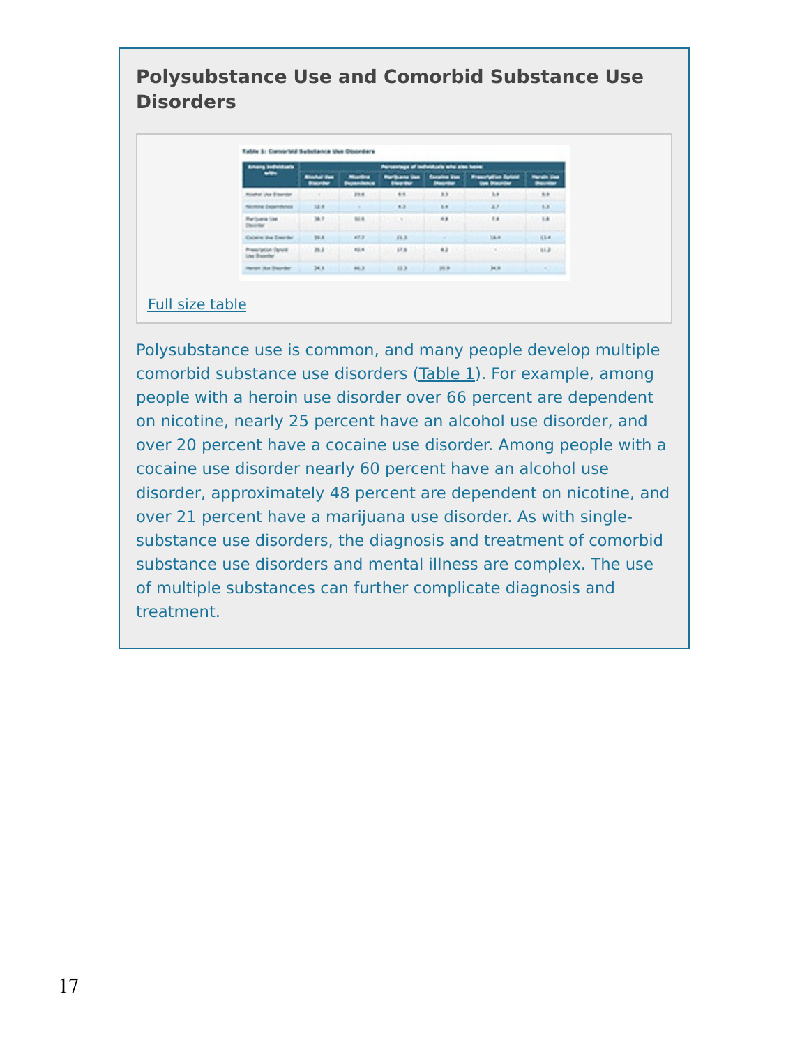## Polysubstance Use and Comorbid Substance Use Disorders

**Table 1: Comorbid Substance Use Disorders**

| Among individuals with: | Percentage of individuals who also have: | | | | | |
|---|---|---|---|---|---|---|
| | Alcohol Use Disorder | Nicotine Dependence | Marijuana Use Disorder | Cocaine Use Disorder | Prescription Opioid Use Disorder | Heroin Use Disorder |
| Alcohol Use Disorder | - | 23.8 | 5.5 | 3.3 | 3.9 | 0.9 |
| Nicotine Dependence | 12.9 | - | 4.3 | 1.4 | 2.7 | 1.2 |
| Marijuana Use Disorder | 38.7 | 32.6 | - | 4.8 | 7.8 | 1.8 |
| Cocaine Use Disorder | 59.8 | 47.7 | 21.3 | - | 18.4 | 13.4 |
| Prescription Opioid Use Disorder | 35.2 | 45.4 | 17.5 | 8.2 | - | 11.2 |
| Heroin Use Disorder | 24.5 | 66.2 | 12.3 | 20.9 | 34.9 | - |

Full size table

Polysubstance use is common, and many people develop multiple comorbid substance use disorders (Table 1). For example, among people with a heroin use disorder over 66 percent are dependent on nicotine, nearly 25 percent have an alcohol use disorder, and over 20 percent have a cocaine use disorder. Among people with a cocaine use disorder nearly 60 percent have an alcohol use disorder, approximately 48 percent are dependent on nicotine, and over 21 percent have a marijuana use disorder. As with single-substance use disorders, the diagnosis and treatment of comorbid substance use disorders and mental illness are complex. The use of multiple substances can further complicate diagnosis and treatment.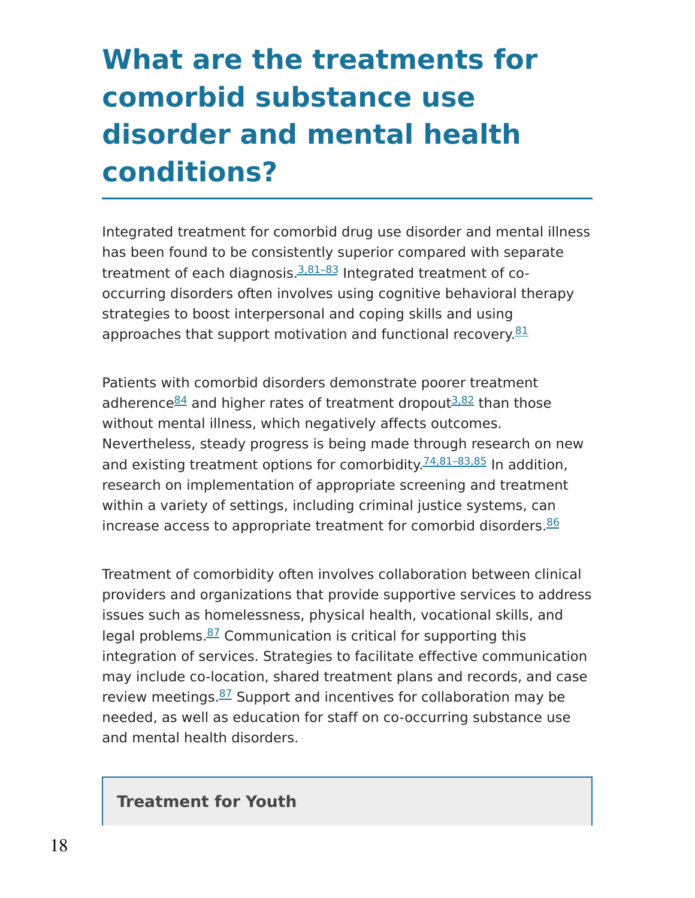# What are the treatments for comorbid substance use disorder and mental health conditions?

Integrated treatment for comorbid drug use disorder and mental illness has been found to be consistently superior compared with separate treatment of each diagnosis.[3,81–83] Integrated treatment of co-occurring disorders often involves using cognitive behavioral therapy strategies to boost interpersonal and coping skills and using approaches that support motivation and functional recovery.[81]

Patients with comorbid disorders demonstrate poorer treatment adherence[84] and higher rates of treatment dropout[3,82] than those without mental illness, which negatively affects outcomes. Nevertheless, steady progress is being made through research on new and existing treatment options for comorbidity.[74,81–83,85] In addition, research on implementation of appropriate screening and treatment within a variety of settings, including criminal justice systems, can increase access to appropriate treatment for comorbid disorders.[86]

Treatment of comorbidity often involves collaboration between clinical providers and organizations that provide supportive services to address issues such as homelessness, physical health, vocational skills, and legal problems.[87] Communication is critical for supporting this integration of services. Strategies to facilitate effective communication may include co-location, shared treatment plans and records, and case review meetings.[87] Support and incentives for collaboration may be needed, as well as education for staff on co-occurring substance use and mental health disorders.

**Treatment for Youth**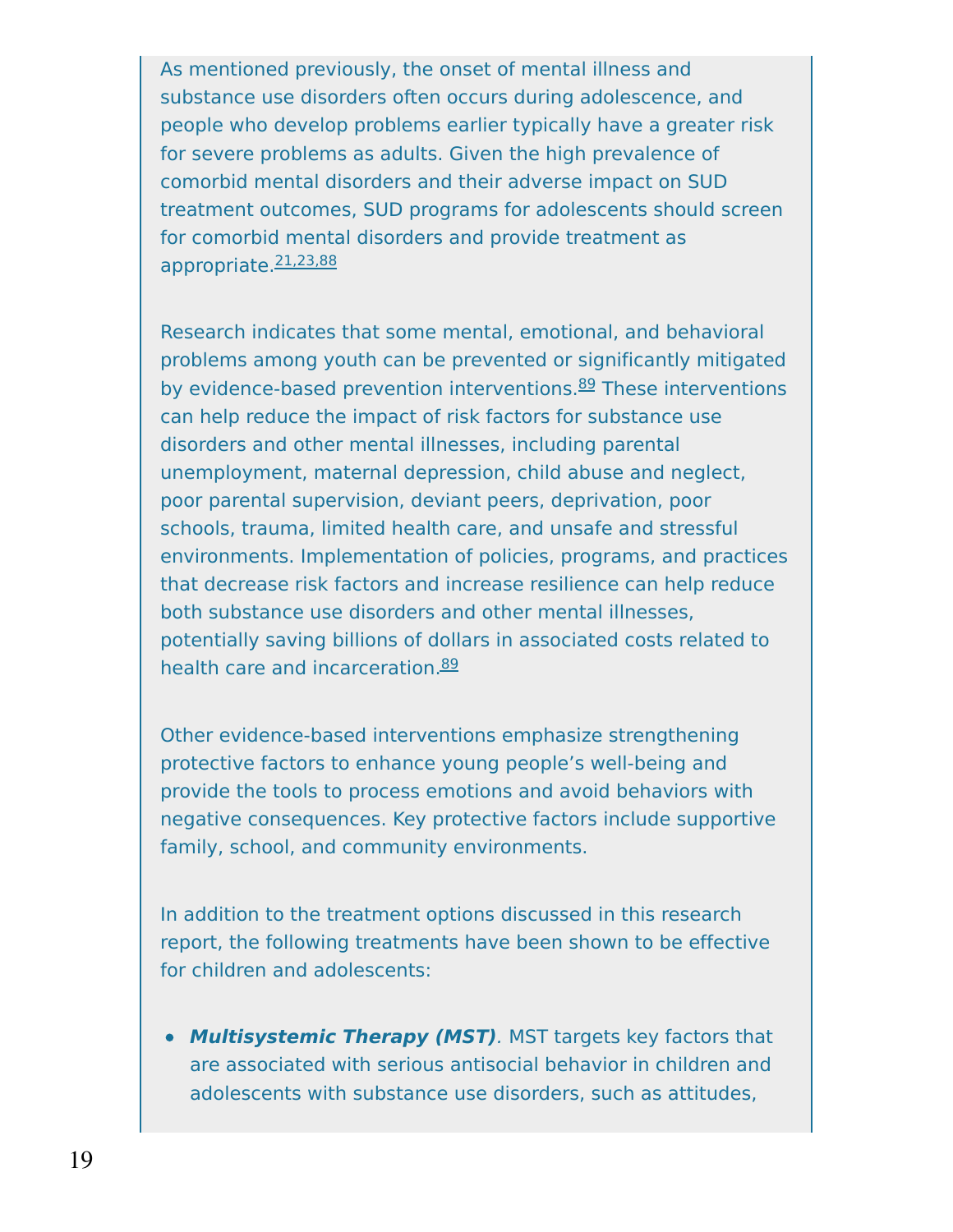As mentioned previously, the onset of mental illness and substance use disorders often occurs during adolescence, and people who develop problems earlier typically have a greater risk for severe problems as adults. Given the high prevalence of comorbid mental disorders and their adverse impact on SUD treatment outcomes, SUD programs for adolescents should screen for comorbid mental disorders and provide treatment as appropriate.[21,23,88]

Research indicates that some mental, emotional, and behavioral problems among youth can be prevented or significantly mitigated by evidence-based prevention interventions.[89] These interventions can help reduce the impact of risk factors for substance use disorders and other mental illnesses, including parental unemployment, maternal depression, child abuse and neglect, poor parental supervision, deviant peers, deprivation, poor schools, trauma, limited health care, and unsafe and stressful environments. Implementation of policies, programs, and practices that decrease risk factors and increase resilience can help reduce both substance use disorders and other mental illnesses, potentially saving billions of dollars in associated costs related to health care and incarceration.[89]

Other evidence-based interventions emphasize strengthening protective factors to enhance young people's well-being and provide the tools to process emotions and avoid behaviors with negative consequences. Key protective factors include supportive family, school, and community environments.

In addition to the treatment options discussed in this research report, the following treatments have been shown to be effective for children and adolescents:

- ***Multisystemic Therapy (MST)***. MST targets key factors that are associated with serious antisocial behavior in children and adolescents with substance use disorders, such as attitudes,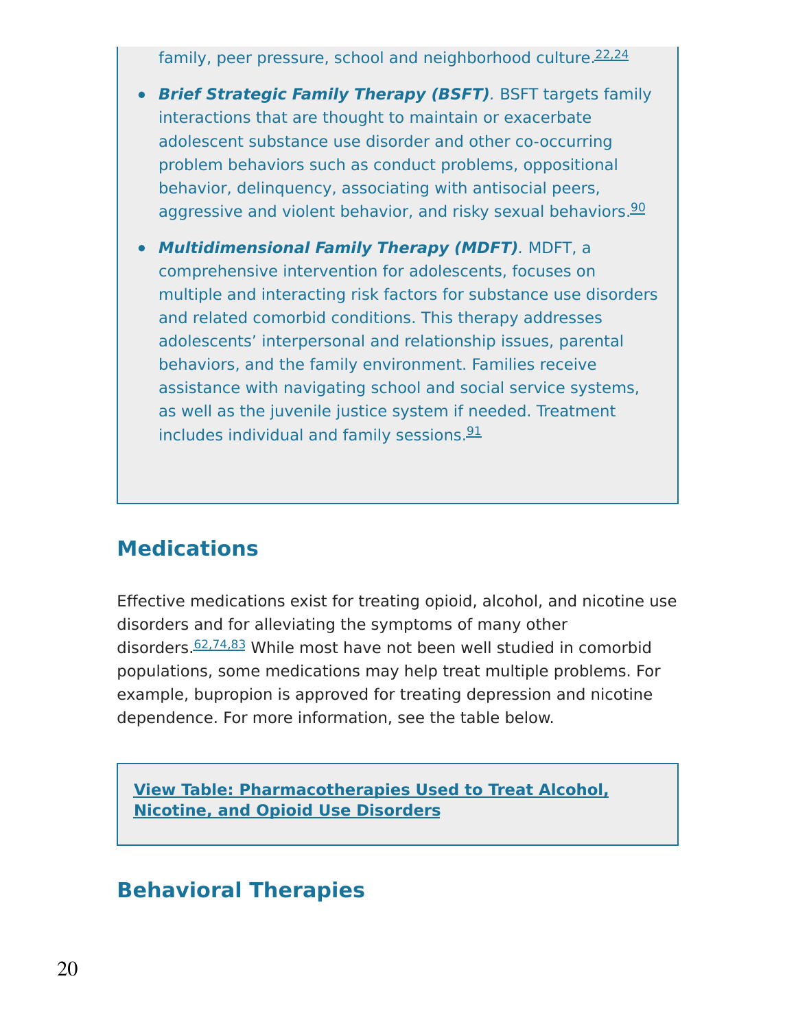family, peer pressure, school and neighborhood culture.[22,24]

- ***Brief Strategic Family Therapy (BSFT)***. BSFT targets family interactions that are thought to maintain or exacerbate adolescent substance use disorder and other co-occurring problem behaviors such as conduct problems, oppositional behavior, delinquency, associating with antisocial peers, aggressive and violent behavior, and risky sexual behaviors.[90]
- ***Multidimensional Family Therapy (MDFT)***. MDFT, a comprehensive intervention for adolescents, focuses on multiple and interacting risk factors for substance use disorders and related comorbid conditions. This therapy addresses adolescents' interpersonal and relationship issues, parental behaviors, and the family environment. Families receive assistance with navigating school and social service systems, as well as the juvenile justice system if needed. Treatment includes individual and family sessions.[91]

## Medications

Effective medications exist for treating opioid, alcohol, and nicotine use disorders and for alleviating the symptoms of many other disorders.[62,74,83] While most have not been well studied in comorbid populations, some medications may help treat multiple problems. For example, bupropion is approved for treating depression and nicotine dependence. For more information, see the table below.

**View Table: Pharmacotherapies Used to Treat Alcohol, Nicotine, and Opioid Use Disorders**

## Behavioral Therapies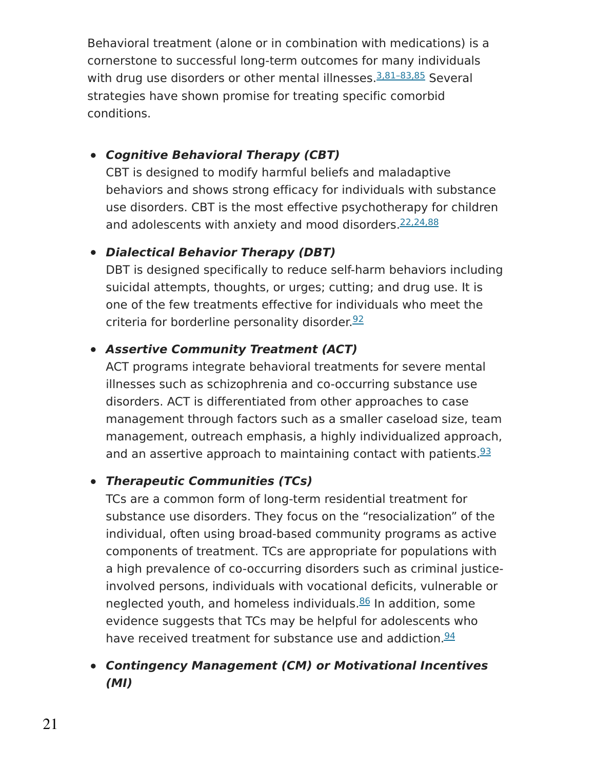Behavioral treatment (alone or in combination with medications) is a cornerstone to successful long-term outcomes for many individuals with drug use disorders or other mental illnesses.[3,81–83,85] Several strategies have shown promise for treating specific comorbid conditions.

- ***Cognitive Behavioral Therapy (CBT)***
  CBT is designed to modify harmful beliefs and maladaptive behaviors and shows strong efficacy for individuals with substance use disorders. CBT is the most effective psychotherapy for children and adolescents with anxiety and mood disorders.[22,24,88]

- ***Dialectical Behavior Therapy (DBT)***
  DBT is designed specifically to reduce self-harm behaviors including suicidal attempts, thoughts, or urges; cutting; and drug use. It is one of the few treatments effective for individuals who meet the criteria for borderline personality disorder.[92]

- ***Assertive Community Treatment (ACT)***
  ACT programs integrate behavioral treatments for severe mental illnesses such as schizophrenia and co-occurring substance use disorders. ACT is differentiated from other approaches to case management through factors such as a smaller caseload size, team management, outreach emphasis, a highly individualized approach, and an assertive approach to maintaining contact with patients.[93]

- ***Therapeutic Communities (TCs)***
  TCs are a common form of long-term residential treatment for substance use disorders. They focus on the "resocialization" of the individual, often using broad-based community programs as active components of treatment. TCs are appropriate for populations with a high prevalence of co-occurring disorders such as criminal justice-involved persons, individuals with vocational deficits, vulnerable or neglected youth, and homeless individuals.[86] In addition, some evidence suggests that TCs may be helpful for adolescents who have received treatment for substance use and addiction.[94]

- ***Contingency Management (CM) or Motivational Incentives (MI)***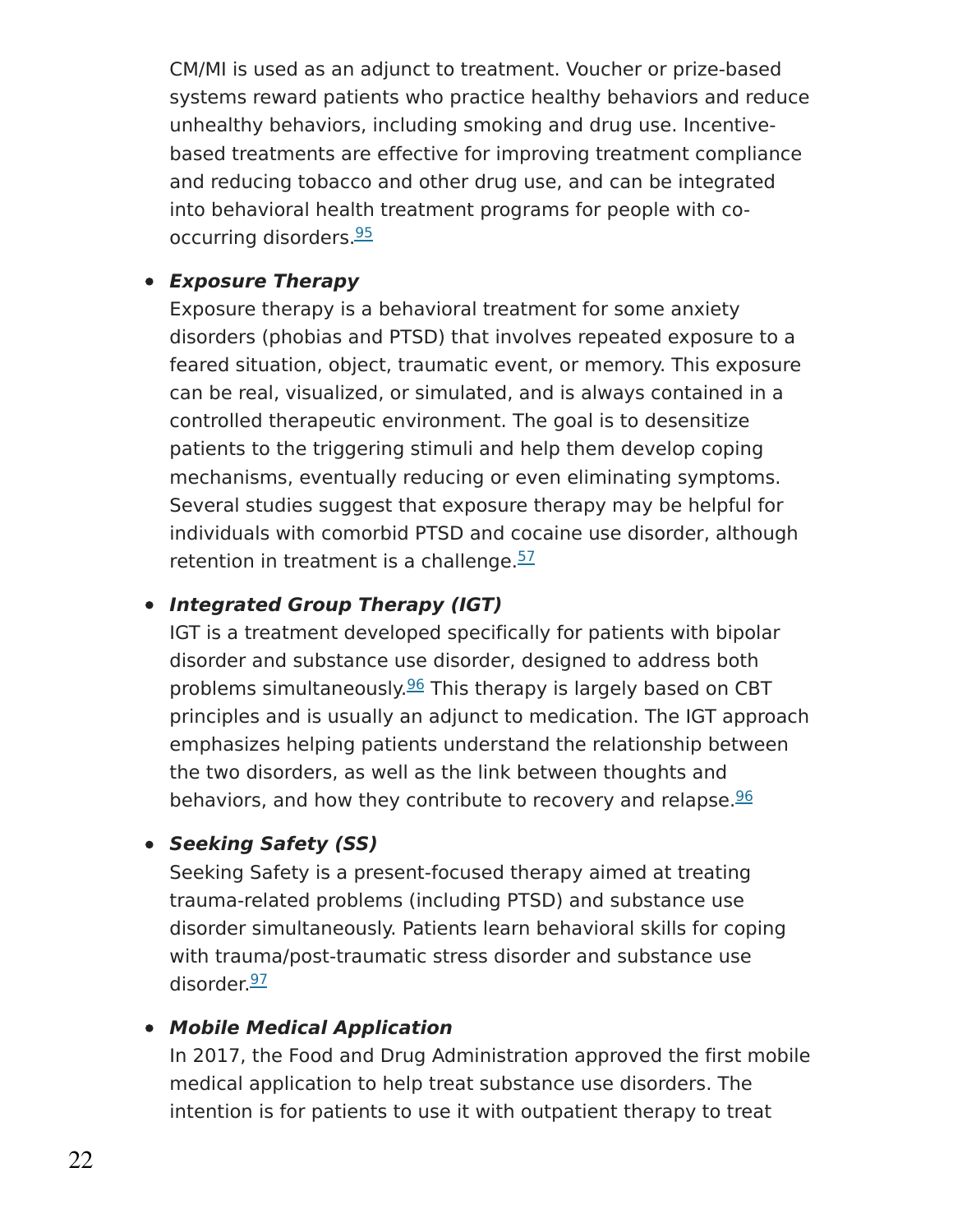CM/MI is used as an adjunct to treatment. Voucher or prize-based systems reward patients who practice healthy behaviors and reduce unhealthy behaviors, including smoking and drug use. Incentive-based treatments are effective for improving treatment compliance and reducing tobacco and other drug use, and can be integrated into behavioral health treatment programs for people with co-occurring disorders.[95]

- ***Exposure Therapy***
  Exposure therapy is a behavioral treatment for some anxiety disorders (phobias and PTSD) that involves repeated exposure to a feared situation, object, traumatic event, or memory. This exposure can be real, visualized, or simulated, and is always contained in a controlled therapeutic environment. The goal is to desensitize patients to the triggering stimuli and help them develop coping mechanisms, eventually reducing or even eliminating symptoms. Several studies suggest that exposure therapy may be helpful for individuals with comorbid PTSD and cocaine use disorder, although retention in treatment is a challenge.[57]

- ***Integrated Group Therapy (IGT)***
  IGT is a treatment developed specifically for patients with bipolar disorder and substance use disorder, designed to address both problems simultaneously.[96] This therapy is largely based on CBT principles and is usually an adjunct to medication. The IGT approach emphasizes helping patients understand the relationship between the two disorders, as well as the link between thoughts and behaviors, and how they contribute to recovery and relapse.[96]

- ***Seeking Safety (SS)***
  Seeking Safety is a present-focused therapy aimed at treating trauma-related problems (including PTSD) and substance use disorder simultaneously. Patients learn behavioral skills for coping with trauma/post-traumatic stress disorder and substance use disorder.[97]

- ***Mobile Medical Application***
  In 2017, the Food and Drug Administration approved the first mobile medical application to help treat substance use disorders. The intention is for patients to use it with outpatient therapy to treat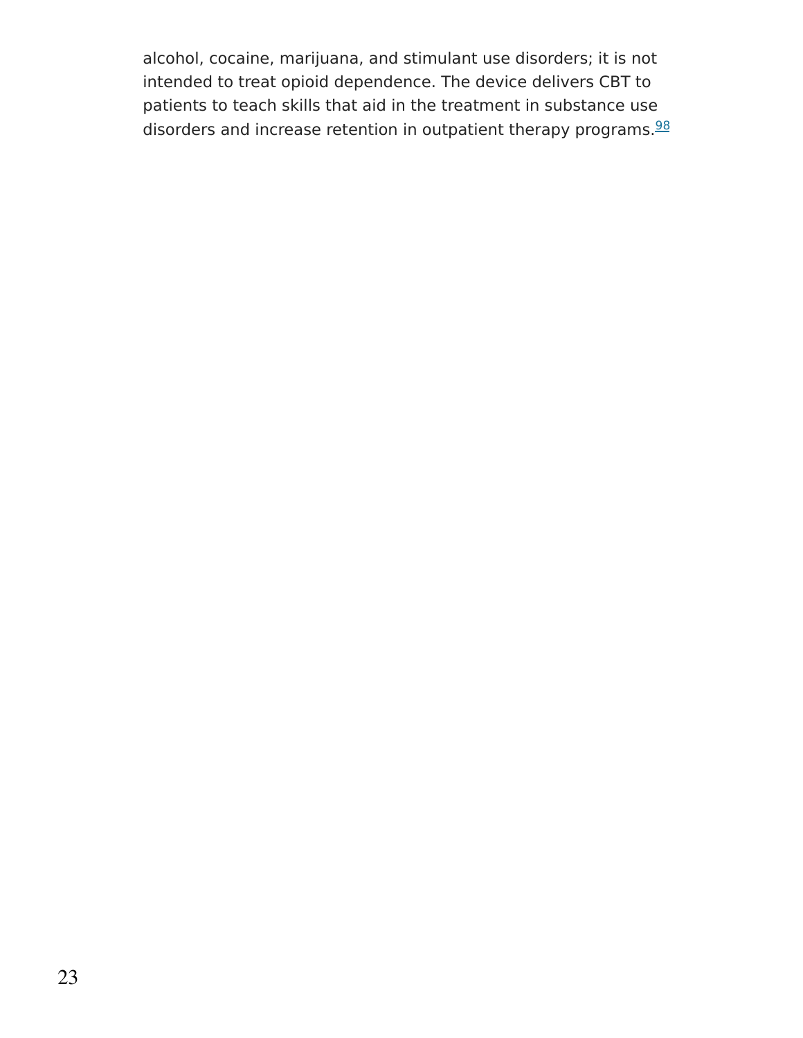alcohol, cocaine, marijuana, and stimulant use disorders; it is not intended to treat opioid dependence. The device delivers CBT to patients to teach skills that aid in the treatment in substance use disorders and increase retention in outpatient therapy programs.[98]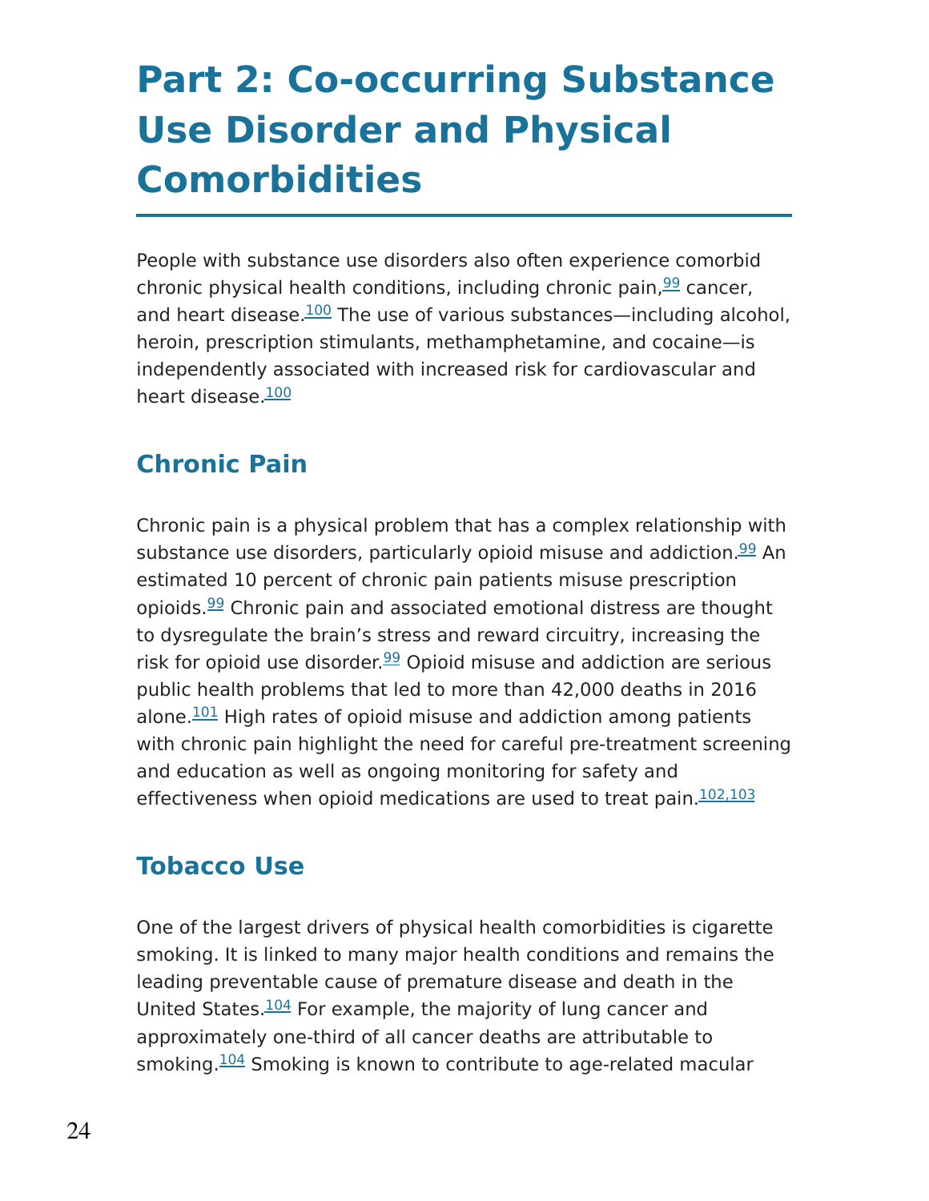# Part 2: Co-occurring Substance Use Disorder and Physical Comorbidities

People with substance use disorders also often experience comorbid chronic physical health conditions, including chronic pain,[99] cancer, and heart disease.[100] The use of various substances—including alcohol, heroin, prescription stimulants, methamphetamine, and cocaine—is independently associated with increased risk for cardiovascular and heart disease.[100]

## Chronic Pain

Chronic pain is a physical problem that has a complex relationship with substance use disorders, particularly opioid misuse and addiction.[99] An estimated 10 percent of chronic pain patients misuse prescription opioids.[99] Chronic pain and associated emotional distress are thought to dysregulate the brain's stress and reward circuitry, increasing the risk for opioid use disorder.[99] Opioid misuse and addiction are serious public health problems that led to more than 42,000 deaths in 2016 alone.[101] High rates of opioid misuse and addiction among patients with chronic pain highlight the need for careful pre-treatment screening and education as well as ongoing monitoring for safety and effectiveness when opioid medications are used to treat pain.[102,103]

## Tobacco Use

One of the largest drivers of physical health comorbidities is cigarette smoking. It is linked to many major health conditions and remains the leading preventable cause of premature disease and death in the United States.[104] For example, the majority of lung cancer and approximately one-third of all cancer deaths are attributable to smoking.[104] Smoking is known to contribute to age-related macular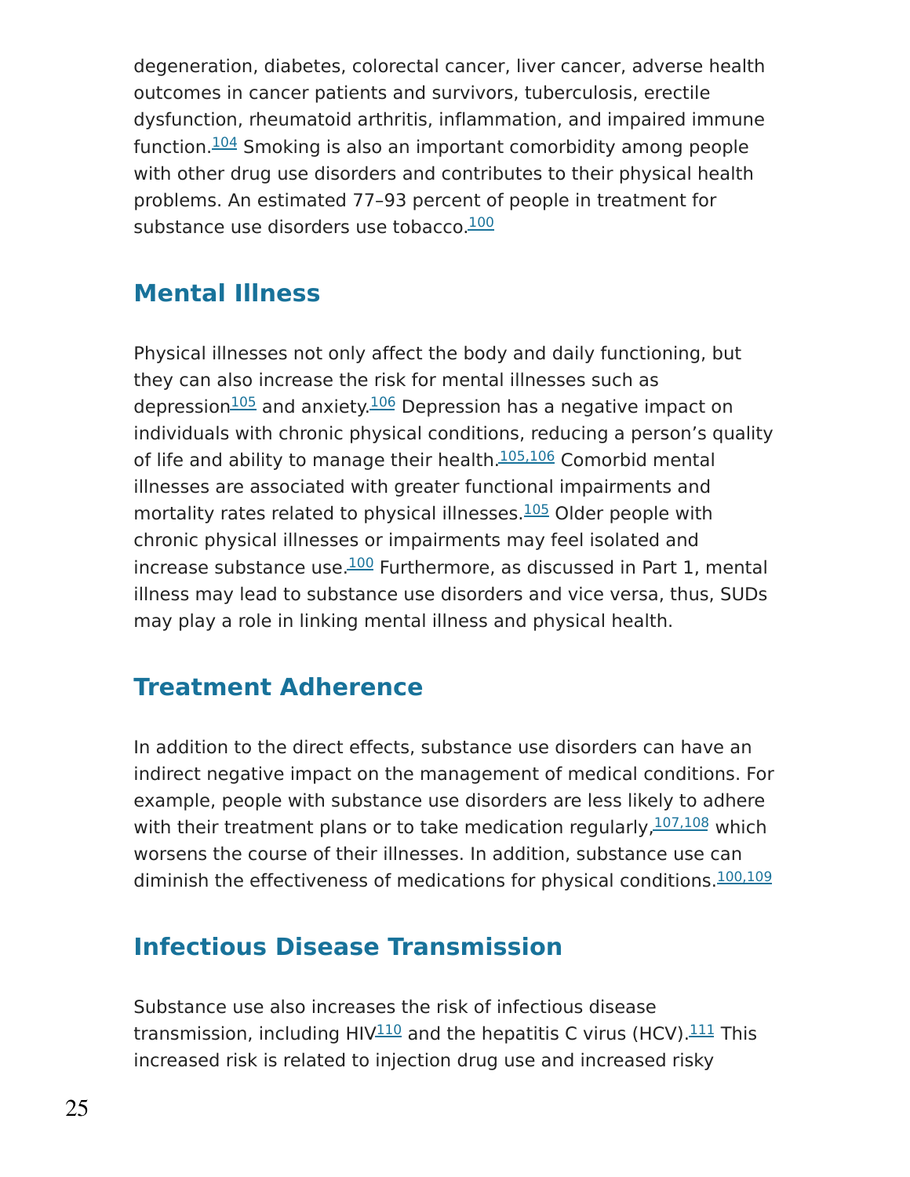degeneration, diabetes, colorectal cancer, liver cancer, adverse health outcomes in cancer patients and survivors, tuberculosis, erectile dysfunction, rheumatoid arthritis, inflammation, and impaired immune function.[104] Smoking is also an important comorbidity among people with other drug use disorders and contributes to their physical health problems. An estimated 77–93 percent of people in treatment for substance use disorders use tobacco.[100]

## Mental Illness

Physical illnesses not only affect the body and daily functioning, but they can also increase the risk for mental illnesses such as depression[105] and anxiety.[106] Depression has a negative impact on individuals with chronic physical conditions, reducing a person's quality of life and ability to manage their health.[105,106] Comorbid mental illnesses are associated with greater functional impairments and mortality rates related to physical illnesses.[105] Older people with chronic physical illnesses or impairments may feel isolated and increase substance use.[100] Furthermore, as discussed in Part 1, mental illness may lead to substance use disorders and vice versa, thus, SUDs may play a role in linking mental illness and physical health.

## Treatment Adherence

In addition to the direct effects, substance use disorders can have an indirect negative impact on the management of medical conditions. For example, people with substance use disorders are less likely to adhere with their treatment plans or to take medication regularly,[107,108] which worsens the course of their illnesses. In addition, substance use can diminish the effectiveness of medications for physical conditions.[100,109]

## Infectious Disease Transmission

Substance use also increases the risk of infectious disease transmission, including HIV[110] and the hepatitis C virus (HCV).[111] This increased risk is related to injection drug use and increased risky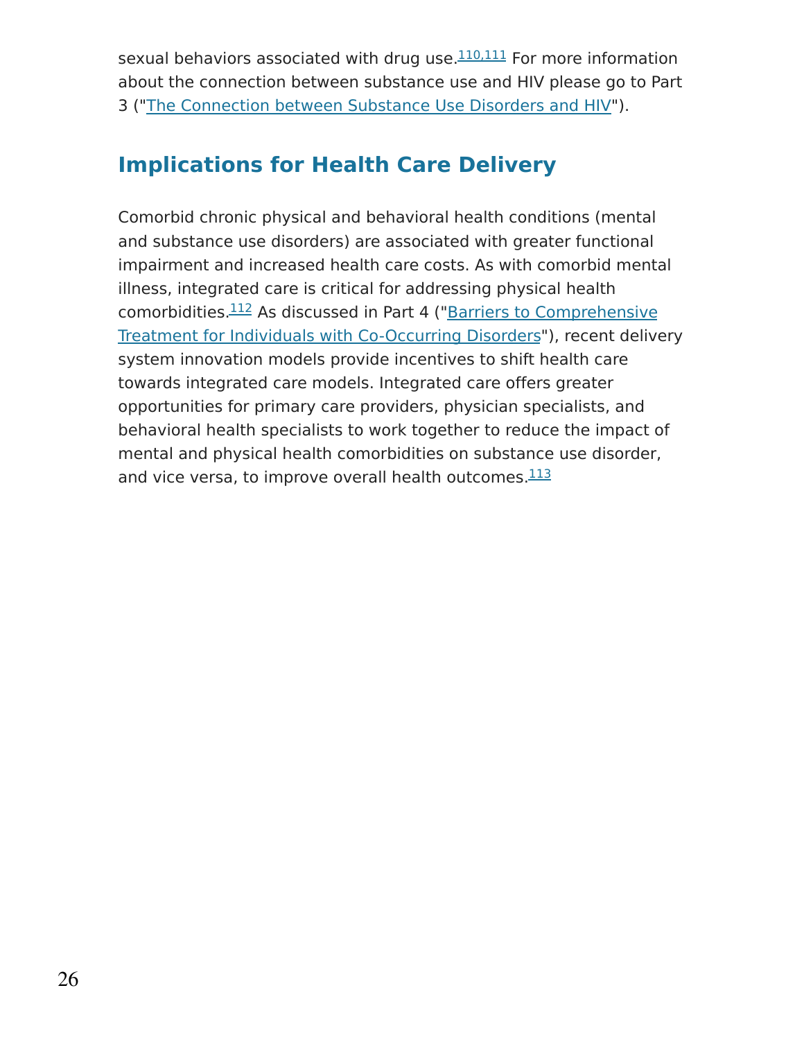sexual behaviors associated with drug use.[110,111] For more information about the connection between substance use and HIV please go to Part 3 ("The Connection between Substance Use Disorders and HIV").

## Implications for Health Care Delivery

Comorbid chronic physical and behavioral health conditions (mental and substance use disorders) are associated with greater functional impairment and increased health care costs. As with comorbid mental illness, integrated care is critical for addressing physical health comorbidities.[112] As discussed in Part 4 ("Barriers to Comprehensive Treatment for Individuals with Co-Occurring Disorders"), recent delivery system innovation models provide incentives to shift health care towards integrated care models. Integrated care offers greater opportunities for primary care providers, physician specialists, and behavioral health specialists to work together to reduce the impact of mental and physical health comorbidities on substance use disorder, and vice versa, to improve overall health outcomes.[113]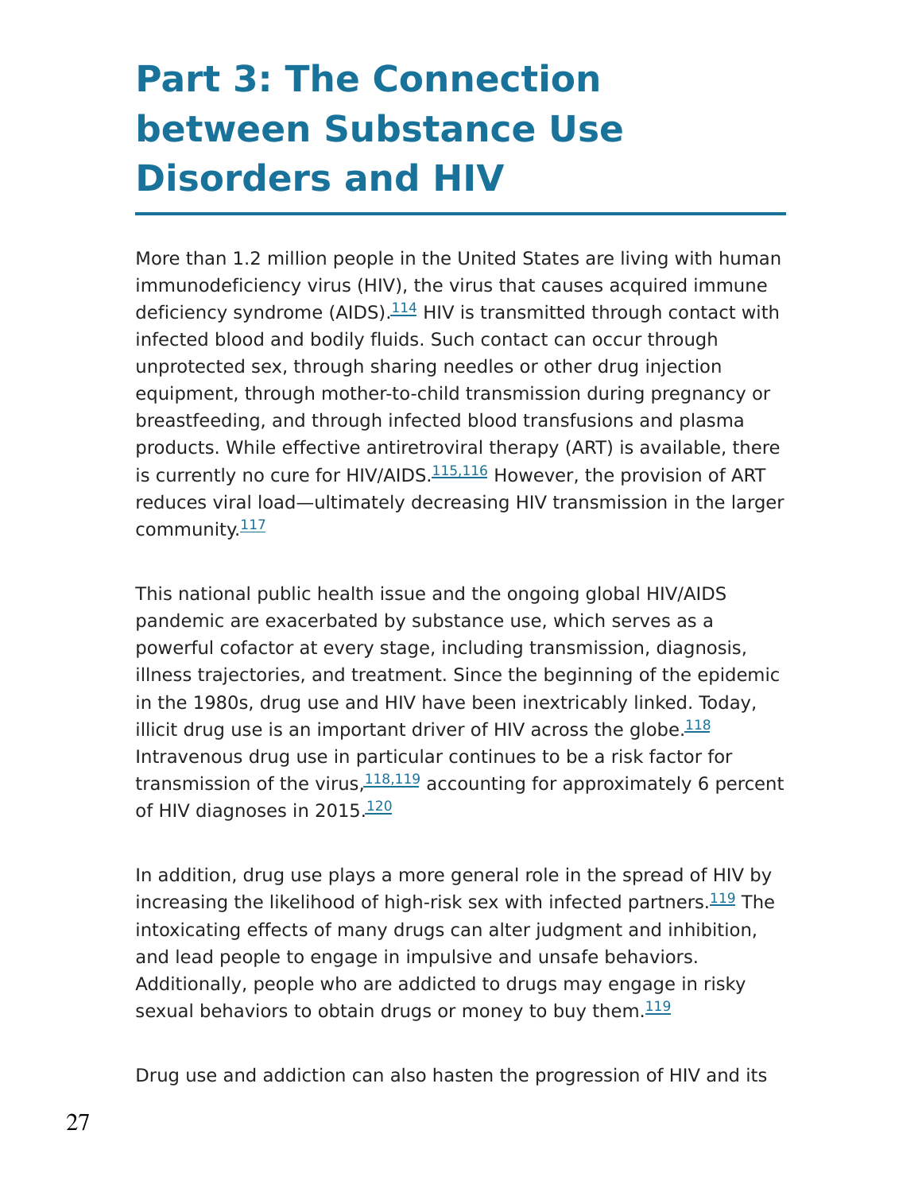# Part 3: The Connection between Substance Use Disorders and HIV

More than 1.2 million people in the United States are living with human immunodeficiency virus (HIV), the virus that causes acquired immune deficiency syndrome (AIDS).[114] HIV is transmitted through contact with infected blood and bodily fluids. Such contact can occur through unprotected sex, through sharing needles or other drug injection equipment, through mother-to-child transmission during pregnancy or breastfeeding, and through infected blood transfusions and plasma products. While effective antiretroviral therapy (ART) is available, there is currently no cure for HIV/AIDS.[115,116] However, the provision of ART reduces viral load—ultimately decreasing HIV transmission in the larger community.[117]

This national public health issue and the ongoing global HIV/AIDS pandemic are exacerbated by substance use, which serves as a powerful cofactor at every stage, including transmission, diagnosis, illness trajectories, and treatment. Since the beginning of the epidemic in the 1980s, drug use and HIV have been inextricably linked. Today, illicit drug use is an important driver of HIV across the globe.[118] Intravenous drug use in particular continues to be a risk factor for transmission of the virus,[118,119] accounting for approximately 6 percent of HIV diagnoses in 2015.[120]

In addition, drug use plays a more general role in the spread of HIV by increasing the likelihood of high-risk sex with infected partners.[119] The intoxicating effects of many drugs can alter judgment and inhibition, and lead people to engage in impulsive and unsafe behaviors. Additionally, people who are addicted to drugs may engage in risky sexual behaviors to obtain drugs or money to buy them.[119]

Drug use and addiction can also hasten the progression of HIV and its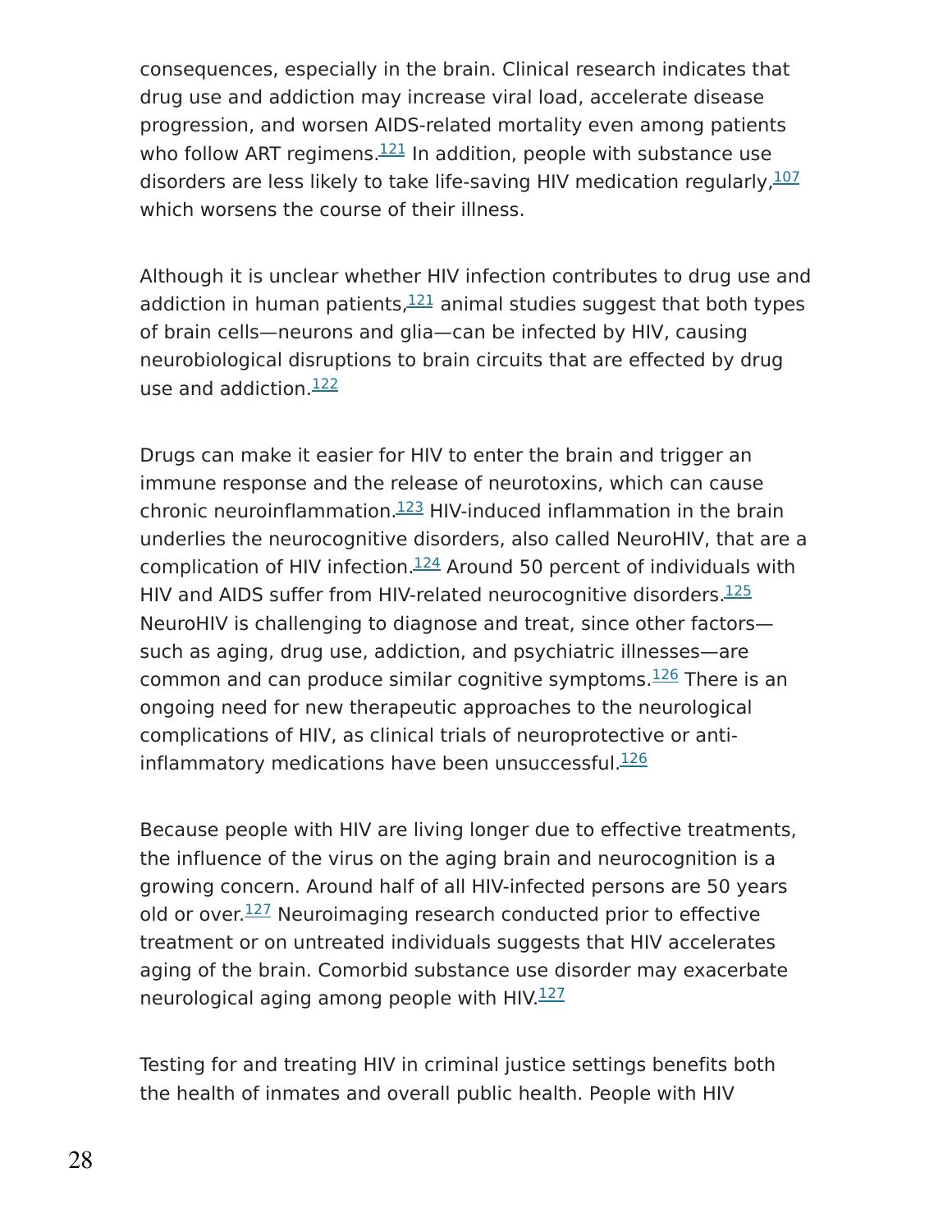consequences, especially in the brain. Clinical research indicates that drug use and addiction may increase viral load, accelerate disease progression, and worsen AIDS-related mortality even among patients who follow ART regimens.[121] In addition, people with substance use disorders are less likely to take life-saving HIV medication regularly,[107] which worsens the course of their illness.

Although it is unclear whether HIV infection contributes to drug use and addiction in human patients,[121] animal studies suggest that both types of brain cells—neurons and glia—can be infected by HIV, causing neurobiological disruptions to brain circuits that are effected by drug use and addiction.[122]

Drugs can make it easier for HIV to enter the brain and trigger an immune response and the release of neurotoxins, which can cause chronic neuroinflammation.[123] HIV-induced inflammation in the brain underlies the neurocognitive disorders, also called NeuroHIV, that are a complication of HIV infection.[124] Around 50 percent of individuals with HIV and AIDS suffer from HIV-related neurocognitive disorders.[125] NeuroHIV is challenging to diagnose and treat, since other factors—such as aging, drug use, addiction, and psychiatric illnesses—are common and can produce similar cognitive symptoms.[126] There is an ongoing need for new therapeutic approaches to the neurological complications of HIV, as clinical trials of neuroprotective or anti-inflammatory medications have been unsuccessful.[126]

Because people with HIV are living longer due to effective treatments, the influence of the virus on the aging brain and neurocognition is a growing concern. Around half of all HIV-infected persons are 50 years old or over.[127] Neuroimaging research conducted prior to effective treatment or on untreated individuals suggests that HIV accelerates aging of the brain. Comorbid substance use disorder may exacerbate neurological aging among people with HIV.[127]

Testing for and treating HIV in criminal justice settings benefits both the health of inmates and overall public health. People with HIV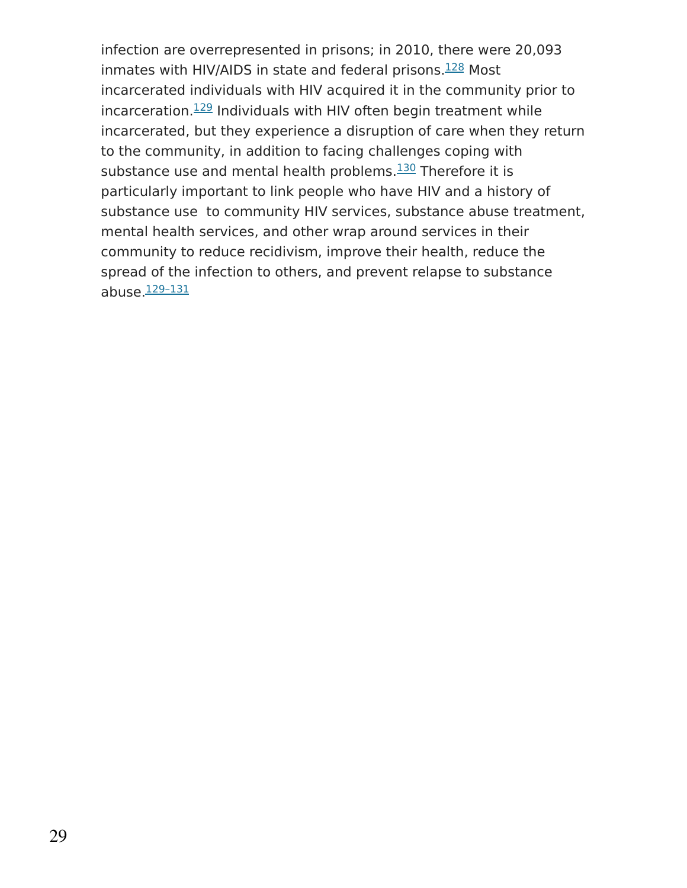infection are overrepresented in prisons; in 2010, there were 20,093 inmates with HIV/AIDS in state and federal prisons.[128] Most incarcerated individuals with HIV acquired it in the community prior to incarceration.[129] Individuals with HIV often begin treatment while incarcerated, but they experience a disruption of care when they return to the community, in addition to facing challenges coping with substance use and mental health problems.[130] Therefore it is particularly important to link people who have HIV and a history of substance use  to community HIV services, substance abuse treatment, mental health services, and other wrap around services in their community to reduce recidivism, improve their health, reduce the spread of the infection to others, and prevent relapse to substance abuse.[129–131]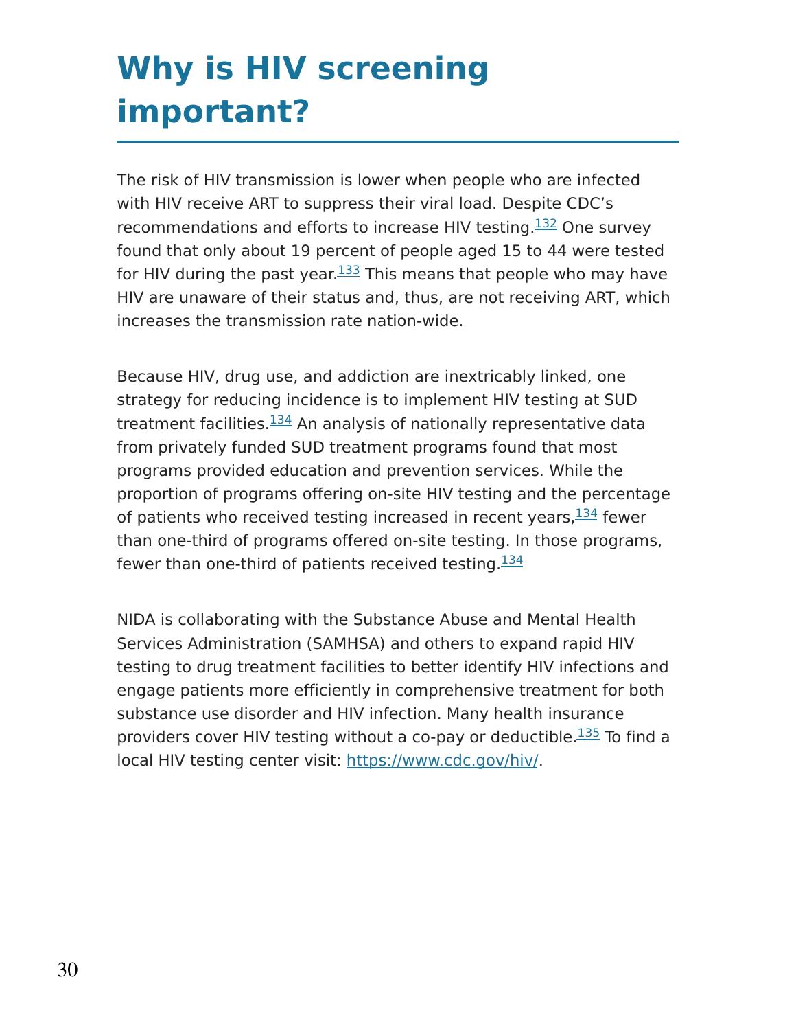# Why is HIV screening important?

The risk of HIV transmission is lower when people who are infected with HIV receive ART to suppress their viral load. Despite CDC's recommendations and efforts to increase HIV testing.[132] One survey found that only about 19 percent of people aged 15 to 44 were tested for HIV during the past year.[133] This means that people who may have HIV are unaware of their status and, thus, are not receiving ART, which increases the transmission rate nation-wide.

Because HIV, drug use, and addiction are inextricably linked, one strategy for reducing incidence is to implement HIV testing at SUD treatment facilities.[134] An analysis of nationally representative data from privately funded SUD treatment programs found that most programs provided education and prevention services. While the proportion of programs offering on-site HIV testing and the percentage of patients who received testing increased in recent years,[134] fewer than one-third of programs offered on-site testing. In those programs, fewer than one-third of patients received testing.[134]

NIDA is collaborating with the Substance Abuse and Mental Health Services Administration (SAMHSA) and others to expand rapid HIV testing to drug treatment facilities to better identify HIV infections and engage patients more efficiently in comprehensive treatment for both substance use disorder and HIV infection. Many health insurance providers cover HIV testing without a co-pay or deductible.[135] To find a local HIV testing center visit: [https://www.cdc.gov/hiv/](https://www.cdc.gov/hiv/).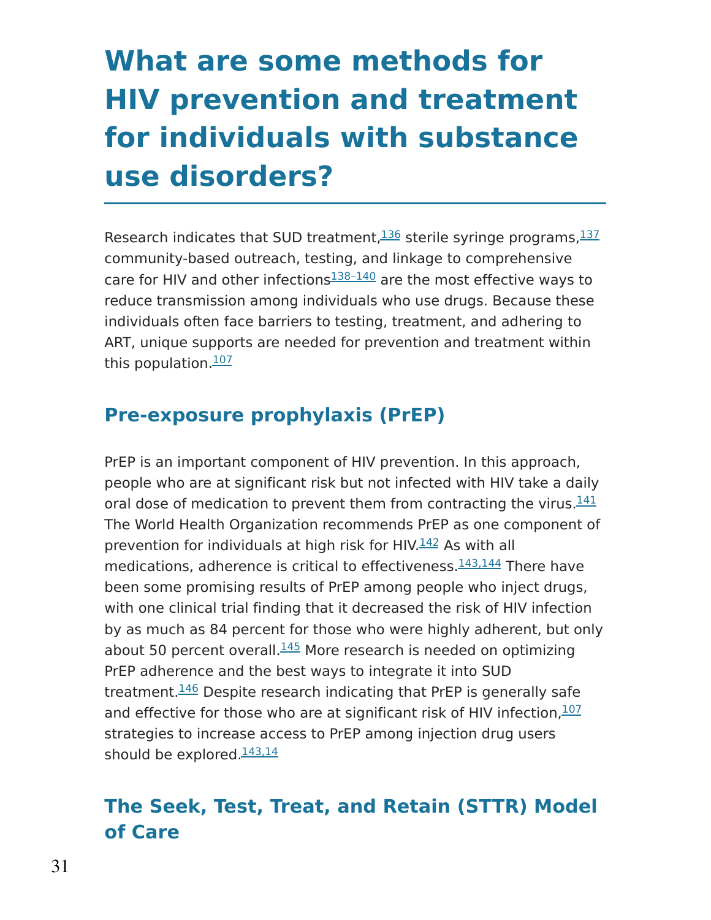# What are some methods for HIV prevention and treatment for individuals with substance use disorders?

Research indicates that SUD treatment,[136] sterile syringe programs,[137] community-based outreach, testing, and linkage to comprehensive care for HIV and other infections[138–140] are the most effective ways to reduce transmission among individuals who use drugs. Because these individuals often face barriers to testing, treatment, and adhering to ART, unique supports are needed for prevention and treatment within this population.[107]

## Pre-exposure prophylaxis (PrEP)

PrEP is an important component of HIV prevention. In this approach, people who are at significant risk but not infected with HIV take a daily oral dose of medication to prevent them from contracting the virus.[141] The World Health Organization recommends PrEP as one component of prevention for individuals at high risk for HIV.[142] As with all medications, adherence is critical to effectiveness.[143,144] There have been some promising results of PrEP among people who inject drugs, with one clinical trial finding that it decreased the risk of HIV infection by as much as 84 percent for those who were highly adherent, but only about 50 percent overall.[145] More research is needed on optimizing PrEP adherence and the best ways to integrate it into SUD treatment.[146] Despite research indicating that PrEP is generally safe and effective for those who are at significant risk of HIV infection,[107] strategies to increase access to PrEP among injection drug users should be explored.[143,14]

## The Seek, Test, Treat, and Retain (STTR) Model of Care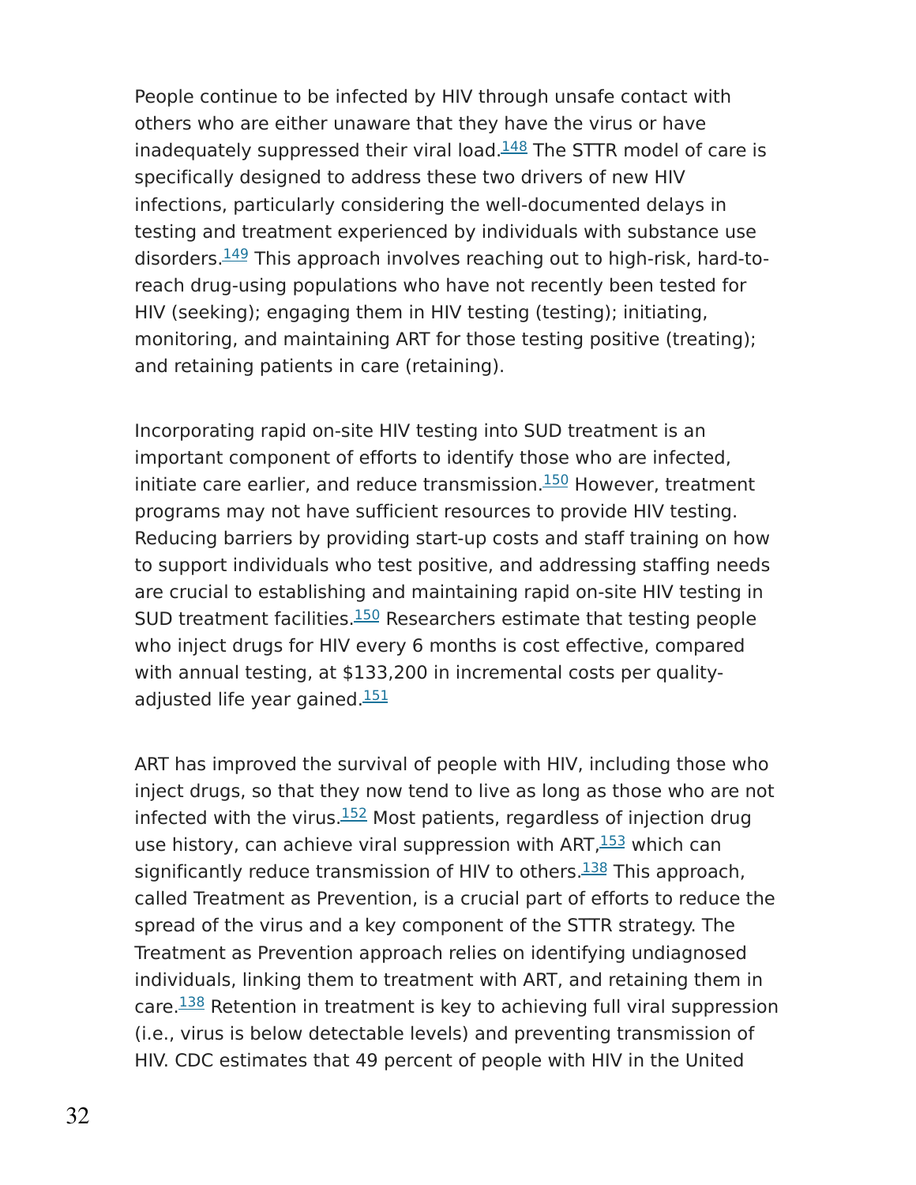People continue to be infected by HIV through unsafe contact with others who are either unaware that they have the virus or have inadequately suppressed their viral load.[148] The STTR model of care is specifically designed to address these two drivers of new HIV infections, particularly considering the well-documented delays in testing and treatment experienced by individuals with substance use disorders.[149] This approach involves reaching out to high-risk, hard-to-reach drug-using populations who have not recently been tested for HIV (seeking); engaging them in HIV testing (testing); initiating, monitoring, and maintaining ART for those testing positive (treating); and retaining patients in care (retaining).

Incorporating rapid on-site HIV testing into SUD treatment is an important component of efforts to identify those who are infected, initiate care earlier, and reduce transmission.[150] However, treatment programs may not have sufficient resources to provide HIV testing. Reducing barriers by providing start-up costs and staff training on how to support individuals who test positive, and addressing staffing needs are crucial to establishing and maintaining rapid on-site HIV testing in SUD treatment facilities.[150] Researchers estimate that testing people who inject drugs for HIV every 6 months is cost effective, compared with annual testing, at $133,200 in incremental costs per quality-adjusted life year gained.[151]

ART has improved the survival of people with HIV, including those who inject drugs, so that they now tend to live as long as those who are not infected with the virus.[152] Most patients, regardless of injection drug use history, can achieve viral suppression with ART,[153] which can significantly reduce transmission of HIV to others.[138] This approach, called Treatment as Prevention, is a crucial part of efforts to reduce the spread of the virus and a key component of the STTR strategy. The Treatment as Prevention approach relies on identifying undiagnosed individuals, linking them to treatment with ART, and retaining them in care.[138] Retention in treatment is key to achieving full viral suppression (i.e., virus is below detectable levels) and preventing transmission of HIV. CDC estimates that 49 percent of people with HIV in the United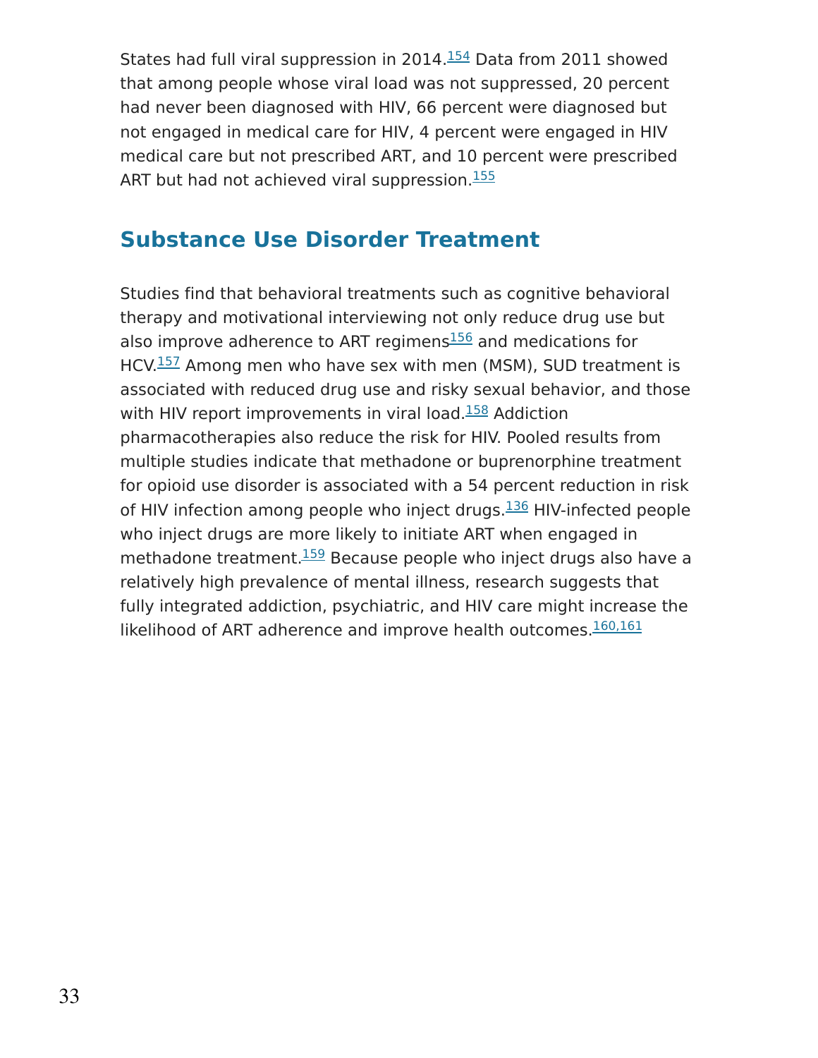States had full viral suppression in 2014.[154] Data from 2011 showed that among people whose viral load was not suppressed, 20 percent had never been diagnosed with HIV, 66 percent were diagnosed but not engaged in medical care for HIV, 4 percent were engaged in HIV medical care but not prescribed ART, and 10 percent were prescribed ART but had not achieved viral suppression.[155]

## Substance Use Disorder Treatment

Studies find that behavioral treatments such as cognitive behavioral therapy and motivational interviewing not only reduce drug use but also improve adherence to ART regimens[156] and medications for HCV.[157] Among men who have sex with men (MSM), SUD treatment is associated with reduced drug use and risky sexual behavior, and those with HIV report improvements in viral load.[158] Addiction pharmacotherapies also reduce the risk for HIV. Pooled results from multiple studies indicate that methadone or buprenorphine treatment for opioid use disorder is associated with a 54 percent reduction in risk of HIV infection among people who inject drugs.[136] HIV-infected people who inject drugs are more likely to initiate ART when engaged in methadone treatment.[159] Because people who inject drugs also have a relatively high prevalence of mental illness, research suggests that fully integrated addiction, psychiatric, and HIV care might increase the likelihood of ART adherence and improve health outcomes.[160,161]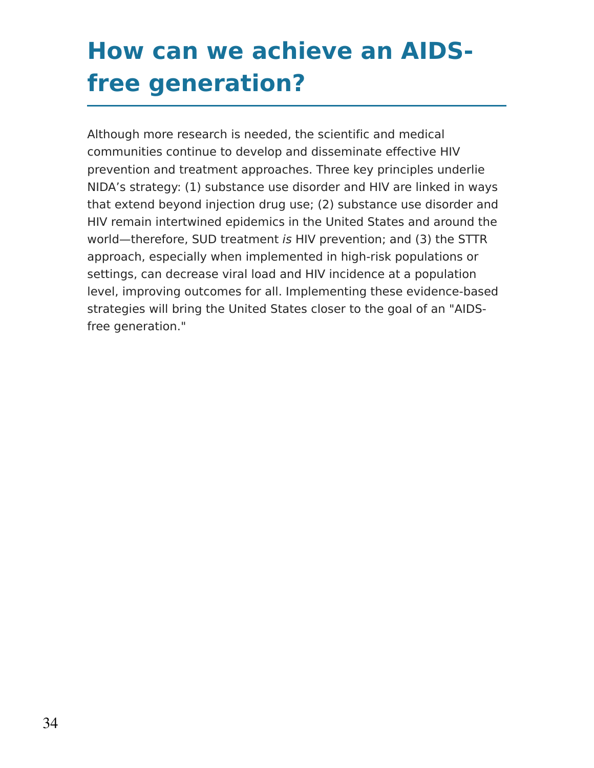# How can we achieve an AIDS-free generation?

Although more research is needed, the scientific and medical communities continue to develop and disseminate effective HIV prevention and treatment approaches. Three key principles underlie NIDA's strategy: (1) substance use disorder and HIV are linked in ways that extend beyond injection drug use; (2) substance use disorder and HIV remain intertwined epidemics in the United States and around the world—therefore, SUD treatment *is* HIV prevention; and (3) the STTR approach, especially when implemented in high-risk populations or settings, can decrease viral load and HIV incidence at a population level, improving outcomes for all. Implementing these evidence-based strategies will bring the United States closer to the goal of an "AIDS-free generation."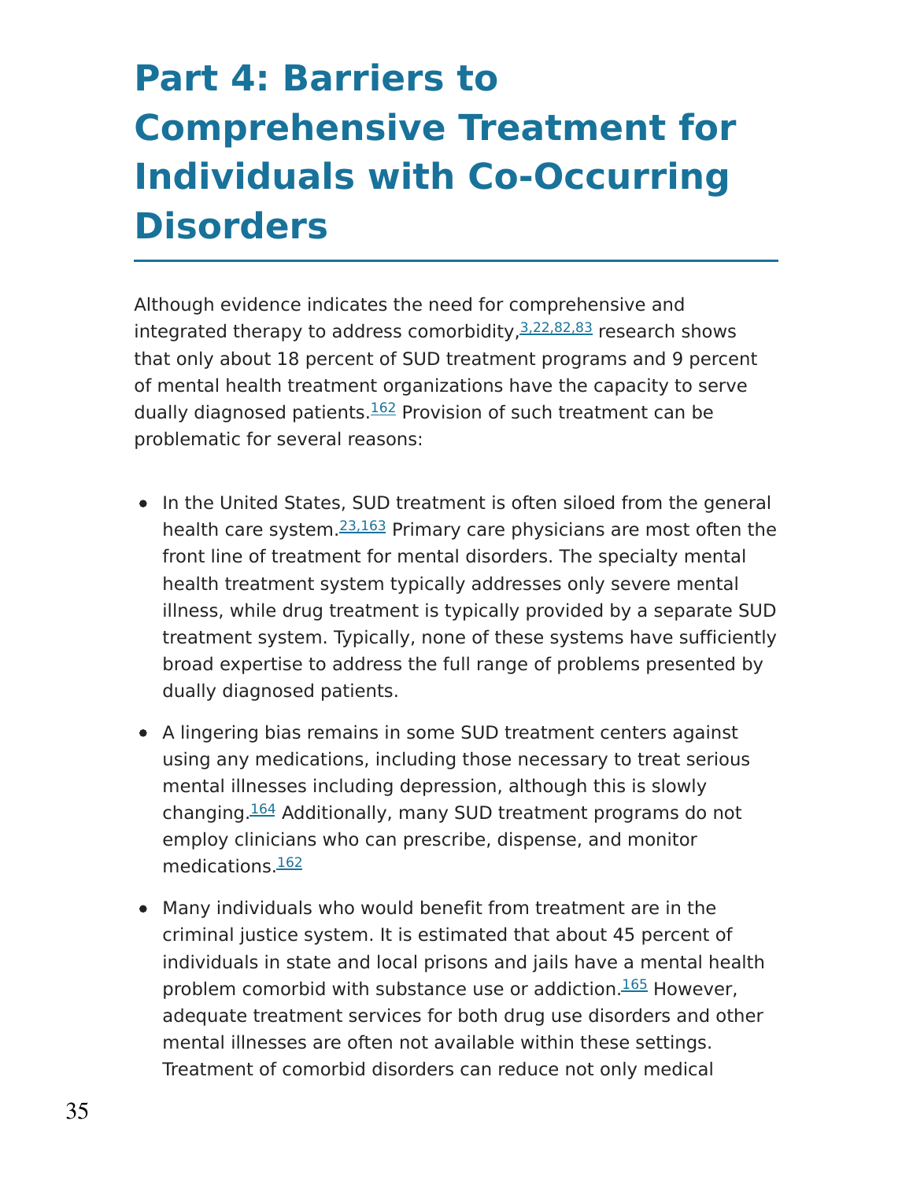# Part 4: Barriers to Comprehensive Treatment for Individuals with Co-Occurring Disorders

Although evidence indicates the need for comprehensive and integrated therapy to address comorbidity,[3,22,82,83] research shows that only about 18 percent of SUD treatment programs and 9 percent of mental health treatment organizations have the capacity to serve dually diagnosed patients.[162] Provision of such treatment can be problematic for several reasons:

- In the United States, SUD treatment is often siloed from the general health care system.[23,163] Primary care physicians are most often the front line of treatment for mental disorders. The specialty mental health treatment system typically addresses only severe mental illness, while drug treatment is typically provided by a separate SUD treatment system. Typically, none of these systems have sufficiently broad expertise to address the full range of problems presented by dually diagnosed patients.
- A lingering bias remains in some SUD treatment centers against using any medications, including those necessary to treat serious mental illnesses including depression, although this is slowly changing.[164] Additionally, many SUD treatment programs do not employ clinicians who can prescribe, dispense, and monitor medications.[162]
- Many individuals who would benefit from treatment are in the criminal justice system. It is estimated that about 45 percent of individuals in state and local prisons and jails have a mental health problem comorbid with substance use or addiction.[165] However, adequate treatment services for both drug use disorders and other mental illnesses are often not available within these settings. Treatment of comorbid disorders can reduce not only medical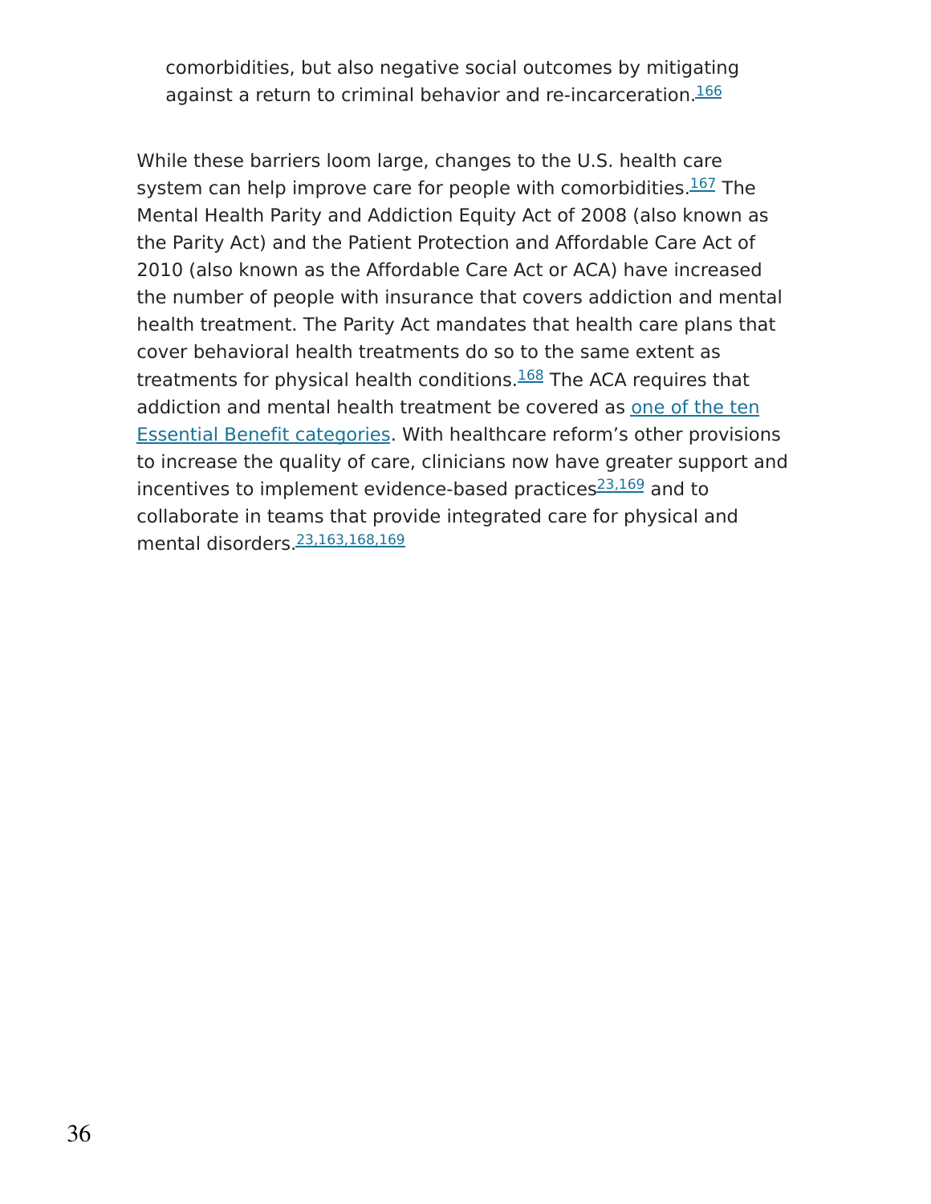comorbidities, but also negative social outcomes by mitigating against a return to criminal behavior and re-incarceration.[166]

While these barriers loom large, changes to the U.S. health care system can help improve care for people with comorbidities.[167] The Mental Health Parity and Addiction Equity Act of 2008 (also known as the Parity Act) and the Patient Protection and Affordable Care Act of 2010 (also known as the Affordable Care Act or ACA) have increased the number of people with insurance that covers addiction and mental health treatment. The Parity Act mandates that health care plans that cover behavioral health treatments do so to the same extent as treatments for physical health conditions.[168] The ACA requires that addiction and mental health treatment be covered as one of the ten Essential Benefit categories. With healthcare reform's other provisions to increase the quality of care, clinicians now have greater support and incentives to implement evidence-based practices[23,169] and to collaborate in teams that provide integrated care for physical and mental disorders.[23,163,168,169]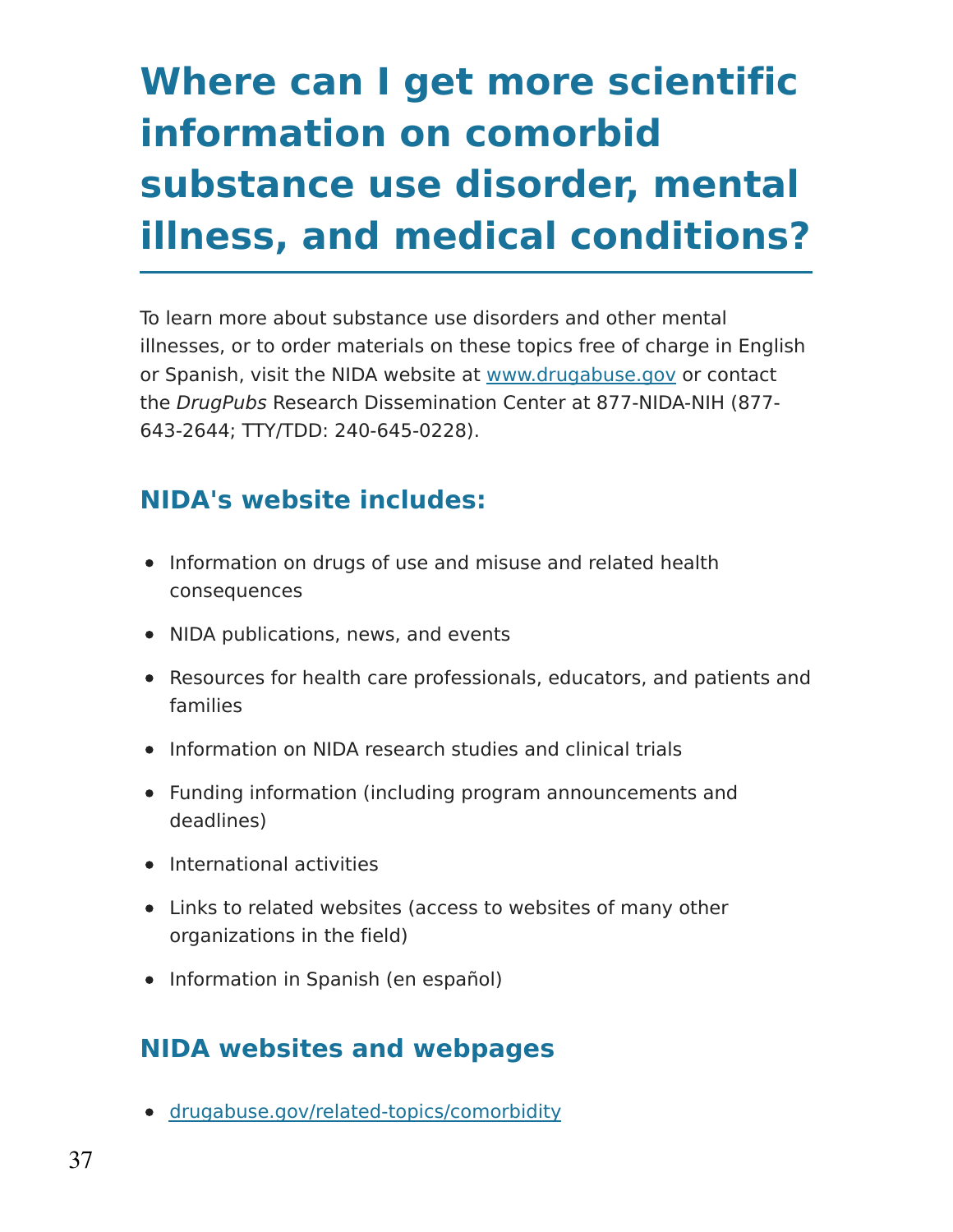# Where can I get more scientific information on comorbid substance use disorder, mental illness, and medical conditions?

To learn more about substance use disorders and other mental illnesses, or to order materials on these topics free of charge in English or Spanish, visit the NIDA website at [www.drugabuse.gov](www.drugabuse.gov) or contact the *DrugPubs* Research Dissemination Center at 877-NIDA-NIH (877-643-2644; TTY/TDD: 240-645-0228).

## NIDA's website includes:

- Information on drugs of use and misuse and related health consequences
- NIDA publications, news, and events
- Resources for health care professionals, educators, and patients and families
- Information on NIDA research studies and clinical trials
- Funding information (including program announcements and deadlines)
- International activities
- Links to related websites (access to websites of many other organizations in the field)
- Information in Spanish (en español)

## NIDA websites and webpages

- [drugabuse.gov/related-topics/comorbidity](drugabuse.gov/related-topics/comorbidity)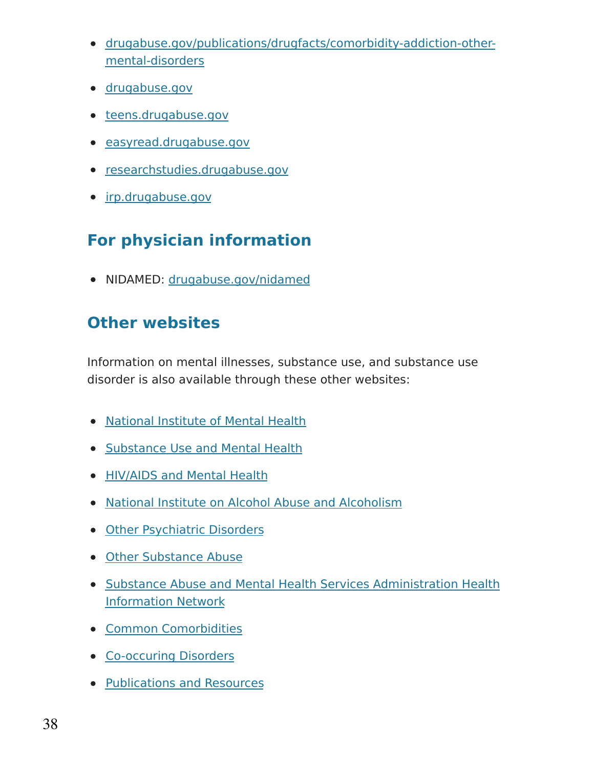- drugabuse.gov/publications/drugfacts/comorbidity-addiction-other-mental-disorders
- drugabuse.gov
- teens.drugabuse.gov
- easyread.drugabuse.gov
- researchstudies.drugabuse.gov
- irp.drugabuse.gov

## For physician information

- NIDAMED: drugabuse.gov/nidamed

## Other websites

Information on mental illnesses, substance use, and substance use disorder is also available through these other websites:

- National Institute of Mental Health
- Substance Use and Mental Health
- HIV/AIDS and Mental Health
- National Institute on Alcohol Abuse and Alcoholism
- Other Psychiatric Disorders
- Other Substance Abuse
- Substance Abuse and Mental Health Services Administration Health Information Network
- Common Comorbidities
- Co-occuring Disorders
- Publications and Resources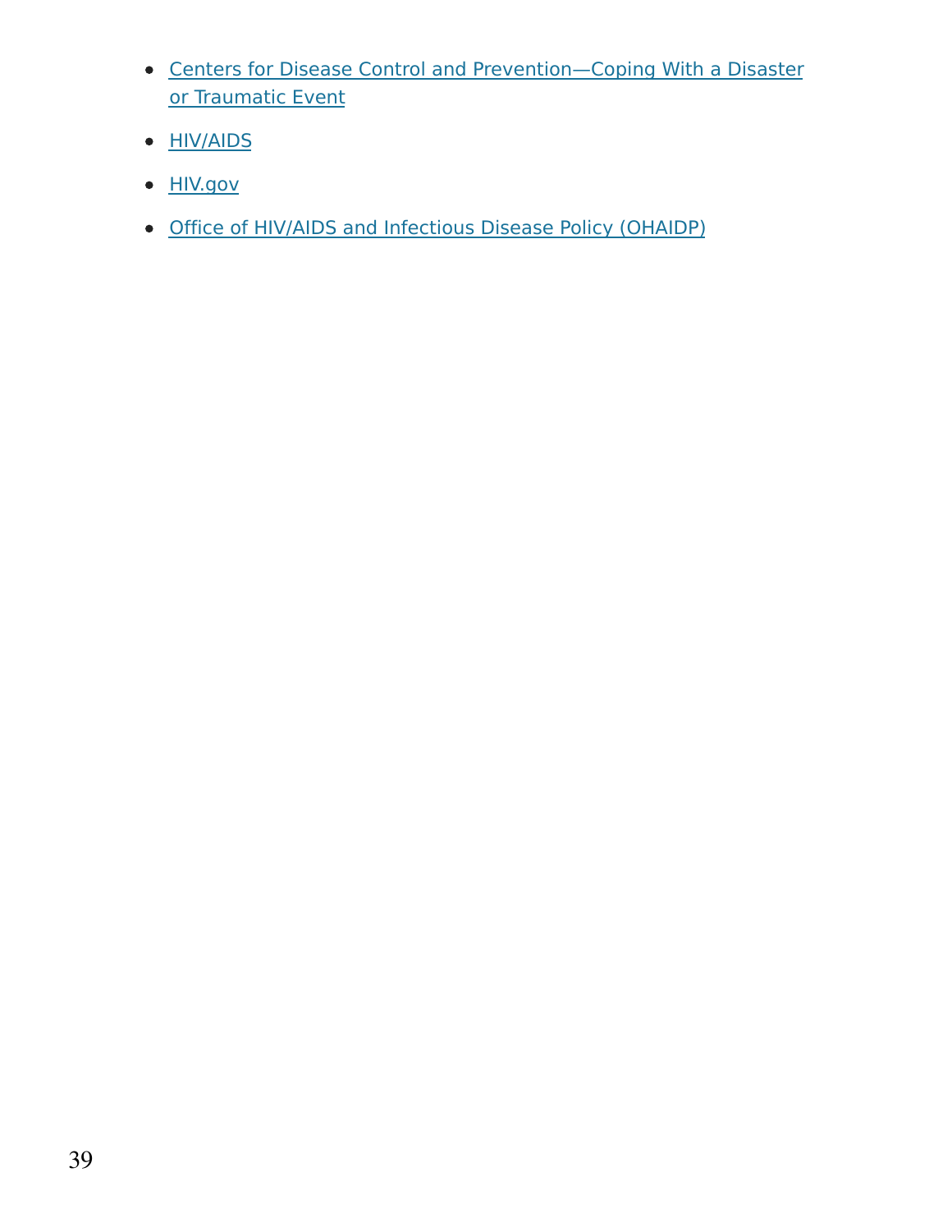- Centers for Disease Control and Prevention—Coping With a Disaster or Traumatic Event
- HIV/AIDS
- HIV.gov
- Office of HIV/AIDS and Infectious Disease Policy (OHAIDP)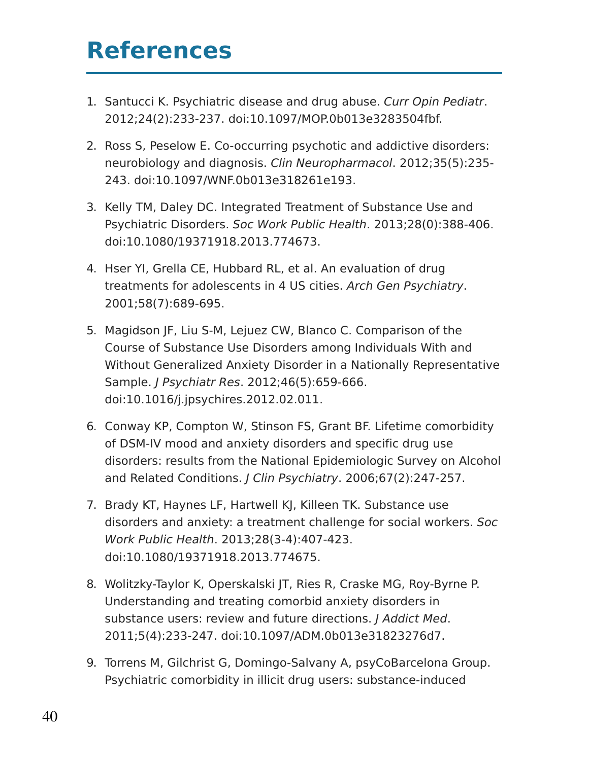# References

1. Santucci K. Psychiatric disease and drug abuse. *Curr Opin Pediatr*. 2012;24(2):233-237. doi:10.1097/MOP.0b013e3283504fbf.

2. Ross S, Peselow E. Co-occurring psychotic and addictive disorders: neurobiology and diagnosis. *Clin Neuropharmacol*. 2012;35(5):235-243. doi:10.1097/WNF.0b013e318261e193.

3. Kelly TM, Daley DC. Integrated Treatment of Substance Use and Psychiatric Disorders. *Soc Work Public Health*. 2013;28(0):388-406. doi:10.1080/19371918.2013.774673.

4. Hser YI, Grella CE, Hubbard RL, et al. An evaluation of drug treatments for adolescents in 4 US cities. *Arch Gen Psychiatry*. 2001;58(7):689-695.

5. Magidson JF, Liu S-M, Lejuez CW, Blanco C. Comparison of the Course of Substance Use Disorders among Individuals With and Without Generalized Anxiety Disorder in a Nationally Representative Sample. *J Psychiatr Res*. 2012;46(5):659-666. doi:10.1016/j.jpsychires.2012.02.011.

6. Conway KP, Compton W, Stinson FS, Grant BF. Lifetime comorbidity of DSM-IV mood and anxiety disorders and specific drug use disorders: results from the National Epidemiologic Survey on Alcohol and Related Conditions. *J Clin Psychiatry*. 2006;67(2):247-257.

7. Brady KT, Haynes LF, Hartwell KJ, Killeen TK. Substance use disorders and anxiety: a treatment challenge for social workers. *Soc Work Public Health*. 2013;28(3-4):407-423. doi:10.1080/19371918.2013.774675.

8. Wolitzky-Taylor K, Operskalski JT, Ries R, Craske MG, Roy-Byrne P. Understanding and treating comorbid anxiety disorders in substance users: review and future directions. *J Addict Med*. 2011;5(4):233-247. doi:10.1097/ADM.0b013e31823276d7.

9. Torrens M, Gilchrist G, Domingo-Salvany A, psyCoBarcelona Group. Psychiatric comorbidity in illicit drug users: substance-induced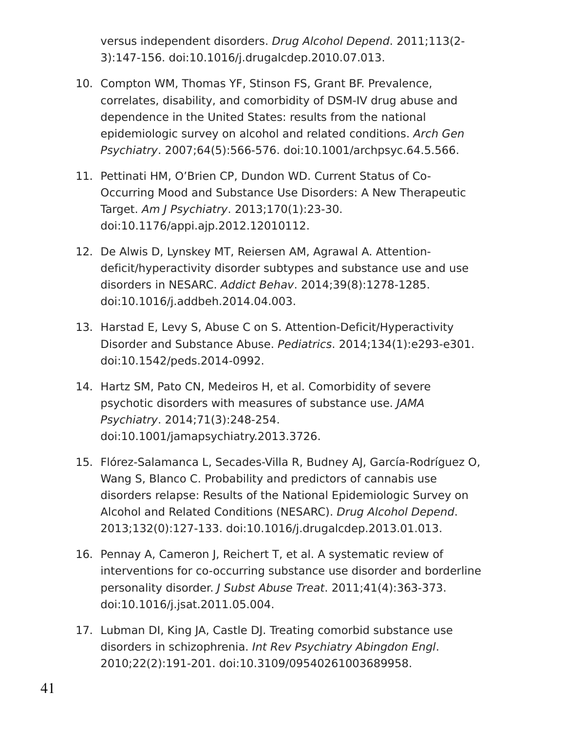versus independent disorders. *Drug Alcohol Depend*. 2011;113(2-3):147-156. doi:10.1016/j.drugalcdep.2010.07.013.

10. Compton WM, Thomas YF, Stinson FS, Grant BF. Prevalence, correlates, disability, and comorbidity of DSM-IV drug abuse and dependence in the United States: results from the national epidemiologic survey on alcohol and related conditions. *Arch Gen Psychiatry*. 2007;64(5):566-576. doi:10.1001/archpsyc.64.5.566.
11. Pettinati HM, O'Brien CP, Dundon WD. Current Status of Co-Occurring Mood and Substance Use Disorders: A New Therapeutic Target. *Am J Psychiatry*. 2013;170(1):23-30. doi:10.1176/appi.ajp.2012.12010112.
12. De Alwis D, Lynskey MT, Reiersen AM, Agrawal A. Attention-deficit/hyperactivity disorder subtypes and substance use and use disorders in NESARC. *Addict Behav*. 2014;39(8):1278-1285. doi:10.1016/j.addbeh.2014.04.003.
13. Harstad E, Levy S, Abuse C on S. Attention-Deficit/Hyperactivity Disorder and Substance Abuse. *Pediatrics*. 2014;134(1):e293-e301. doi:10.1542/peds.2014-0992.
14. Hartz SM, Pato CN, Medeiros H, et al. Comorbidity of severe psychotic disorders with measures of substance use. *JAMA Psychiatry*. 2014;71(3):248-254. doi:10.1001/jamapsychiatry.2013.3726.
15. Flórez-Salamanca L, Secades-Villa R, Budney AJ, García-Rodríguez O, Wang S, Blanco C. Probability and predictors of cannabis use disorders relapse: Results of the National Epidemiologic Survey on Alcohol and Related Conditions (NESARC). *Drug Alcohol Depend*. 2013;132(0):127-133. doi:10.1016/j.drugalcdep.2013.01.013.
16. Pennay A, Cameron J, Reichert T, et al. A systematic review of interventions for co-occurring substance use disorder and borderline personality disorder. *J Subst Abuse Treat*. 2011;41(4):363-373. doi:10.1016/j.jsat.2011.05.004.
17. Lubman DI, King JA, Castle DJ. Treating comorbid substance use disorders in schizophrenia. *Int Rev Psychiatry Abingdon Engl*. 2010;22(2):191-201. doi:10.3109/09540261003689958.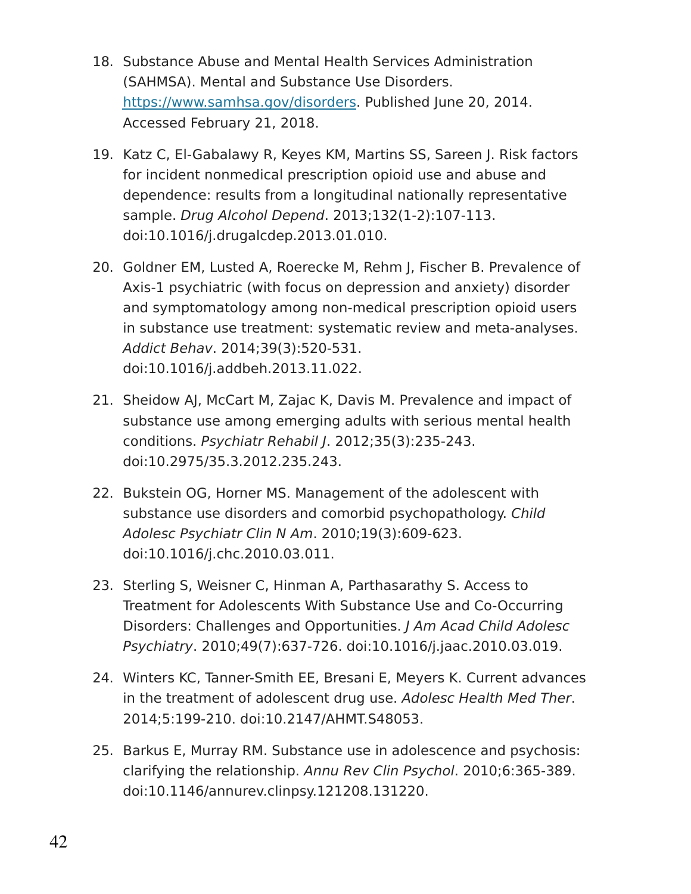18. Substance Abuse and Mental Health Services Administration (SAHMSA). Mental and Substance Use Disorders. https://www.samhsa.gov/disorders. Published June 20, 2014. Accessed February 21, 2018.

19. Katz C, El-Gabalawy R, Keyes KM, Martins SS, Sareen J. Risk factors for incident nonmedical prescription opioid use and abuse and dependence: results from a longitudinal nationally representative sample. *Drug Alcohol Depend*. 2013;132(1-2):107-113. doi:10.1016/j.drugalcdep.2013.01.010.

20. Goldner EM, Lusted A, Roerecke M, Rehm J, Fischer B. Prevalence of Axis-1 psychiatric (with focus on depression and anxiety) disorder and symptomatology among non-medical prescription opioid users in substance use treatment: systematic review and meta-analyses. *Addict Behav*. 2014;39(3):520-531. doi:10.1016/j.addbeh.2013.11.022.

21. Sheidow AJ, McCart M, Zajac K, Davis M. Prevalence and impact of substance use among emerging adults with serious mental health conditions. *Psychiatr Rehabil J*. 2012;35(3):235-243. doi:10.2975/35.3.2012.235.243.

22. Bukstein OG, Horner MS. Management of the adolescent with substance use disorders and comorbid psychopathology. *Child Adolesc Psychiatr Clin N Am*. 2010;19(3):609-623. doi:10.1016/j.chc.2010.03.011.

23. Sterling S, Weisner C, Hinman A, Parthasarathy S. Access to Treatment for Adolescents With Substance Use and Co-Occurring Disorders: Challenges and Opportunities. *J Am Acad Child Adolesc Psychiatry*. 2010;49(7):637-726. doi:10.1016/j.jaac.2010.03.019.

24. Winters KC, Tanner-Smith EE, Bresani E, Meyers K. Current advances in the treatment of adolescent drug use. *Adolesc Health Med Ther*. 2014;5:199-210. doi:10.2147/AHMT.S48053.

25. Barkus E, Murray RM. Substance use in adolescence and psychosis: clarifying the relationship. *Annu Rev Clin Psychol*. 2010;6:365-389. doi:10.1146/annurev.clinpsy.121208.131220.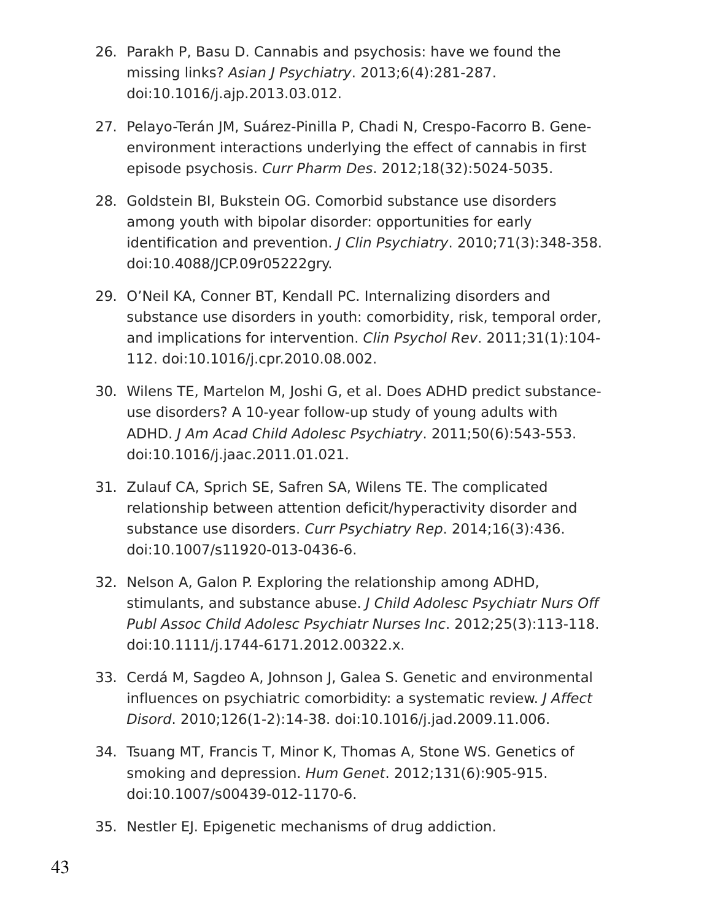26. Parakh P, Basu D. Cannabis and psychosis: have we found the missing links? *Asian J Psychiatry*. 2013;6(4):281-287. doi:10.1016/j.ajp.2013.03.012.

27. Pelayo-Terán JM, Suárez-Pinilla P, Chadi N, Crespo-Facorro B. Gene-environment interactions underlying the effect of cannabis in first episode psychosis. *Curr Pharm Des*. 2012;18(32):5024-5035.

28. Goldstein BI, Bukstein OG. Comorbid substance use disorders among youth with bipolar disorder: opportunities for early identification and prevention. *J Clin Psychiatry*. 2010;71(3):348-358. doi:10.4088/JCP.09r05222gry.

29. O'Neil KA, Conner BT, Kendall PC. Internalizing disorders and substance use disorders in youth: comorbidity, risk, temporal order, and implications for intervention. *Clin Psychol Rev*. 2011;31(1):104-112. doi:10.1016/j.cpr.2010.08.002.

30. Wilens TE, Martelon M, Joshi G, et al. Does ADHD predict substance-use disorders? A 10-year follow-up study of young adults with ADHD. *J Am Acad Child Adolesc Psychiatry*. 2011;50(6):543-553. doi:10.1016/j.jaac.2011.01.021.

31. Zulauf CA, Sprich SE, Safren SA, Wilens TE. The complicated relationship between attention deficit/hyperactivity disorder and substance use disorders. *Curr Psychiatry Rep*. 2014;16(3):436. doi:10.1007/s11920-013-0436-6.

32. Nelson A, Galon P. Exploring the relationship among ADHD, stimulants, and substance abuse. *J Child Adolesc Psychiatr Nurs Off Publ Assoc Child Adolesc Psychiatr Nurses Inc*. 2012;25(3):113-118. doi:10.1111/j.1744-6171.2012.00322.x.

33. Cerdá M, Sagdeo A, Johnson J, Galea S. Genetic and environmental influences on psychiatric comorbidity: a systematic review. *J Affect Disord*. 2010;126(1-2):14-38. doi:10.1016/j.jad.2009.11.006.

34. Tsuang MT, Francis T, Minor K, Thomas A, Stone WS. Genetics of smoking and depression. *Hum Genet*. 2012;131(6):905-915. doi:10.1007/s00439-012-1170-6.

35. Nestler EJ. Epigenetic mechanisms of drug addiction.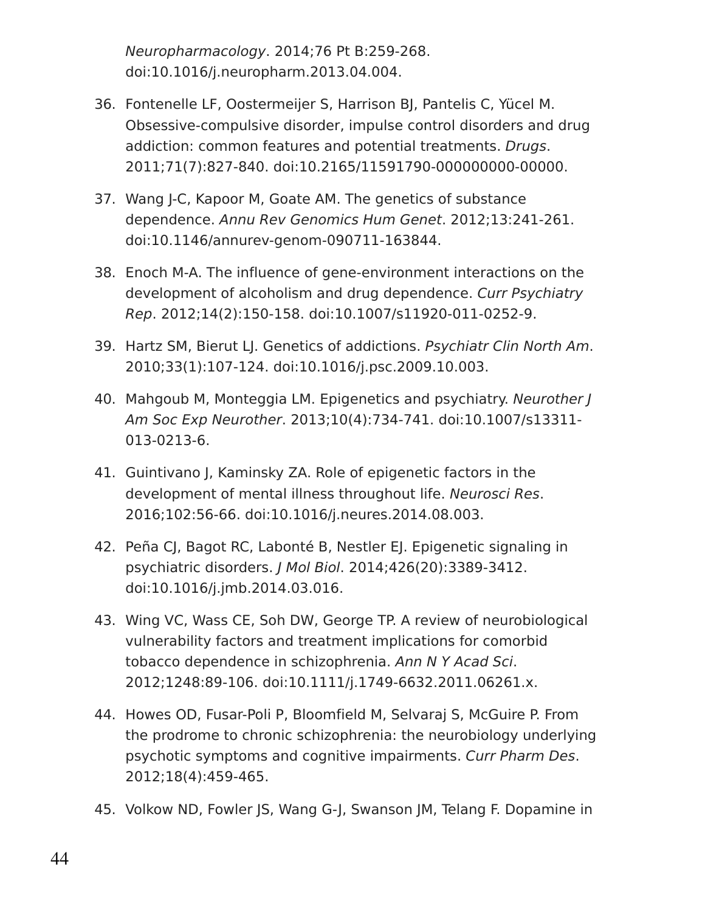*Neuropharmacology*. 2014;76 Pt B:259-268. doi:10.1016/j.neuropharm.2013.04.004.

36. Fontenelle LF, Oostermeijer S, Harrison BJ, Pantelis C, Yücel M. Obsessive-compulsive disorder, impulse control disorders and drug addiction: common features and potential treatments. *Drugs*. 2011;71(7):827-840. doi:10.2165/11591790-000000000-00000.

37. Wang J-C, Kapoor M, Goate AM. The genetics of substance dependence. *Annu Rev Genomics Hum Genet*. 2012;13:241-261. doi:10.1146/annurev-genom-090711-163844.

38. Enoch M-A. The influence of gene-environment interactions on the development of alcoholism and drug dependence. *Curr Psychiatry Rep*. 2012;14(2):150-158. doi:10.1007/s11920-011-0252-9.

39. Hartz SM, Bierut LJ. Genetics of addictions. *Psychiatr Clin North Am*. 2010;33(1):107-124. doi:10.1016/j.psc.2009.10.003.

40. Mahgoub M, Monteggia LM. Epigenetics and psychiatry. *Neurother J Am Soc Exp Neurother*. 2013;10(4):734-741. doi:10.1007/s13311-013-0213-6.

41. Guintivano J, Kaminsky ZA. Role of epigenetic factors in the development of mental illness throughout life. *Neurosci Res*. 2016;102:56-66. doi:10.1016/j.neures.2014.08.003.

42. Peña CJ, Bagot RC, Labonté B, Nestler EJ. Epigenetic signaling in psychiatric disorders. *J Mol Biol*. 2014;426(20):3389-3412. doi:10.1016/j.jmb.2014.03.016.

43. Wing VC, Wass CE, Soh DW, George TP. A review of neurobiological vulnerability factors and treatment implications for comorbid tobacco dependence in schizophrenia. *Ann N Y Acad Sci*. 2012;1248:89-106. doi:10.1111/j.1749-6632.2011.06261.x.

44. Howes OD, Fusar-Poli P, Bloomfield M, Selvaraj S, McGuire P. From the prodrome to chronic schizophrenia: the neurobiology underlying psychotic symptoms and cognitive impairments. *Curr Pharm Des*. 2012;18(4):459-465.

45. Volkow ND, Fowler JS, Wang G-J, Swanson JM, Telang F. Dopamine in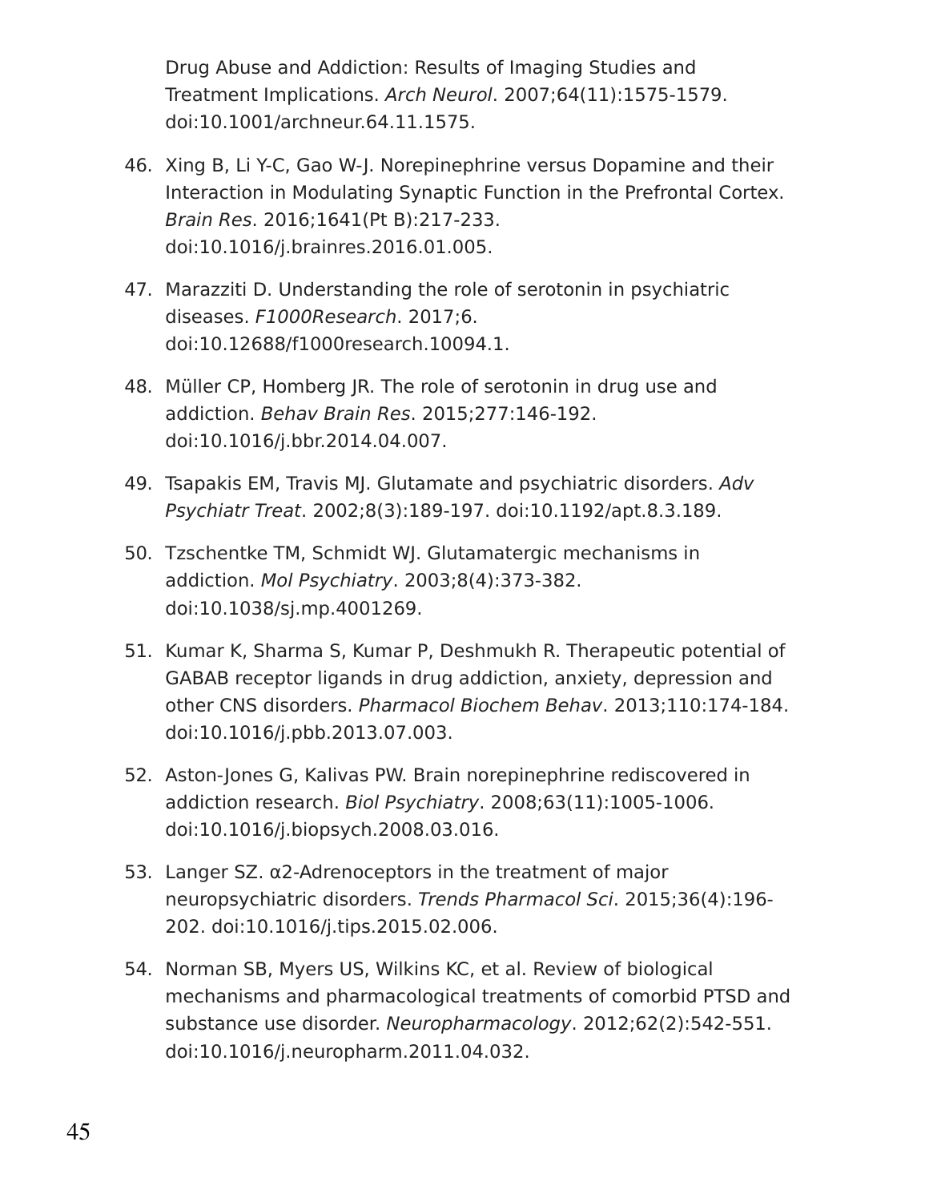Drug Abuse and Addiction: Results of Imaging Studies and Treatment Implications. *Arch Neurol*. 2007;64(11):1575-1579. doi:10.1001/archneur.64.11.1575.

46. Xing B, Li Y-C, Gao W-J. Norepinephrine versus Dopamine and their Interaction in Modulating Synaptic Function in the Prefrontal Cortex. *Brain Res*. 2016;1641(Pt B):217-233. doi:10.1016/j.brainres.2016.01.005.

47. Marazziti D. Understanding the role of serotonin in psychiatric diseases. *F1000Research*. 2017;6. doi:10.12688/f1000research.10094.1.

48. Müller CP, Homberg JR. The role of serotonin in drug use and addiction. *Behav Brain Res*. 2015;277:146-192. doi:10.1016/j.bbr.2014.04.007.

49. Tsapakis EM, Travis MJ. Glutamate and psychiatric disorders. *Adv Psychiatr Treat*. 2002;8(3):189-197. doi:10.1192/apt.8.3.189.

50. Tzschentke TM, Schmidt WJ. Glutamatergic mechanisms in addiction. *Mol Psychiatry*. 2003;8(4):373-382. doi:10.1038/sj.mp.4001269.

51. Kumar K, Sharma S, Kumar P, Deshmukh R. Therapeutic potential of GABAB receptor ligands in drug addiction, anxiety, depression and other CNS disorders. *Pharmacol Biochem Behav*. 2013;110:174-184. doi:10.1016/j.pbb.2013.07.003.

52. Aston-Jones G, Kalivas PW. Brain norepinephrine rediscovered in addiction research. *Biol Psychiatry*. 2008;63(11):1005-1006. doi:10.1016/j.biopsych.2008.03.016.

53. Langer SZ. α2-Adrenoceptors in the treatment of major neuropsychiatric disorders. *Trends Pharmacol Sci*. 2015;36(4):196-202. doi:10.1016/j.tips.2015.02.006.

54. Norman SB, Myers US, Wilkins KC, et al. Review of biological mechanisms and pharmacological treatments of comorbid PTSD and substance use disorder. *Neuropharmacology*. 2012;62(2):542-551. doi:10.1016/j.neuropharm.2011.04.032.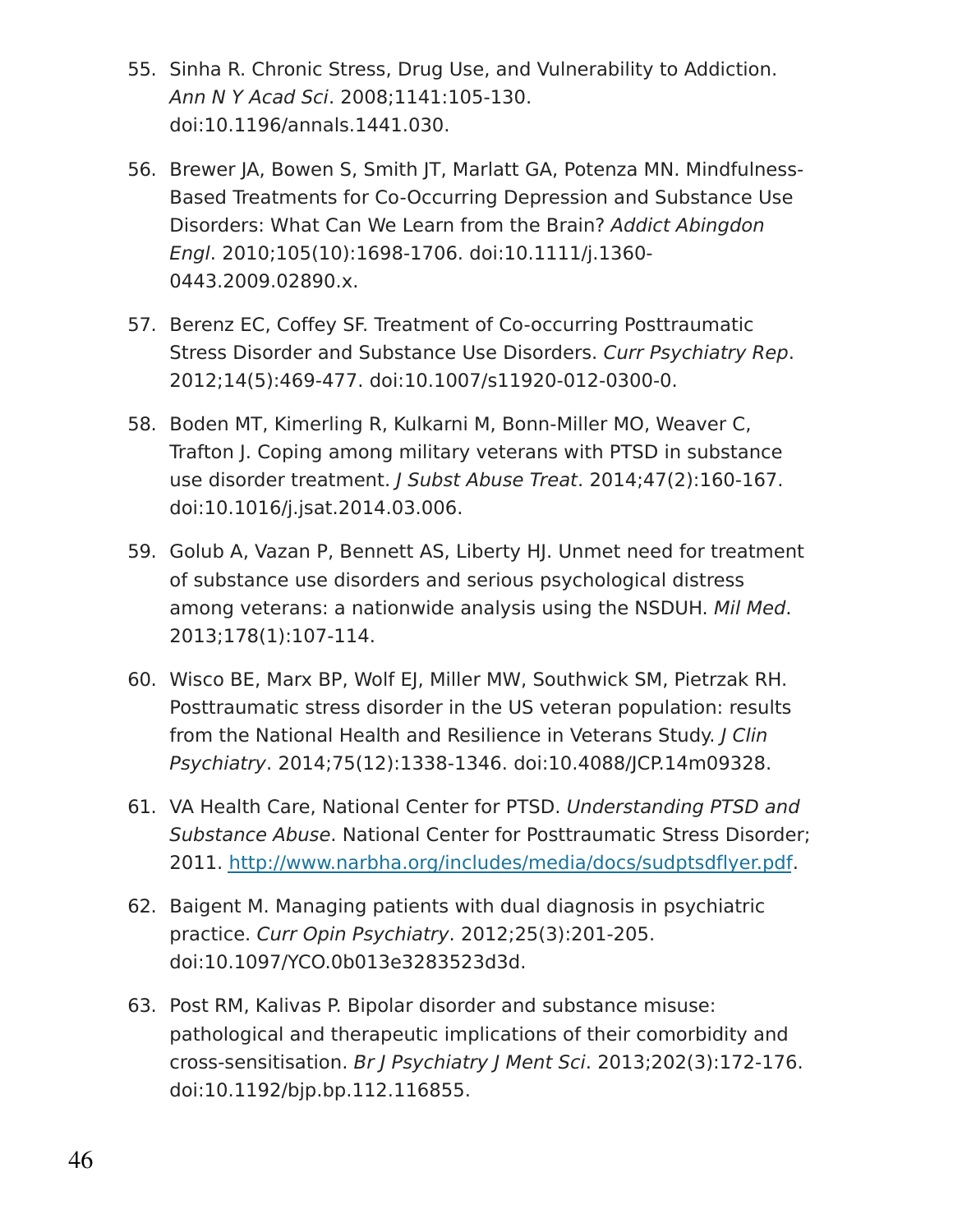55. Sinha R. Chronic Stress, Drug Use, and Vulnerability to Addiction. *Ann N Y Acad Sci*. 2008;1141:105-130. doi:10.1196/annals.1441.030.

56. Brewer JA, Bowen S, Smith JT, Marlatt GA, Potenza MN. Mindfulness-Based Treatments for Co-Occurring Depression and Substance Use Disorders: What Can We Learn from the Brain? *Addict Abingdon Engl*. 2010;105(10):1698-1706. doi:10.1111/j.1360-0443.2009.02890.x.

57. Berenz EC, Coffey SF. Treatment of Co-occurring Posttraumatic Stress Disorder and Substance Use Disorders. *Curr Psychiatry Rep*. 2012;14(5):469-477. doi:10.1007/s11920-012-0300-0.

58. Boden MT, Kimerling R, Kulkarni M, Bonn-Miller MO, Weaver C, Trafton J. Coping among military veterans with PTSD in substance use disorder treatment. *J Subst Abuse Treat*. 2014;47(2):160-167. doi:10.1016/j.jsat.2014.03.006.

59. Golub A, Vazan P, Bennett AS, Liberty HJ. Unmet need for treatment of substance use disorders and serious psychological distress among veterans: a nationwide analysis using the NSDUH. *Mil Med*. 2013;178(1):107-114.

60. Wisco BE, Marx BP, Wolf EJ, Miller MW, Southwick SM, Pietrzak RH. Posttraumatic stress disorder in the US veteran population: results from the National Health and Resilience in Veterans Study. *J Clin Psychiatry*. 2014;75(12):1338-1346. doi:10.4088/JCP.14m09328.

61. VA Health Care, National Center for PTSD. *Understanding PTSD and Substance Abuse*. National Center for Posttraumatic Stress Disorder; 2011. http://www.narbha.org/includes/media/docs/sudptsdflyer.pdf.

62. Baigent M. Managing patients with dual diagnosis in psychiatric practice. *Curr Opin Psychiatry*. 2012;25(3):201-205. doi:10.1097/YCO.0b013e3283523d3d.

63. Post RM, Kalivas P. Bipolar disorder and substance misuse: pathological and therapeutic implications of their comorbidity and cross-sensitisation. *Br J Psychiatry J Ment Sci*. 2013;202(3):172-176. doi:10.1192/bjp.bp.112.116855.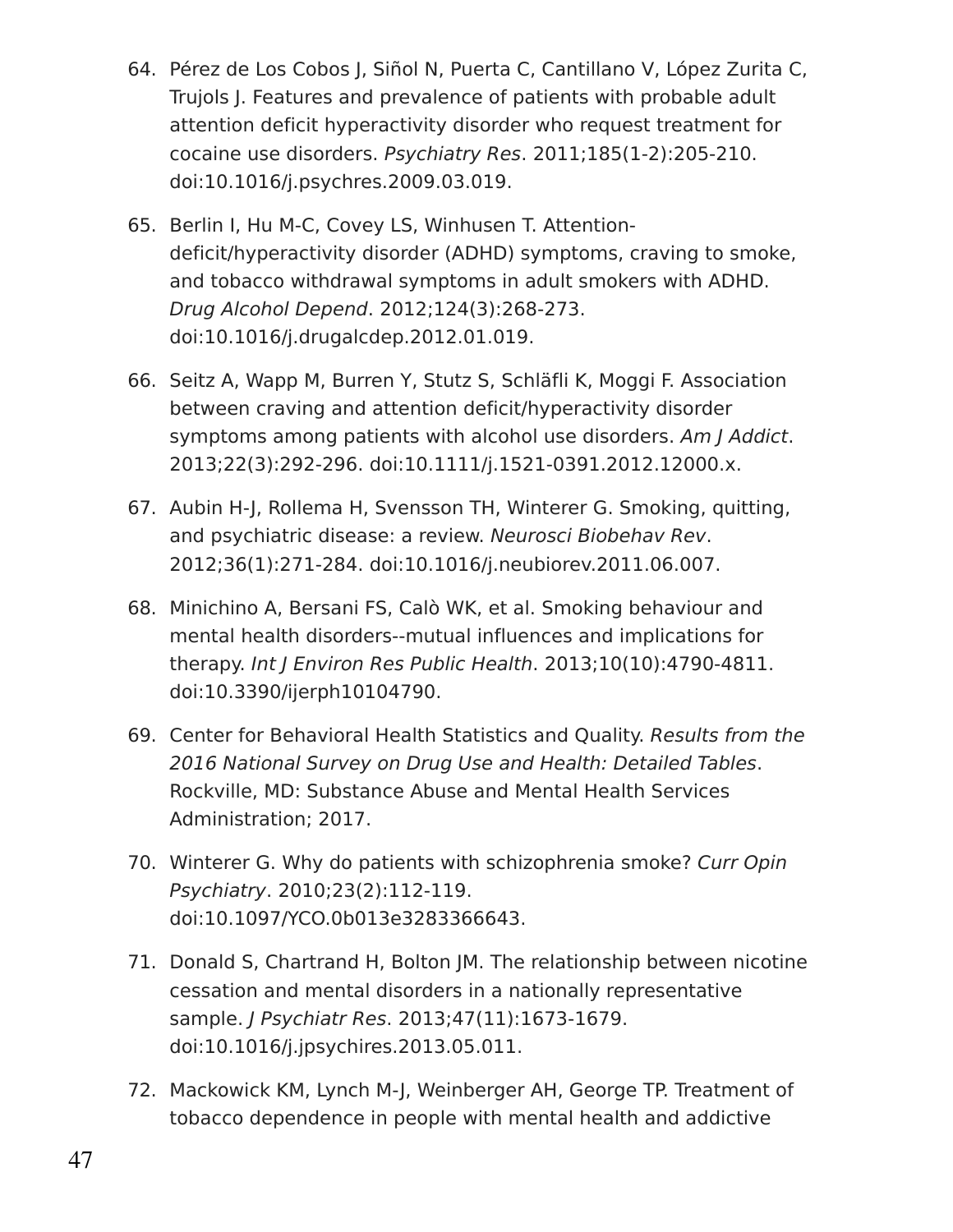64. Pérez de Los Cobos J, Siñol N, Puerta C, Cantillano V, López Zurita C, Trujols J. Features and prevalence of patients with probable adult attention deficit hyperactivity disorder who request treatment for cocaine use disorders. *Psychiatry Res*. 2011;185(1-2):205-210. doi:10.1016/j.psychres.2009.03.019.

65. Berlin I, Hu M-C, Covey LS, Winhusen T. Attention-deficit/hyperactivity disorder (ADHD) symptoms, craving to smoke, and tobacco withdrawal symptoms in adult smokers with ADHD. *Drug Alcohol Depend*. 2012;124(3):268-273. doi:10.1016/j.drugalcdep.2012.01.019.

66. Seitz A, Wapp M, Burren Y, Stutz S, Schläfli K, Moggi F. Association between craving and attention deficit/hyperactivity disorder symptoms among patients with alcohol use disorders. *Am J Addict*. 2013;22(3):292-296. doi:10.1111/j.1521-0391.2012.12000.x.

67. Aubin H-J, Rollema H, Svensson TH, Winterer G. Smoking, quitting, and psychiatric disease: a review. *Neurosci Biobehav Rev*. 2012;36(1):271-284. doi:10.1016/j.neubiorev.2011.06.007.

68. Minichino A, Bersani FS, Calò WK, et al. Smoking behaviour and mental health disorders--mutual influences and implications for therapy. *Int J Environ Res Public Health*. 2013;10(10):4790-4811. doi:10.3390/ijerph10104790.

69. Center for Behavioral Health Statistics and Quality. *Results from the 2016 National Survey on Drug Use and Health: Detailed Tables*. Rockville, MD: Substance Abuse and Mental Health Services Administration; 2017.

70. Winterer G. Why do patients with schizophrenia smoke? *Curr Opin Psychiatry*. 2010;23(2):112-119. doi:10.1097/YCO.0b013e3283366643.

71. Donald S, Chartrand H, Bolton JM. The relationship between nicotine cessation and mental disorders in a nationally representative sample. *J Psychiatr Res*. 2013;47(11):1673-1679. doi:10.1016/j.jpsychires.2013.05.011.

72. Mackowick KM, Lynch M-J, Weinberger AH, George TP. Treatment of tobacco dependence in people with mental health and addictive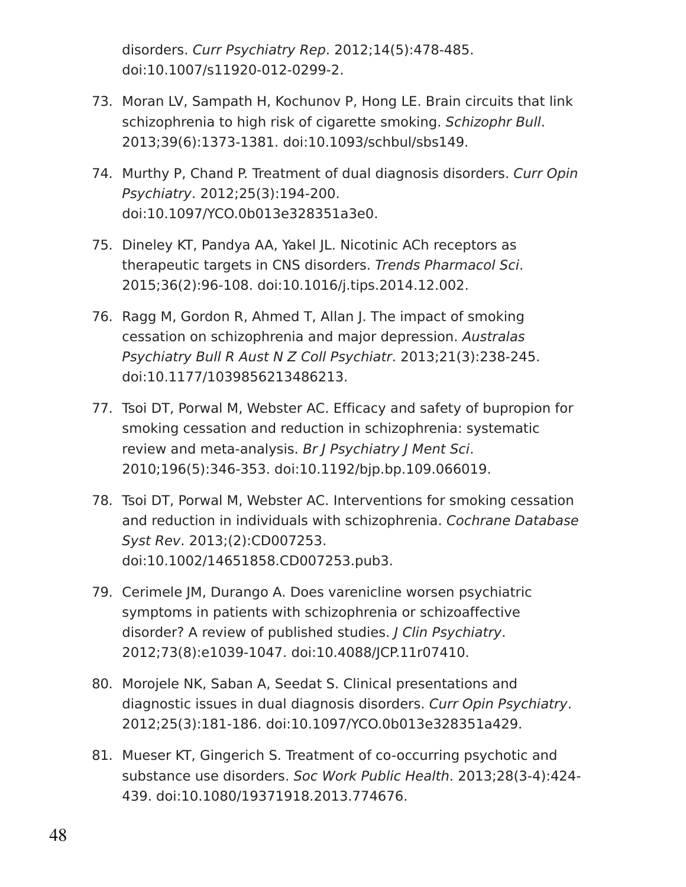disorders. *Curr Psychiatry Rep*. 2012;14(5):478-485. doi:10.1007/s11920-012-0299-2.

73. Moran LV, Sampath H, Kochunov P, Hong LE. Brain circuits that link schizophrenia to high risk of cigarette smoking. *Schizophr Bull*. 2013;39(6):1373-1381. doi:10.1093/schbul/sbs149.

74. Murthy P, Chand P. Treatment of dual diagnosis disorders. *Curr Opin Psychiatry*. 2012;25(3):194-200. doi:10.1097/YCO.0b013e328351a3e0.

75. Dineley KT, Pandya AA, Yakel JL. Nicotinic ACh receptors as therapeutic targets in CNS disorders. *Trends Pharmacol Sci*. 2015;36(2):96-108. doi:10.1016/j.tips.2014.12.002.

76. Ragg M, Gordon R, Ahmed T, Allan J. The impact of smoking cessation on schizophrenia and major depression. *Australas Psychiatry Bull R Aust N Z Coll Psychiatr*. 2013;21(3):238-245. doi:10.1177/1039856213486213.

77. Tsoi DT, Porwal M, Webster AC. Efficacy and safety of bupropion for smoking cessation and reduction in schizophrenia: systematic review and meta-analysis. *Br J Psychiatry J Ment Sci*. 2010;196(5):346-353. doi:10.1192/bjp.bp.109.066019.

78. Tsoi DT, Porwal M, Webster AC. Interventions for smoking cessation and reduction in individuals with schizophrenia. *Cochrane Database Syst Rev*. 2013;(2):CD007253. doi:10.1002/14651858.CD007253.pub3.

79. Cerimele JM, Durango A. Does varenicline worsen psychiatric symptoms in patients with schizophrenia or schizoaffective disorder? A review of published studies. *J Clin Psychiatry*. 2012;73(8):e1039-1047. doi:10.4088/JCP.11r07410.

80. Morojele NK, Saban A, Seedat S. Clinical presentations and diagnostic issues in dual diagnosis disorders. *Curr Opin Psychiatry*. 2012;25(3):181-186. doi:10.1097/YCO.0b013e328351a429.

81. Mueser KT, Gingerich S. Treatment of co-occurring psychotic and substance use disorders. *Soc Work Public Health*. 2013;28(3-4):424-439. doi:10.1080/19371918.2013.774676.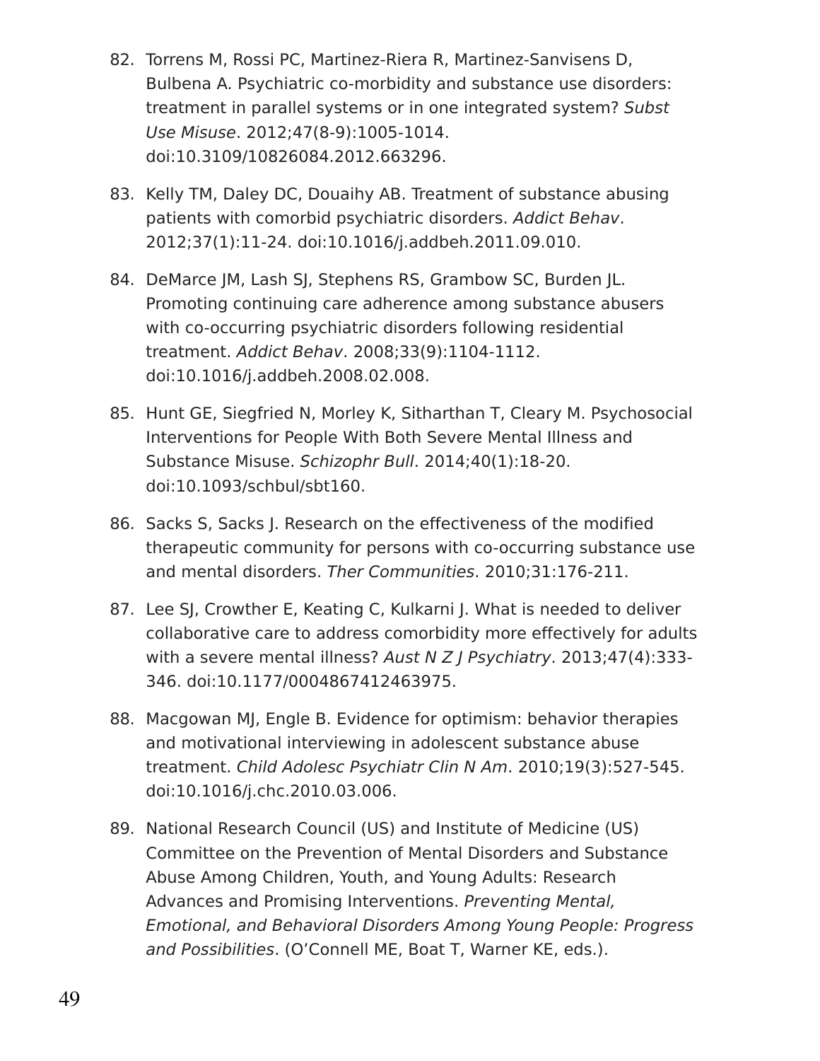82. Torrens M, Rossi PC, Martinez-Riera R, Martinez-Sanvisens D, Bulbena A. Psychiatric co-morbidity and substance use disorders: treatment in parallel systems or in one integrated system? *Subst Use Misuse*. 2012;47(8-9):1005-1014. doi:10.3109/10826084.2012.663296.

83. Kelly TM, Daley DC, Douaihy AB. Treatment of substance abusing patients with comorbid psychiatric disorders. *Addict Behav*. 2012;37(1):11-24. doi:10.1016/j.addbeh.2011.09.010.

84. DeMarce JM, Lash SJ, Stephens RS, Grambow SC, Burden JL. Promoting continuing care adherence among substance abusers with co-occurring psychiatric disorders following residential treatment. *Addict Behav*. 2008;33(9):1104-1112. doi:10.1016/j.addbeh.2008.02.008.

85. Hunt GE, Siegfried N, Morley K, Sitharthan T, Cleary M. Psychosocial Interventions for People With Both Severe Mental Illness and Substance Misuse. *Schizophr Bull*. 2014;40(1):18-20. doi:10.1093/schbul/sbt160.

86. Sacks S, Sacks J. Research on the effectiveness of the modified therapeutic community for persons with co-occurring substance use and mental disorders. *Ther Communities*. 2010;31:176-211.

87. Lee SJ, Crowther E, Keating C, Kulkarni J. What is needed to deliver collaborative care to address comorbidity more effectively for adults with a severe mental illness? *Aust N Z J Psychiatry*. 2013;47(4):333-346. doi:10.1177/0004867412463975.

88. Macgowan MJ, Engle B. Evidence for optimism: behavior therapies and motivational interviewing in adolescent substance abuse treatment. *Child Adolesc Psychiatr Clin N Am*. 2010;19(3):527-545. doi:10.1016/j.chc.2010.03.006.

89. National Research Council (US) and Institute of Medicine (US) Committee on the Prevention of Mental Disorders and Substance Abuse Among Children, Youth, and Young Adults: Research Advances and Promising Interventions. *Preventing Mental, Emotional, and Behavioral Disorders Among Young People: Progress and Possibilities*. (O'Connell ME, Boat T, Warner KE, eds.).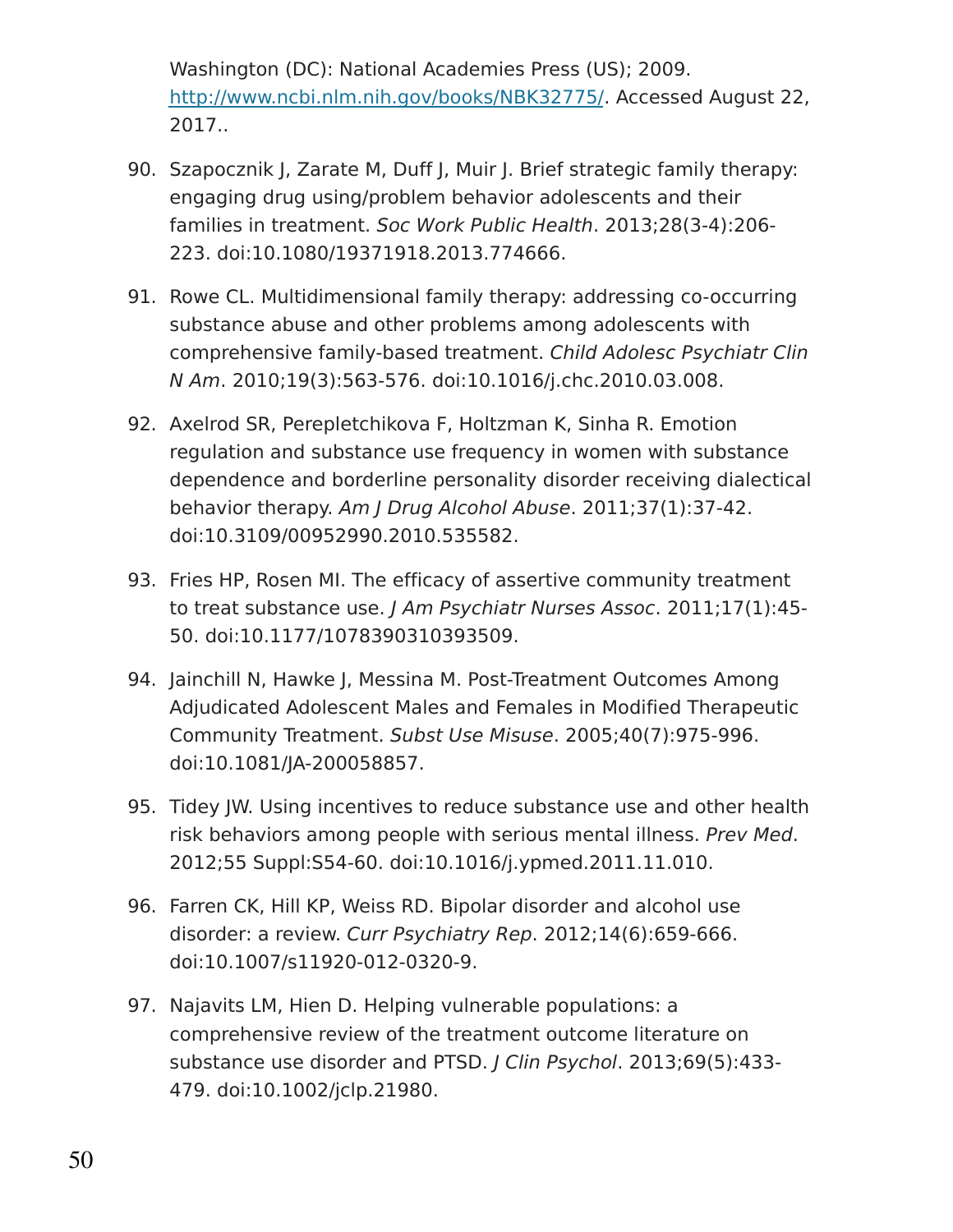Washington (DC): National Academies Press (US); 2009. http://www.ncbi.nlm.nih.gov/books/NBK32775/. Accessed August 22, 2017..

90. Szapocznik J, Zarate M, Duff J, Muir J. Brief strategic family therapy: engaging drug using/problem behavior adolescents and their families in treatment. *Soc Work Public Health*. 2013;28(3-4):206-223. doi:10.1080/19371918.2013.774666.

91. Rowe CL. Multidimensional family therapy: addressing co-occurring substance abuse and other problems among adolescents with comprehensive family-based treatment. *Child Adolesc Psychiatr Clin N Am*. 2010;19(3):563-576. doi:10.1016/j.chc.2010.03.008.

92. Axelrod SR, Perepletchikova F, Holtzman K, Sinha R. Emotion regulation and substance use frequency in women with substance dependence and borderline personality disorder receiving dialectical behavior therapy. *Am J Drug Alcohol Abuse*. 2011;37(1):37-42. doi:10.3109/00952990.2010.535582.

93. Fries HP, Rosen MI. The efficacy of assertive community treatment to treat substance use. *J Am Psychiatr Nurses Assoc*. 2011;17(1):45-50. doi:10.1177/1078390310393509.

94. Jainchill N, Hawke J, Messina M. Post-Treatment Outcomes Among Adjudicated Adolescent Males and Females in Modified Therapeutic Community Treatment. *Subst Use Misuse*. 2005;40(7):975-996. doi:10.1081/JA-200058857.

95. Tidey JW. Using incentives to reduce substance use and other health risk behaviors among people with serious mental illness. *Prev Med*. 2012;55 Suppl:S54-60. doi:10.1016/j.ypmed.2011.11.010.

96. Farren CK, Hill KP, Weiss RD. Bipolar disorder and alcohol use disorder: a review. *Curr Psychiatry Rep*. 2012;14(6):659-666. doi:10.1007/s11920-012-0320-9.

97. Najavits LM, Hien D. Helping vulnerable populations: a comprehensive review of the treatment outcome literature on substance use disorder and PTSD. *J Clin Psychol*. 2013;69(5):433-479. doi:10.1002/jclp.21980.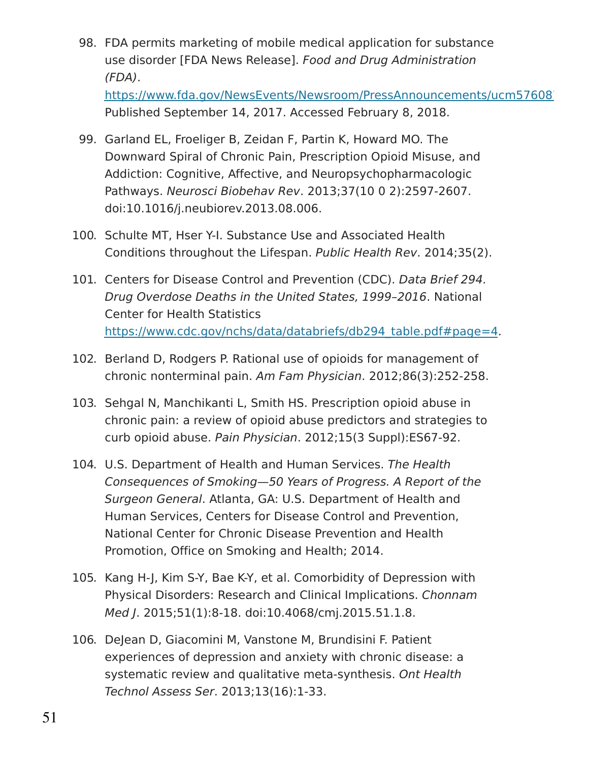98. FDA permits marketing of mobile medical application for substance use disorder [FDA News Release]. *Food and Drug Administration (FDA)*. https://www.fda.gov/NewsEvents/Newsroom/PressAnnouncements/ucm57608 Published September 14, 2017. Accessed February 8, 2018.

99. Garland EL, Froeliger B, Zeidan F, Partin K, Howard MO. The Downward Spiral of Chronic Pain, Prescription Opioid Misuse, and Addiction: Cognitive, Affective, and Neuropsychopharmacologic Pathways. *Neurosci Biobehav Rev*. 2013;37(10 0 2):2597-2607. doi:10.1016/j.neubiorev.2013.08.006.

100. Schulte MT, Hser Y-I. Substance Use and Associated Health Conditions throughout the Lifespan. *Public Health Rev*. 2014;35(2).

101. Centers for Disease Control and Prevention (CDC). *Data Brief 294. Drug Overdose Deaths in the United States, 1999–2016*. National Center for Health Statistics https://www.cdc.gov/nchs/data/databriefs/db294_table.pdf#page=4.

102. Berland D, Rodgers P. Rational use of opioids for management of chronic nonterminal pain. *Am Fam Physician*. 2012;86(3):252-258.

103. Sehgal N, Manchikanti L, Smith HS. Prescription opioid abuse in chronic pain: a review of opioid abuse predictors and strategies to curb opioid abuse. *Pain Physician*. 2012;15(3 Suppl):ES67-92.

104. U.S. Department of Health and Human Services. *The Health Consequences of Smoking—50 Years of Progress. A Report of the Surgeon General*. Atlanta, GA: U.S. Department of Health and Human Services, Centers for Disease Control and Prevention, National Center for Chronic Disease Prevention and Health Promotion, Office on Smoking and Health; 2014.

105. Kang H-J, Kim S-Y, Bae K-Y, et al. Comorbidity of Depression with Physical Disorders: Research and Clinical Implications. *Chonnam Med J*. 2015;51(1):8-18. doi:10.4068/cmj.2015.51.1.8.

106. DeJean D, Giacomini M, Vanstone M, Brundisini F. Patient experiences of depression and anxiety with chronic disease: a systematic review and qualitative meta-synthesis. *Ont Health Technol Assess Ser*. 2013;13(16):1-33.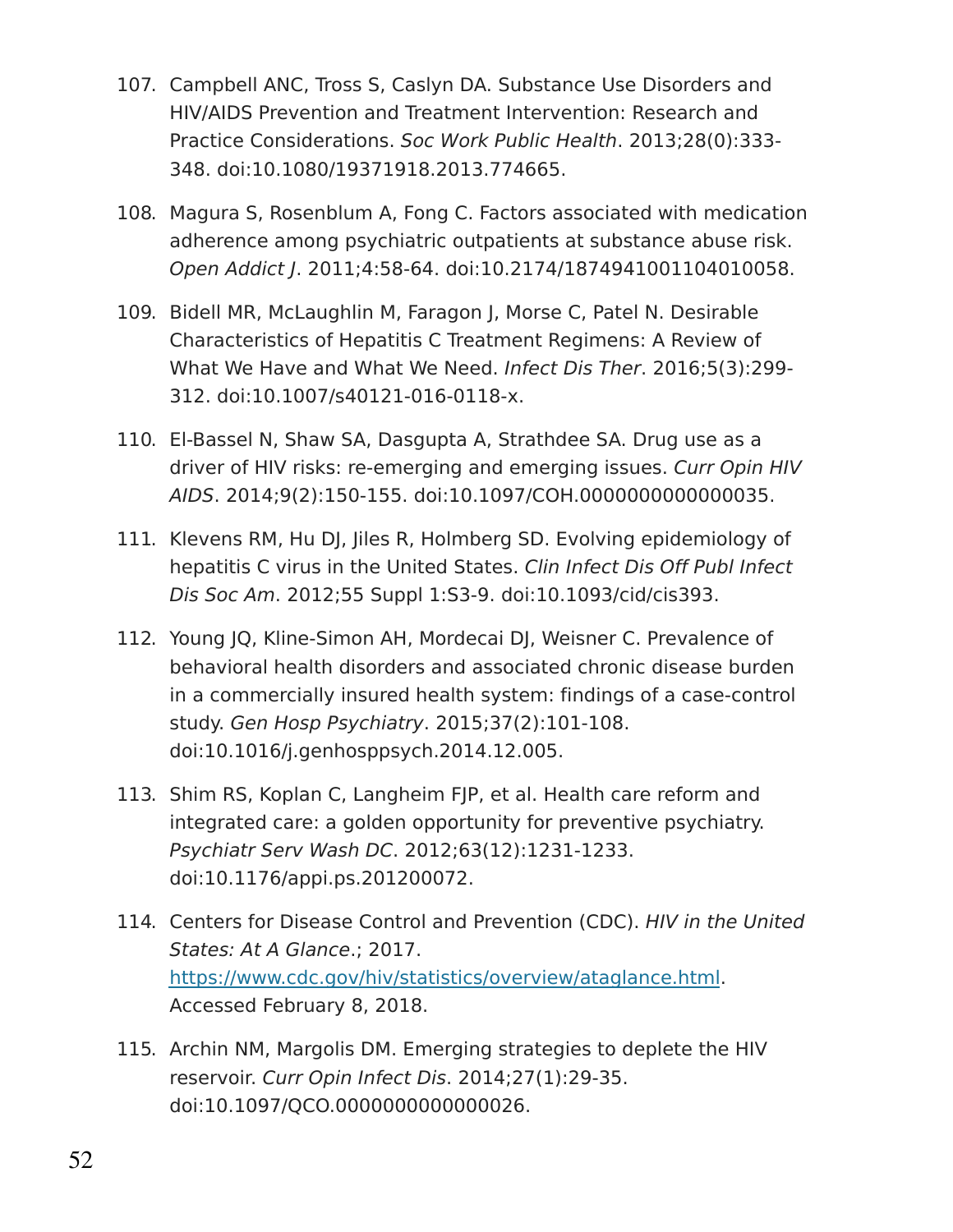107. Campbell ANC, Tross S, Caslyn DA. Substance Use Disorders and HIV/AIDS Prevention and Treatment Intervention: Research and Practice Considerations. *Soc Work Public Health*. 2013;28(0):333-348. doi:10.1080/19371918.2013.774665.

108. Magura S, Rosenblum A, Fong C. Factors associated with medication adherence among psychiatric outpatients at substance abuse risk. *Open Addict J*. 2011;4:58-64. doi:10.2174/1874941001104010058.

109. Bidell MR, McLaughlin M, Faragon J, Morse C, Patel N. Desirable Characteristics of Hepatitis C Treatment Regimens: A Review of What We Have and What We Need. *Infect Dis Ther*. 2016;5(3):299-312. doi:10.1007/s40121-016-0118-x.

110. El-Bassel N, Shaw SA, Dasgupta A, Strathdee SA. Drug use as a driver of HIV risks: re-emerging and emerging issues. *Curr Opin HIV AIDS*. 2014;9(2):150-155. doi:10.1097/COH.0000000000000035.

111. Klevens RM, Hu DJ, Jiles R, Holmberg SD. Evolving epidemiology of hepatitis C virus in the United States. *Clin Infect Dis Off Publ Infect Dis Soc Am*. 2012;55 Suppl 1:S3-9. doi:10.1093/cid/cis393.

112. Young JQ, Kline-Simon AH, Mordecai DJ, Weisner C. Prevalence of behavioral health disorders and associated chronic disease burden in a commercially insured health system: findings of a case-control study. *Gen Hosp Psychiatry*. 2015;37(2):101-108. doi:10.1016/j.genhosppsych.2014.12.005.

113. Shim RS, Koplan C, Langheim FJP, et al. Health care reform and integrated care: a golden opportunity for preventive psychiatry. *Psychiatr Serv Wash DC*. 2012;63(12):1231-1233. doi:10.1176/appi.ps.201200072.

114. Centers for Disease Control and Prevention (CDC). *HIV in the United States: At A Glance*.; 2017. https://www.cdc.gov/hiv/statistics/overview/ataglance.html. Accessed February 8, 2018.

115. Archin NM, Margolis DM. Emerging strategies to deplete the HIV reservoir. *Curr Opin Infect Dis*. 2014;27(1):29-35. doi:10.1097/QCO.0000000000000026.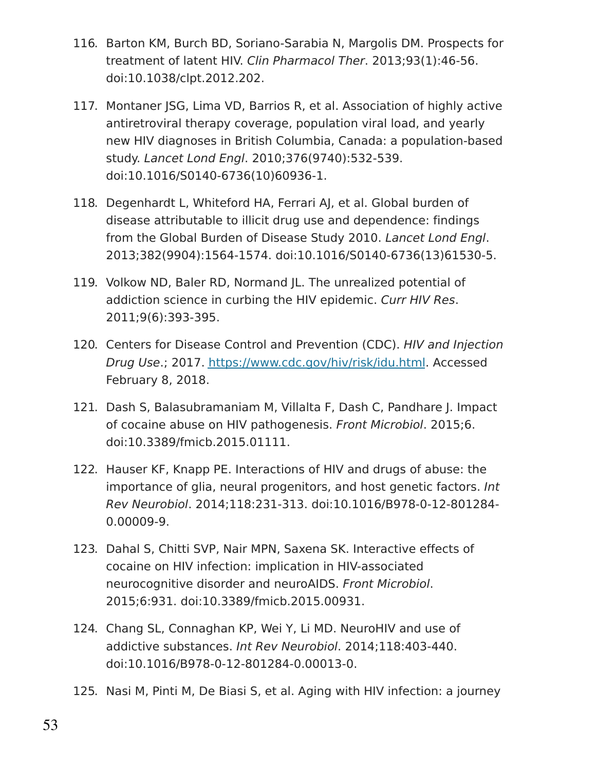116. Barton KM, Burch BD, Soriano-Sarabia N, Margolis DM. Prospects for treatment of latent HIV. *Clin Pharmacol Ther*. 2013;93(1):46-56. doi:10.1038/clpt.2012.202.

117. Montaner JSG, Lima VD, Barrios R, et al. Association of highly active antiretroviral therapy coverage, population viral load, and yearly new HIV diagnoses in British Columbia, Canada: a population-based study. *Lancet Lond Engl*. 2010;376(9740):532-539. doi:10.1016/S0140-6736(10)60936-1.

118. Degenhardt L, Whiteford HA, Ferrari AJ, et al. Global burden of disease attributable to illicit drug use and dependence: findings from the Global Burden of Disease Study 2010. *Lancet Lond Engl*. 2013;382(9904):1564-1574. doi:10.1016/S0140-6736(13)61530-5.

119. Volkow ND, Baler RD, Normand JL. The unrealized potential of addiction science in curbing the HIV epidemic. *Curr HIV Res*. 2011;9(6):393-395.

120. Centers for Disease Control and Prevention (CDC). *HIV and Injection Drug Use*.; 2017. https://www.cdc.gov/hiv/risk/idu.html. Accessed February 8, 2018.

121. Dash S, Balasubramaniam M, Villalta F, Dash C, Pandhare J. Impact of cocaine abuse on HIV pathogenesis. *Front Microbiol*. 2015;6. doi:10.3389/fmicb.2015.01111.

122. Hauser KF, Knapp PE. Interactions of HIV and drugs of abuse: the importance of glia, neural progenitors, and host genetic factors. *Int Rev Neurobiol*. 2014;118:231-313. doi:10.1016/B978-0-12-801284-0.00009-9.

123. Dahal S, Chitti SVP, Nair MPN, Saxena SK. Interactive effects of cocaine on HIV infection: implication in HIV-associated neurocognitive disorder and neuroAIDS. *Front Microbiol*. 2015;6:931. doi:10.3389/fmicb.2015.00931.

124. Chang SL, Connaghan KP, Wei Y, Li MD. NeuroHIV and use of addictive substances. *Int Rev Neurobiol*. 2014;118:403-440. doi:10.1016/B978-0-12-801284-0.00013-0.

125. Nasi M, Pinti M, De Biasi S, et al. Aging with HIV infection: a journey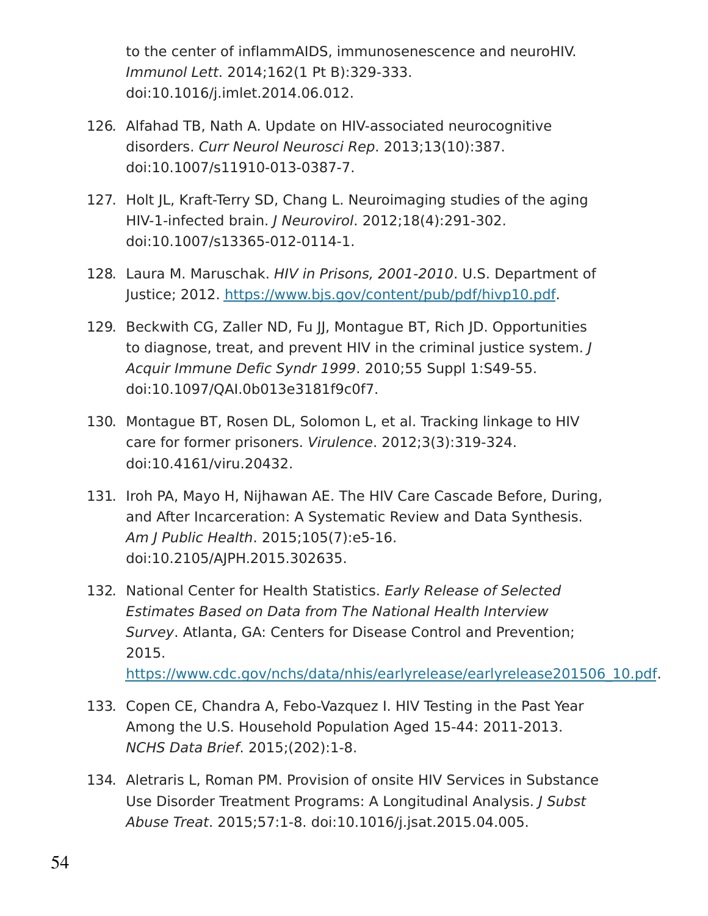to the center of inflammAIDS, immunosenescence and neuroHIV. *Immunol Lett*. 2014;162(1 Pt B):329-333. doi:10.1016/j.imlet.2014.06.012.

126. Alfahad TB, Nath A. Update on HIV-associated neurocognitive disorders. *Curr Neurol Neurosci Rep*. 2013;13(10):387. doi:10.1007/s11910-013-0387-7.

127. Holt JL, Kraft-Terry SD, Chang L. Neuroimaging studies of the aging HIV-1-infected brain. *J Neurovirol*. 2012;18(4):291-302. doi:10.1007/s13365-012-0114-1.

128. Laura M. Maruschak. *HIV in Prisons, 2001-2010*. U.S. Department of Justice; 2012. https://www.bjs.gov/content/pub/pdf/hivp10.pdf.

129. Beckwith CG, Zaller ND, Fu JJ, Montague BT, Rich JD. Opportunities to diagnose, treat, and prevent HIV in the criminal justice system. *J Acquir Immune Defic Syndr 1999*. 2010;55 Suppl 1:S49-55. doi:10.1097/QAI.0b013e3181f9c0f7.

130. Montague BT, Rosen DL, Solomon L, et al. Tracking linkage to HIV care for former prisoners. *Virulence*. 2012;3(3):319-324. doi:10.4161/viru.20432.

131. Iroh PA, Mayo H, Nijhawan AE. The HIV Care Cascade Before, During, and After Incarceration: A Systematic Review and Data Synthesis. *Am J Public Health*. 2015;105(7):e5-16. doi:10.2105/AJPH.2015.302635.

132. National Center for Health Statistics. *Early Release of Selected Estimates Based on Data from The National Health Interview Survey*. Atlanta, GA: Centers for Disease Control and Prevention; 2015. https://www.cdc.gov/nchs/data/nhis/earlyrelease/earlyrelease201506_10.pdf.

133. Copen CE, Chandra A, Febo-Vazquez I. HIV Testing in the Past Year Among the U.S. Household Population Aged 15-44: 2011-2013. *NCHS Data Brief*. 2015;(202):1-8.

134. Aletraris L, Roman PM. Provision of onsite HIV Services in Substance Use Disorder Treatment Programs: A Longitudinal Analysis. *J Subst Abuse Treat*. 2015;57:1-8. doi:10.1016/j.jsat.2015.04.005.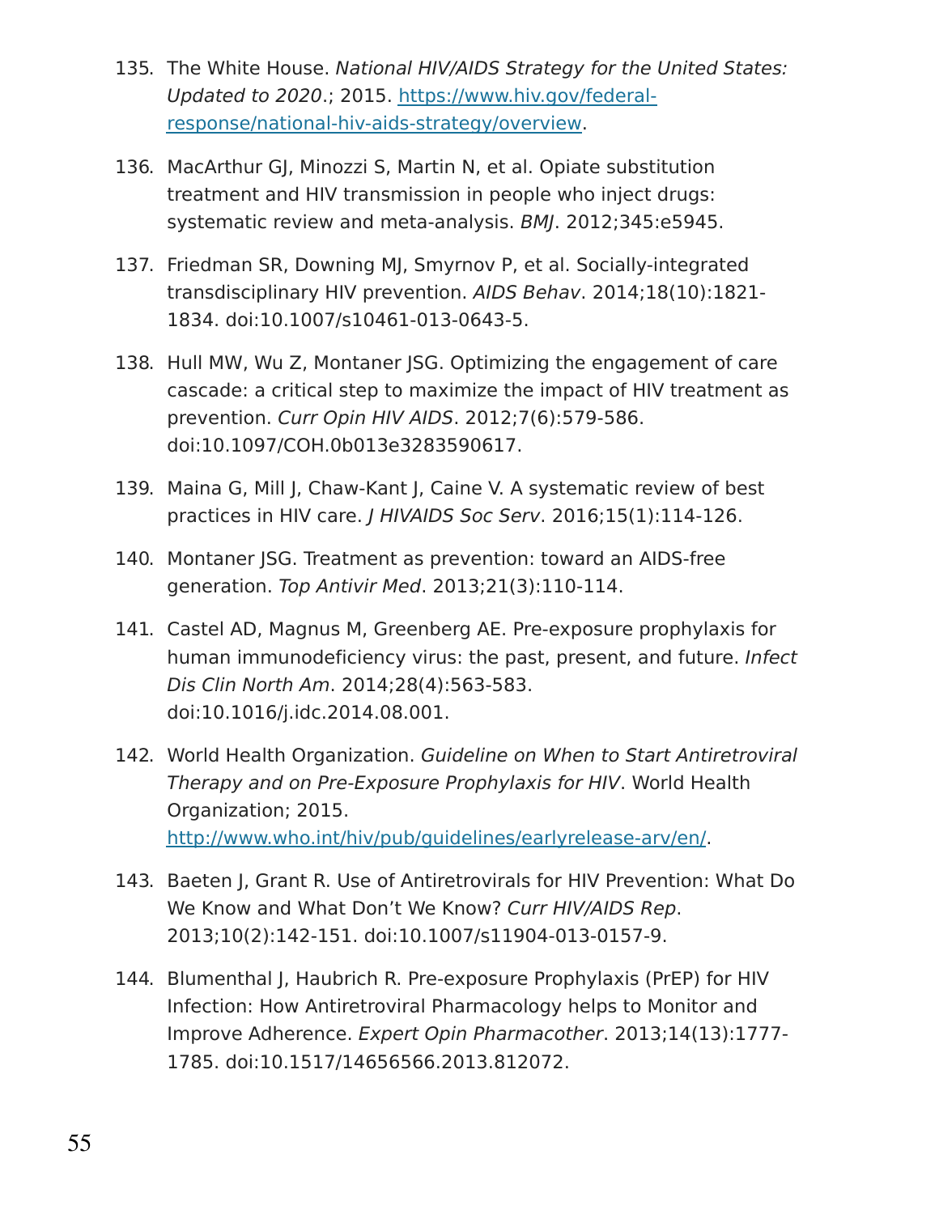135. The White House. *National HIV/AIDS Strategy for the United States: Updated to 2020*.; 2015. [https://www.hiv.gov/federal-response/national-hiv-aids-strategy/overview](https://www.hiv.gov/federal-response/national-hiv-aids-strategy/overview).

136. MacArthur GJ, Minozzi S, Martin N, et al. Opiate substitution treatment and HIV transmission in people who inject drugs: systematic review and meta-analysis. *BMJ*. 2012;345:e5945.

137. Friedman SR, Downing MJ, Smyrnov P, et al. Socially-integrated transdisciplinary HIV prevention. *AIDS Behav*. 2014;18(10):1821-1834. doi:10.1007/s10461-013-0643-5.

138. Hull MW, Wu Z, Montaner JSG. Optimizing the engagement of care cascade: a critical step to maximize the impact of HIV treatment as prevention. *Curr Opin HIV AIDS*. 2012;7(6):579-586. doi:10.1097/COH.0b013e3283590617.

139. Maina G, Mill J, Chaw-Kant J, Caine V. A systematic review of best practices in HIV care. *J HIVAIDS Soc Serv*. 2016;15(1):114-126.

140. Montaner JSG. Treatment as prevention: toward an AIDS-free generation. *Top Antivir Med*. 2013;21(3):110-114.

141. Castel AD, Magnus M, Greenberg AE. Pre-exposure prophylaxis for human immunodeficiency virus: the past, present, and future. *Infect Dis Clin North Am*. 2014;28(4):563-583. doi:10.1016/j.idc.2014.08.001.

142. World Health Organization. *Guideline on When to Start Antiretroviral Therapy and on Pre-Exposure Prophylaxis for HIV*. World Health Organization; 2015. [http://www.who.int/hiv/pub/guidelines/earlyrelease-arv/en/](http://www.who.int/hiv/pub/guidelines/earlyrelease-arv/en/).

143. Baeten J, Grant R. Use of Antiretrovirals for HIV Prevention: What Do We Know and What Don't We Know? *Curr HIV/AIDS Rep*. 2013;10(2):142-151. doi:10.1007/s11904-013-0157-9.

144. Blumenthal J, Haubrich R. Pre-exposure Prophylaxis (PrEP) for HIV Infection: How Antiretroviral Pharmacology helps to Monitor and Improve Adherence. *Expert Opin Pharmacother*. 2013;14(13):1777-1785. doi:10.1517/14656566.2013.812072.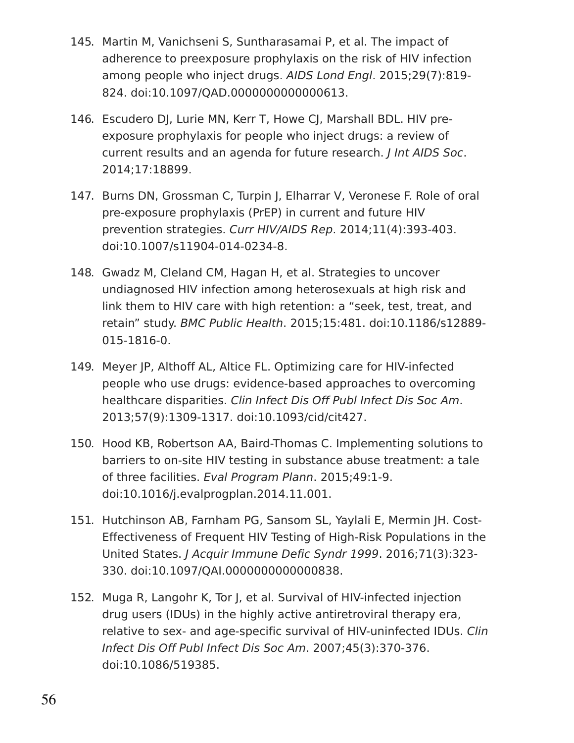145. Martin M, Vanichseni S, Suntharasamai P, et al. The impact of adherence to preexposure prophylaxis on the risk of HIV infection among people who inject drugs. *AIDS Lond Engl*. 2015;29(7):819-824. doi:10.1097/QAD.0000000000000613.

146. Escudero DJ, Lurie MN, Kerr T, Howe CJ, Marshall BDL. HIV pre-exposure prophylaxis for people who inject drugs: a review of current results and an agenda for future research. *J Int AIDS Soc*. 2014;17:18899.

147. Burns DN, Grossman C, Turpin J, Elharrar V, Veronese F. Role of oral pre-exposure prophylaxis (PrEP) in current and future HIV prevention strategies. *Curr HIV/AIDS Rep*. 2014;11(4):393-403. doi:10.1007/s11904-014-0234-8.

148. Gwadz M, Cleland CM, Hagan H, et al. Strategies to uncover undiagnosed HIV infection among heterosexuals at high risk and link them to HIV care with high retention: a "seek, test, treat, and retain" study. *BMC Public Health*. 2015;15:481. doi:10.1186/s12889-015-1816-0.

149. Meyer JP, Althoff AL, Altice FL. Optimizing care for HIV-infected people who use drugs: evidence-based approaches to overcoming healthcare disparities. *Clin Infect Dis Off Publ Infect Dis Soc Am*. 2013;57(9):1309-1317. doi:10.1093/cid/cit427.

150. Hood KB, Robertson AA, Baird-Thomas C. Implementing solutions to barriers to on-site HIV testing in substance abuse treatment: a tale of three facilities. *Eval Program Plann*. 2015;49:1-9. doi:10.1016/j.evalprogplan.2014.11.001.

151. Hutchinson AB, Farnham PG, Sansom SL, Yaylali E, Mermin JH. Cost-Effectiveness of Frequent HIV Testing of High-Risk Populations in the United States. *J Acquir Immune Defic Syndr 1999*. 2016;71(3):323-330. doi:10.1097/QAI.0000000000000838.

152. Muga R, Langohr K, Tor J, et al. Survival of HIV-infected injection drug users (IDUs) in the highly active antiretroviral therapy era, relative to sex- and age-specific survival of HIV-uninfected IDUs. *Clin Infect Dis Off Publ Infect Dis Soc Am*. 2007;45(3):370-376. doi:10.1086/519385.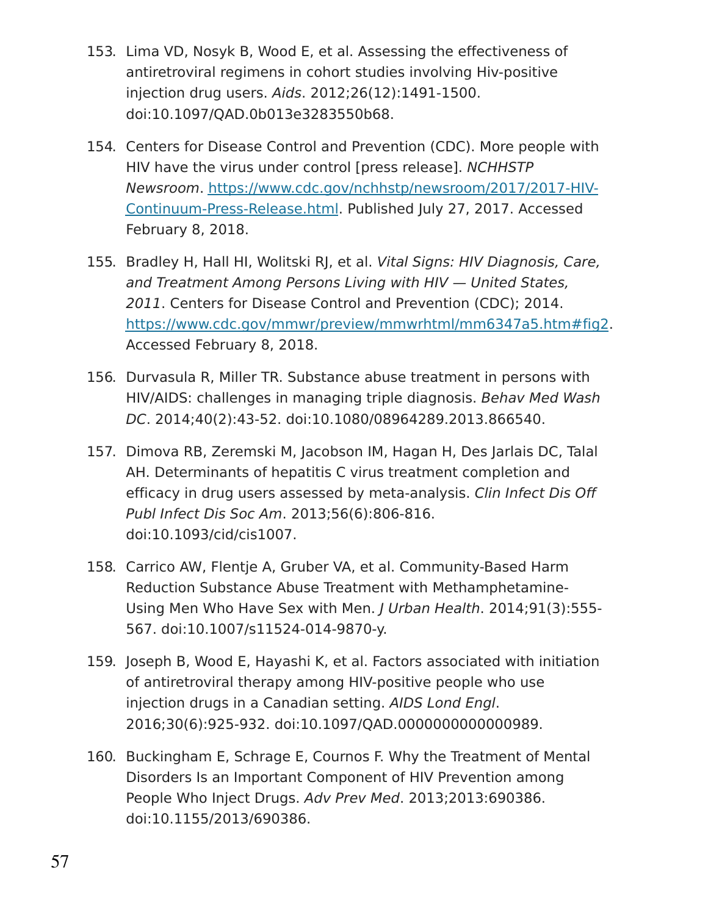153. Lima VD, Nosyk B, Wood E, et al. Assessing the effectiveness of antiretroviral regimens in cohort studies involving Hiv-positive injection drug users. *Aids*. 2012;26(12):1491-1500. doi:10.1097/QAD.0b013e3283550b68.

154. Centers for Disease Control and Prevention (CDC). More people with HIV have the virus under control [press release]. *NCHHSTP Newsroom*. [https://www.cdc.gov/nchhstp/newsroom/2017/2017-HIV-Continuum-Press-Release.html](https://www.cdc.gov/nchhstp/newsroom/2017/2017-HIV-Continuum-Press-Release.html). Published July 27, 2017. Accessed February 8, 2018.

155. Bradley H, Hall HI, Wolitski RJ, et al. *Vital Signs: HIV Diagnosis, Care, and Treatment Among Persons Living with HIV — United States, 2011*. Centers for Disease Control and Prevention (CDC); 2014. [https://www.cdc.gov/mmwr/preview/mmwrhtml/mm6347a5.htm#fig2](https://www.cdc.gov/mmwr/preview/mmwrhtml/mm6347a5.htm#fig2). Accessed February 8, 2018.

156. Durvasula R, Miller TR. Substance abuse treatment in persons with HIV/AIDS: challenges in managing triple diagnosis. *Behav Med Wash DC*. 2014;40(2):43-52. doi:10.1080/08964289.2013.866540.

157. Dimova RB, Zeremski M, Jacobson IM, Hagan H, Des Jarlais DC, Talal AH. Determinants of hepatitis C virus treatment completion and efficacy in drug users assessed by meta-analysis. *Clin Infect Dis Off Publ Infect Dis Soc Am*. 2013;56(6):806-816. doi:10.1093/cid/cis1007.

158. Carrico AW, Flentje A, Gruber VA, et al. Community-Based Harm Reduction Substance Abuse Treatment with Methamphetamine-Using Men Who Have Sex with Men. *J Urban Health*. 2014;91(3):555-567. doi:10.1007/s11524-014-9870-y.

159. Joseph B, Wood E, Hayashi K, et al. Factors associated with initiation of antiretroviral therapy among HIV-positive people who use injection drugs in a Canadian setting. *AIDS Lond Engl*. 2016;30(6):925-932. doi:10.1097/QAD.0000000000000989.

160. Buckingham E, Schrage E, Cournos F. Why the Treatment of Mental Disorders Is an Important Component of HIV Prevention among People Who Inject Drugs. *Adv Prev Med*. 2013;2013:690386. doi:10.1155/2013/690386.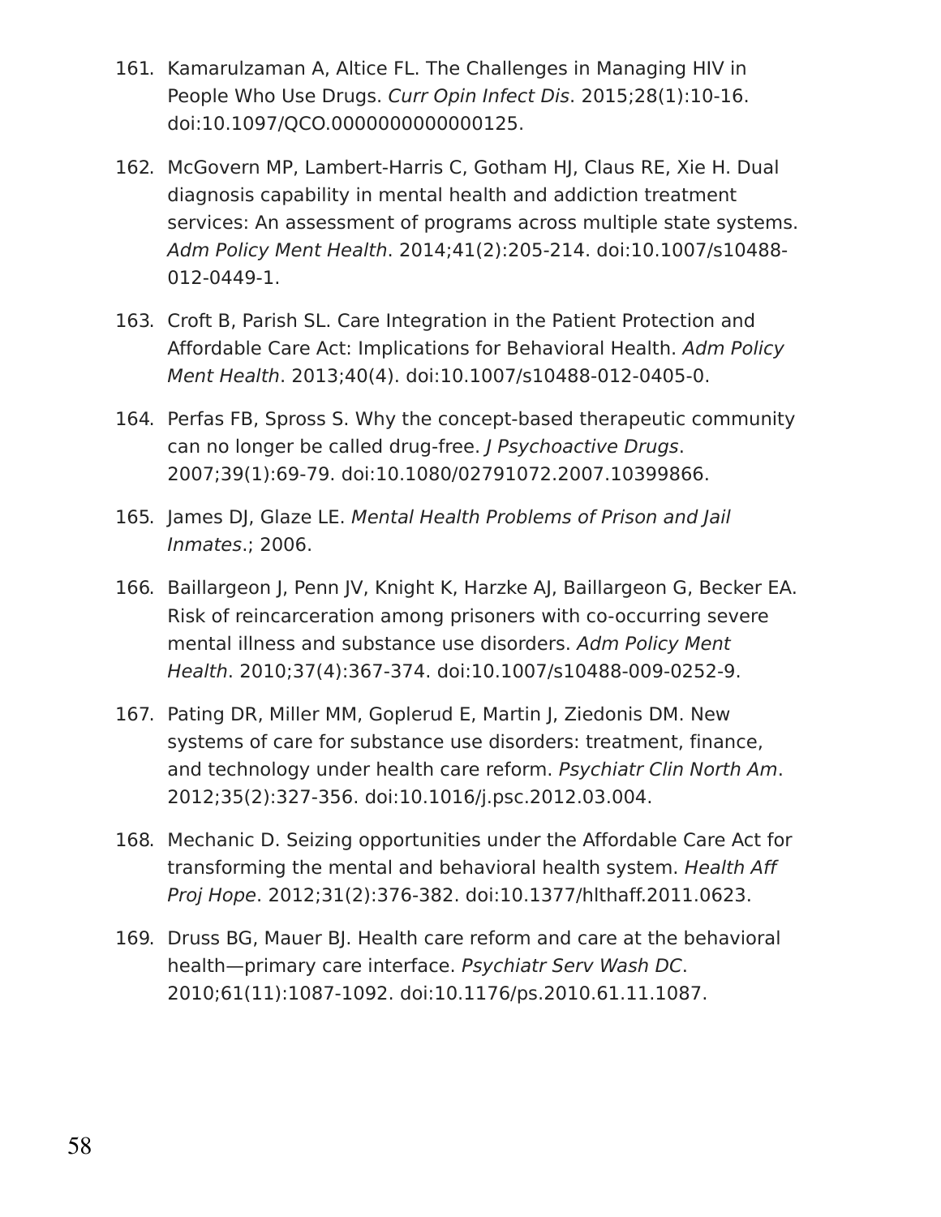161. Kamarulzaman A, Altice FL. The Challenges in Managing HIV in People Who Use Drugs. *Curr Opin Infect Dis*. 2015;28(1):10-16. doi:10.1097/QCO.0000000000000125.

162. McGovern MP, Lambert-Harris C, Gotham HJ, Claus RE, Xie H. Dual diagnosis capability in mental health and addiction treatment services: An assessment of programs across multiple state systems. *Adm Policy Ment Health*. 2014;41(2):205-214. doi:10.1007/s10488-012-0449-1.

163. Croft B, Parish SL. Care Integration in the Patient Protection and Affordable Care Act: Implications for Behavioral Health. *Adm Policy Ment Health*. 2013;40(4). doi:10.1007/s10488-012-0405-0.

164. Perfas FB, Spross S. Why the concept-based therapeutic community can no longer be called drug-free. *J Psychoactive Drugs*. 2007;39(1):69-79. doi:10.1080/02791072.2007.10399866.

165. James DJ, Glaze LE. *Mental Health Problems of Prison and Jail Inmates*.; 2006.

166. Baillargeon J, Penn JV, Knight K, Harzke AJ, Baillargeon G, Becker EA. Risk of reincarceration among prisoners with co-occurring severe mental illness and substance use disorders. *Adm Policy Ment Health*. 2010;37(4):367-374. doi:10.1007/s10488-009-0252-9.

167. Pating DR, Miller MM, Goplerud E, Martin J, Ziedonis DM. New systems of care for substance use disorders: treatment, finance, and technology under health care reform. *Psychiatr Clin North Am*. 2012;35(2):327-356. doi:10.1016/j.psc.2012.03.004.

168. Mechanic D. Seizing opportunities under the Affordable Care Act for transforming the mental and behavioral health system. *Health Aff Proj Hope*. 2012;31(2):376-382. doi:10.1377/hlthaff.2011.0623.

169. Druss BG, Mauer BJ. Health care reform and care at the behavioral health—primary care interface. *Psychiatr Serv Wash DC*. 2010;61(11):1087-1092. doi:10.1176/ps.2010.61.11.1087.